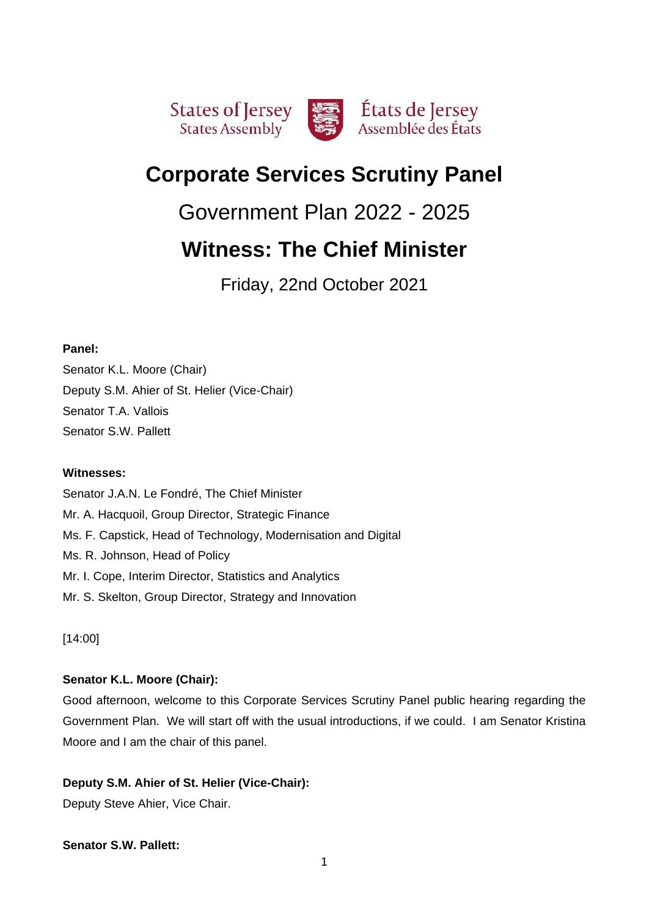States of Jersey
States Assembly

États de Jersey
Assemblée des États

# Corporate Services Scrutiny Panel

## Government Plan 2022 - 2025

## Witness: The Chief Minister

Friday, 22nd October 2021

**Panel:**

Senator K.L. Moore (Chair)
Deputy S.M. Ahier of St. Helier (Vice-Chair)
Senator T.A. Vallois
Senator S.W. Pallett

**Witnesses:**

Senator J.A.N. Le Fondré, The Chief Minister
Mr. A. Hacquoil, Group Director, Strategic Finance
Ms. F. Capstick, Head of Technology, Modernisation and Digital
Ms. R. Johnson, Head of Policy
Mr. I. Cope, Interim Director, Statistics and Analytics
Mr. S. Skelton, Group Director, Strategy and Innovation

[14:00]

**Senator K.L. Moore (Chair):**

Good afternoon, welcome to this Corporate Services Scrutiny Panel public hearing regarding the Government Plan. We will start off with the usual introductions, if we could. I am Senator Kristina Moore and I am the chair of this panel.

**Deputy S.M. Ahier of St. Helier (Vice-Chair):**

Deputy Steve Ahier, Vice Chair.

**Senator S.W. Pallett:**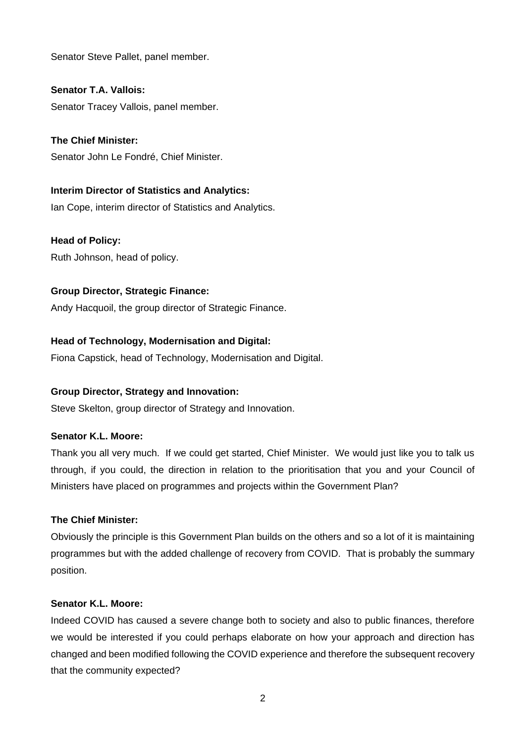Senator Steve Pallet, panel member.

**Senator T.A. Vallois:**

Senator Tracey Vallois, panel member.

**The Chief Minister:**

Senator John Le Fondré, Chief Minister.

**Interim Director of Statistics and Analytics:**

Ian Cope, interim director of Statistics and Analytics.

**Head of Policy:**

Ruth Johnson, head of policy.

**Group Director, Strategic Finance:**

Andy Hacquoil, the group director of Strategic Finance.

**Head of Technology, Modernisation and Digital:**

Fiona Capstick, head of Technology, Modernisation and Digital.

**Group Director, Strategy and Innovation:**

Steve Skelton, group director of Strategy and Innovation.

**Senator K.L. Moore:**

Thank you all very much. If we could get started, Chief Minister. We would just like you to talk us through, if you could, the direction in relation to the prioritisation that you and your Council of Ministers have placed on programmes and projects within the Government Plan?

**The Chief Minister:**

Obviously the principle is this Government Plan builds on the others and so a lot of it is maintaining programmes but with the added challenge of recovery from COVID. That is probably the summary position.

**Senator K.L. Moore:**

Indeed COVID has caused a severe change both to society and also to public finances, therefore we would be interested if you could perhaps elaborate on how your approach and direction has changed and been modified following the COVID experience and therefore the subsequent recovery that the community expected?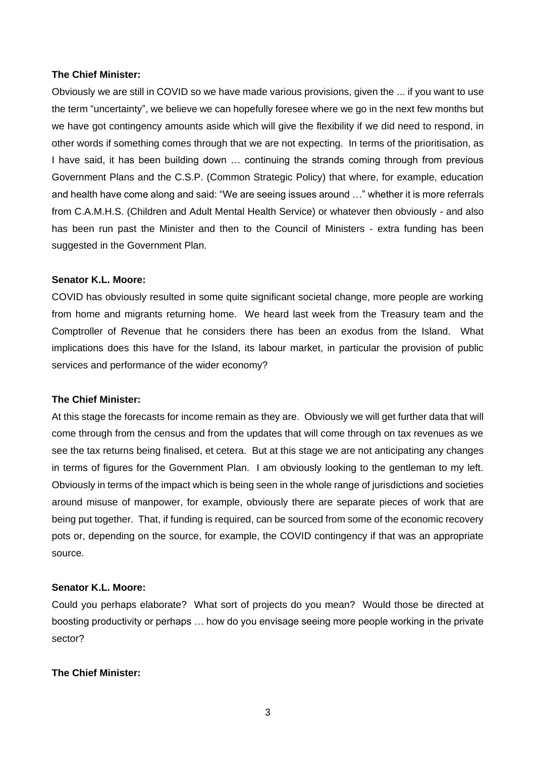**The Chief Minister:**

Obviously we are still in COVID so we have made various provisions, given the ... if you want to use the term "uncertainty", we believe we can hopefully foresee where we go in the next few months but we have got contingency amounts aside which will give the flexibility if we did need to respond, in other words if something comes through that we are not expecting. In terms of the prioritisation, as I have said, it has been building down … continuing the strands coming through from previous Government Plans and the C.S.P. (Common Strategic Policy) that where, for example, education and health have come along and said: "We are seeing issues around …" whether it is more referrals from C.A.M.H.S. (Children and Adult Mental Health Service) or whatever then obviously - and also has been run past the Minister and then to the Council of Ministers - extra funding has been suggested in the Government Plan.

**Senator K.L. Moore:**

COVID has obviously resulted in some quite significant societal change, more people are working from home and migrants returning home. We heard last week from the Treasury team and the Comptroller of Revenue that he considers there has been an exodus from the Island. What implications does this have for the Island, its labour market, in particular the provision of public services and performance of the wider economy?

**The Chief Minister:**

At this stage the forecasts for income remain as they are. Obviously we will get further data that will come through from the census and from the updates that will come through on tax revenues as we see the tax returns being finalised, et cetera. But at this stage we are not anticipating any changes in terms of figures for the Government Plan. I am obviously looking to the gentleman to my left. Obviously in terms of the impact which is being seen in the whole range of jurisdictions and societies around misuse of manpower, for example, obviously there are separate pieces of work that are being put together. That, if funding is required, can be sourced from some of the economic recovery pots or, depending on the source, for example, the COVID contingency if that was an appropriate source.

**Senator K.L. Moore:**

Could you perhaps elaborate? What sort of projects do you mean? Would those be directed at boosting productivity or perhaps … how do you envisage seeing more people working in the private sector?

**The Chief Minister:**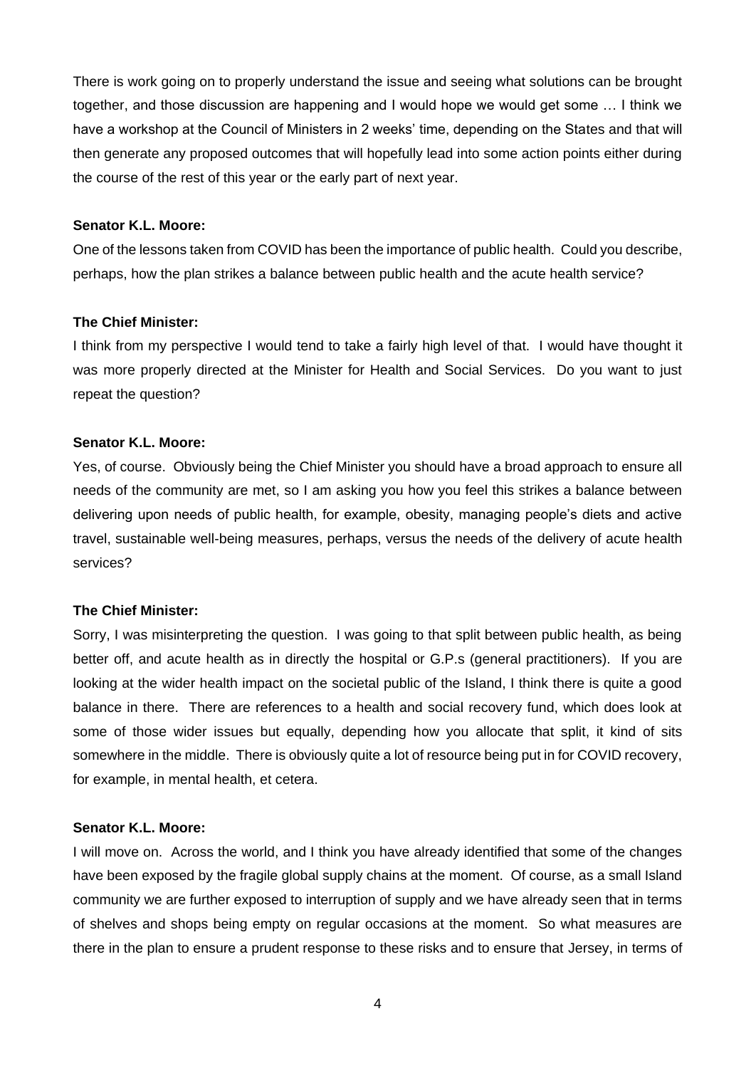There is work going on to properly understand the issue and seeing what solutions can be brought together, and those discussion are happening and I would hope we would get some … I think we have a workshop at the Council of Ministers in 2 weeks' time, depending on the States and that will then generate any proposed outcomes that will hopefully lead into some action points either during the course of the rest of this year or the early part of next year.

**Senator K.L. Moore:**

One of the lessons taken from COVID has been the importance of public health. Could you describe, perhaps, how the plan strikes a balance between public health and the acute health service?

**The Chief Minister:**

I think from my perspective I would tend to take a fairly high level of that. I would have thought it was more properly directed at the Minister for Health and Social Services. Do you want to just repeat the question?

**Senator K.L. Moore:**

Yes, of course. Obviously being the Chief Minister you should have a broad approach to ensure all needs of the community are met, so I am asking you how you feel this strikes a balance between delivering upon needs of public health, for example, obesity, managing people's diets and active travel, sustainable well-being measures, perhaps, versus the needs of the delivery of acute health services?

**The Chief Minister:**

Sorry, I was misinterpreting the question. I was going to that split between public health, as being better off, and acute health as in directly the hospital or G.P.s (general practitioners). If you are looking at the wider health impact on the societal public of the Island, I think there is quite a good balance in there. There are references to a health and social recovery fund, which does look at some of those wider issues but equally, depending how you allocate that split, it kind of sits somewhere in the middle. There is obviously quite a lot of resource being put in for COVID recovery, for example, in mental health, et cetera.

**Senator K.L. Moore:**

I will move on. Across the world, and I think you have already identified that some of the changes have been exposed by the fragile global supply chains at the moment. Of course, as a small Island community we are further exposed to interruption of supply and we have already seen that in terms of shelves and shops being empty on regular occasions at the moment. So what measures are there in the plan to ensure a prudent response to these risks and to ensure that Jersey, in terms of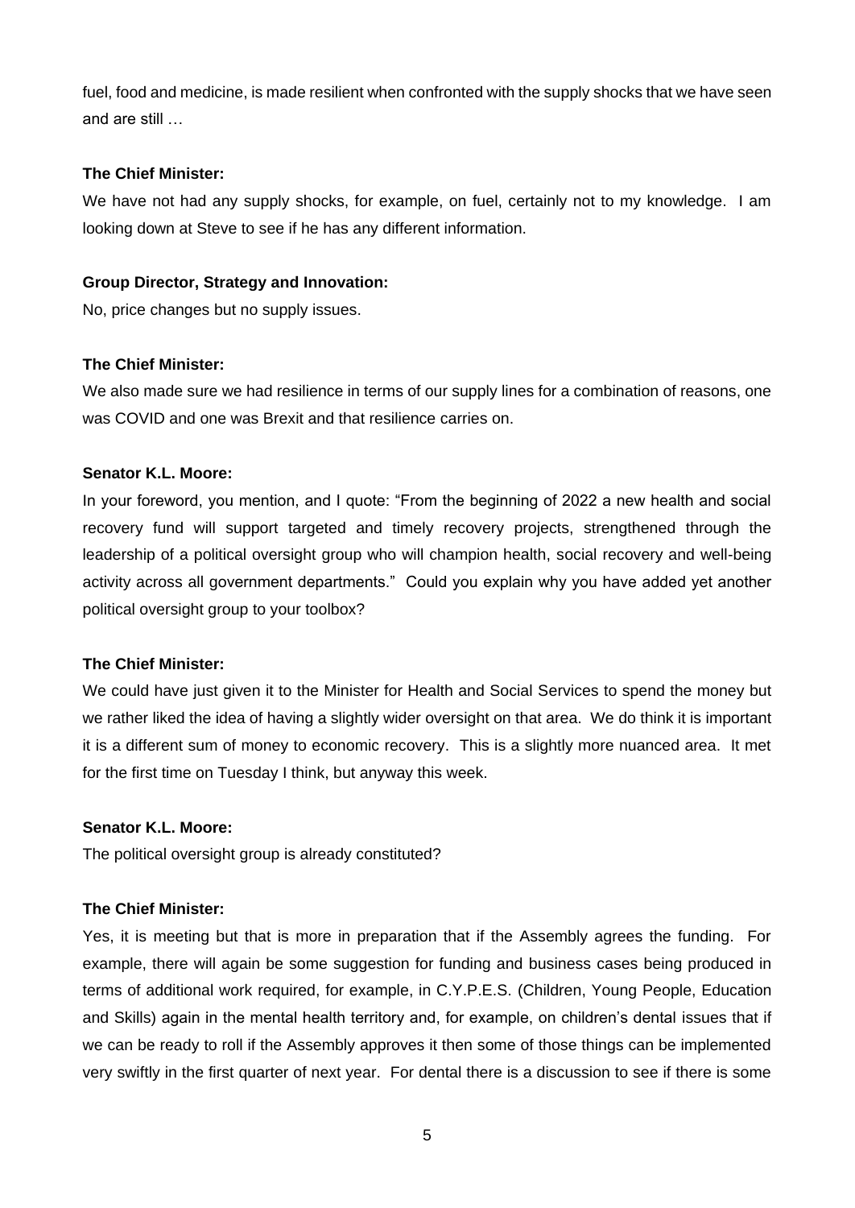fuel, food and medicine, is made resilient when confronted with the supply shocks that we have seen and are still …

**The Chief Minister:**

We have not had any supply shocks, for example, on fuel, certainly not to my knowledge. I am looking down at Steve to see if he has any different information.

**Group Director, Strategy and Innovation:**

No, price changes but no supply issues.

**The Chief Minister:**

We also made sure we had resilience in terms of our supply lines for a combination of reasons, one was COVID and one was Brexit and that resilience carries on.

**Senator K.L. Moore:**

In your foreword, you mention, and I quote: "From the beginning of 2022 a new health and social recovery fund will support targeted and timely recovery projects, strengthened through the leadership of a political oversight group who will champion health, social recovery and well-being activity across all government departments." Could you explain why you have added yet another political oversight group to your toolbox?

**The Chief Minister:**

We could have just given it to the Minister for Health and Social Services to spend the money but we rather liked the idea of having a slightly wider oversight on that area. We do think it is important it is a different sum of money to economic recovery. This is a slightly more nuanced area. It met for the first time on Tuesday I think, but anyway this week.

**Senator K.L. Moore:**

The political oversight group is already constituted?

**The Chief Minister:**

Yes, it is meeting but that is more in preparation that if the Assembly agrees the funding. For example, there will again be some suggestion for funding and business cases being produced in terms of additional work required, for example, in C.Y.P.E.S. (Children, Young People, Education and Skills) again in the mental health territory and, for example, on children's dental issues that if we can be ready to roll if the Assembly approves it then some of those things can be implemented very swiftly in the first quarter of next year. For dental there is a discussion to see if there is some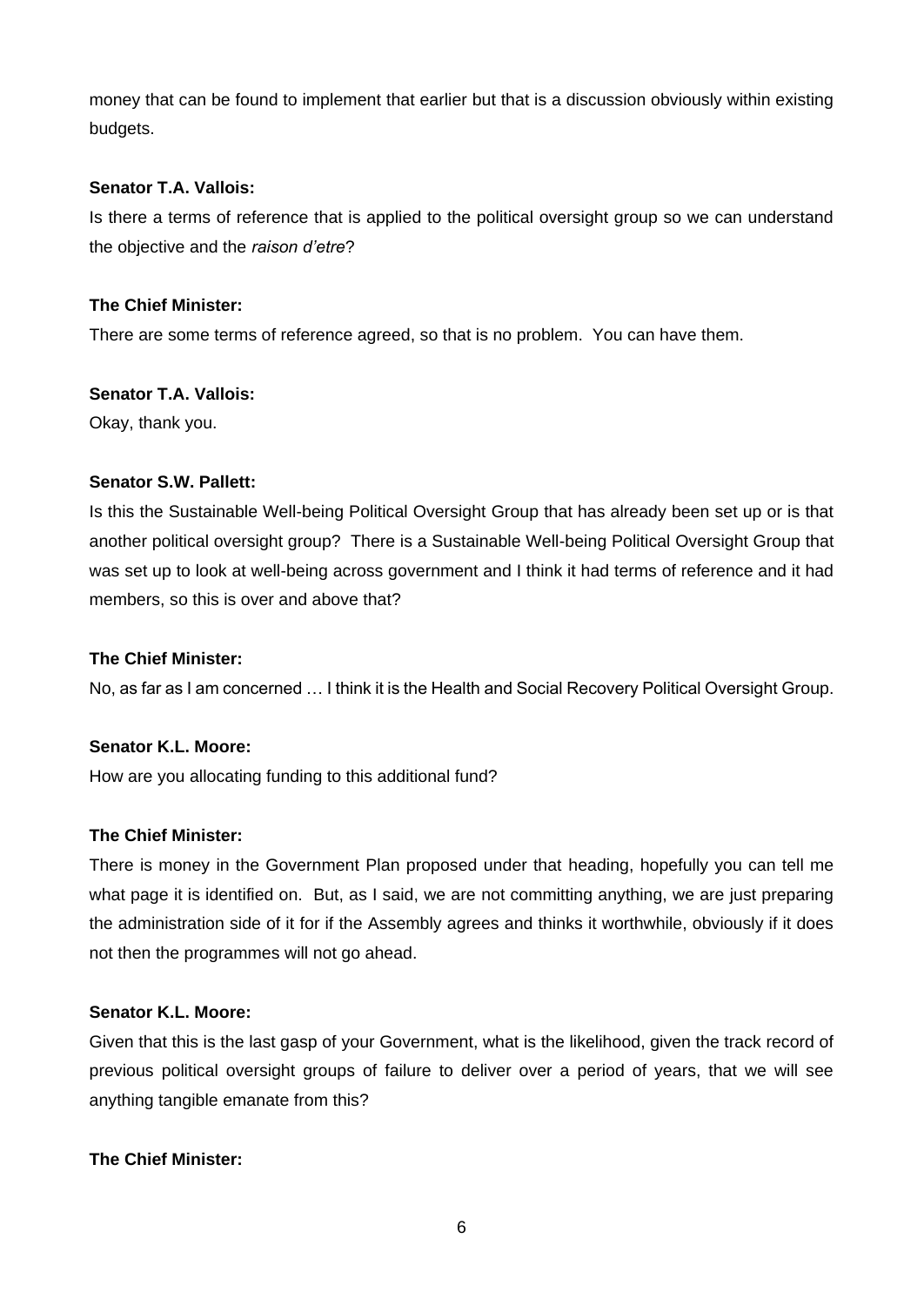money that can be found to implement that earlier but that is a discussion obviously within existing budgets.

**Senator T.A. Vallois:**

Is there a terms of reference that is applied to the political oversight group so we can understand the objective and the *raison d'etre*?

**The Chief Minister:**

There are some terms of reference agreed, so that is no problem. You can have them.

**Senator T.A. Vallois:**

Okay, thank you.

**Senator S.W. Pallett:**

Is this the Sustainable Well-being Political Oversight Group that has already been set up or is that another political oversight group? There is a Sustainable Well-being Political Oversight Group that was set up to look at well-being across government and I think it had terms of reference and it had members, so this is over and above that?

**The Chief Minister:**

No, as far as I am concerned … I think it is the Health and Social Recovery Political Oversight Group.

**Senator K.L. Moore:**

How are you allocating funding to this additional fund?

**The Chief Minister:**

There is money in the Government Plan proposed under that heading, hopefully you can tell me what page it is identified on. But, as I said, we are not committing anything, we are just preparing the administration side of it for if the Assembly agrees and thinks it worthwhile, obviously if it does not then the programmes will not go ahead.

**Senator K.L. Moore:**

Given that this is the last gasp of your Government, what is the likelihood, given the track record of previous political oversight groups of failure to deliver over a period of years, that we will see anything tangible emanate from this?

**The Chief Minister:**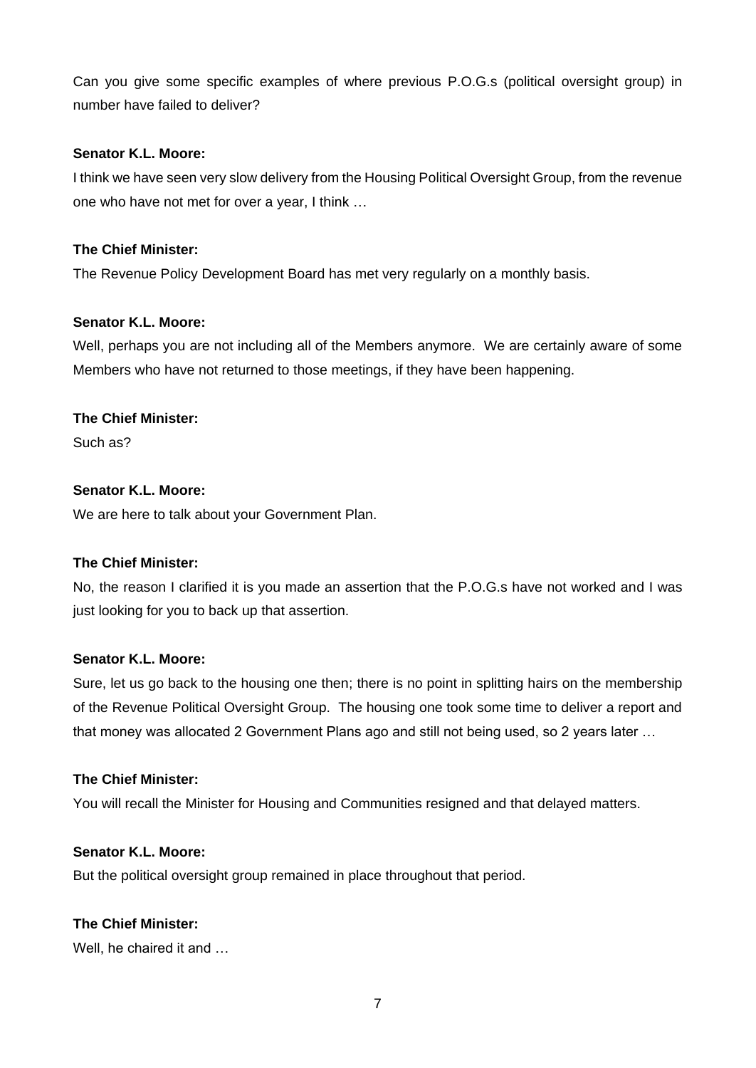Can you give some specific examples of where previous P.O.G.s (political oversight group) in number have failed to deliver?

**Senator K.L. Moore:**

I think we have seen very slow delivery from the Housing Political Oversight Group, from the revenue one who have not met for over a year, I think …

**The Chief Minister:**

The Revenue Policy Development Board has met very regularly on a monthly basis.

**Senator K.L. Moore:**

Well, perhaps you are not including all of the Members anymore. We are certainly aware of some Members who have not returned to those meetings, if they have been happening.

**The Chief Minister:**

Such as?

**Senator K.L. Moore:**

We are here to talk about your Government Plan.

**The Chief Minister:**

No, the reason I clarified it is you made an assertion that the P.O.G.s have not worked and I was just looking for you to back up that assertion.

**Senator K.L. Moore:**

Sure, let us go back to the housing one then; there is no point in splitting hairs on the membership of the Revenue Political Oversight Group. The housing one took some time to deliver a report and that money was allocated 2 Government Plans ago and still not being used, so 2 years later …

**The Chief Minister:**

You will recall the Minister for Housing and Communities resigned and that delayed matters.

**Senator K.L. Moore:**

But the political oversight group remained in place throughout that period.

**The Chief Minister:**

Well, he chaired it and …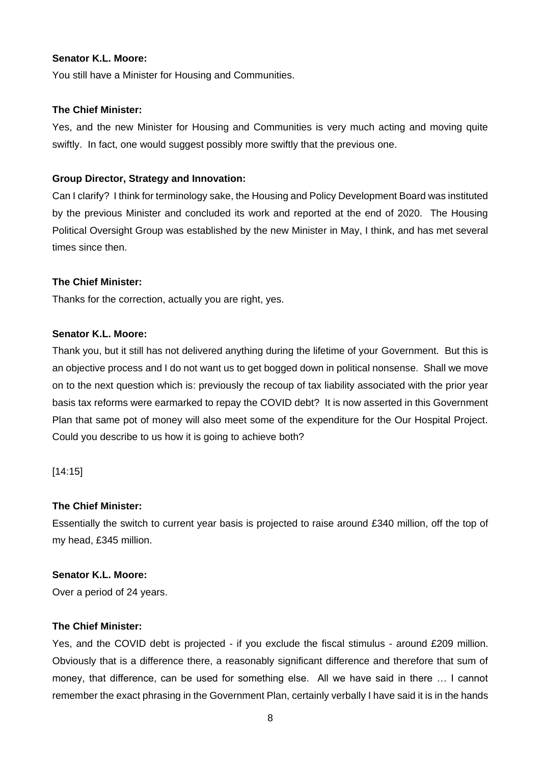**Senator K.L. Moore:**

You still have a Minister for Housing and Communities.

**The Chief Minister:**

Yes, and the new Minister for Housing and Communities is very much acting and moving quite swiftly. In fact, one would suggest possibly more swiftly that the previous one.

**Group Director, Strategy and Innovation:**

Can I clarify? I think for terminology sake, the Housing and Policy Development Board was instituted by the previous Minister and concluded its work and reported at the end of 2020. The Housing Political Oversight Group was established by the new Minister in May, I think, and has met several times since then.

**The Chief Minister:**

Thanks for the correction, actually you are right, yes.

**Senator K.L. Moore:**

Thank you, but it still has not delivered anything during the lifetime of your Government. But this is an objective process and I do not want us to get bogged down in political nonsense. Shall we move on to the next question which is: previously the recoup of tax liability associated with the prior year basis tax reforms were earmarked to repay the COVID debt? It is now asserted in this Government Plan that same pot of money will also meet some of the expenditure for the Our Hospital Project. Could you describe to us how it is going to achieve both?

[14:15]

**The Chief Minister:**

Essentially the switch to current year basis is projected to raise around £340 million, off the top of my head, £345 million.

**Senator K.L. Moore:**

Over a period of 24 years.

**The Chief Minister:**

Yes, and the COVID debt is projected - if you exclude the fiscal stimulus - around £209 million. Obviously that is a difference there, a reasonably significant difference and therefore that sum of money, that difference, can be used for something else. All we have said in there … I cannot remember the exact phrasing in the Government Plan, certainly verbally I have said it is in the hands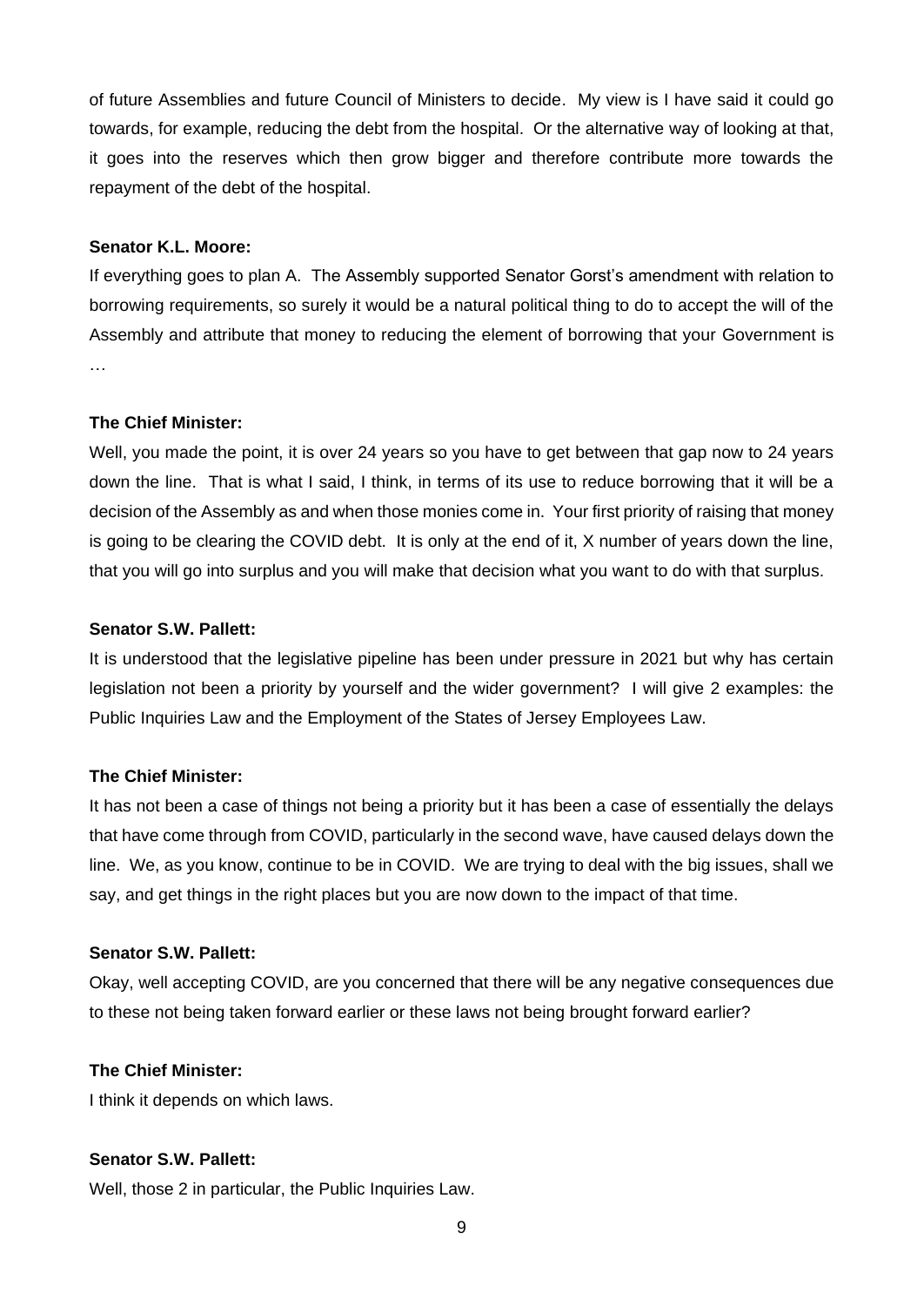of future Assemblies and future Council of Ministers to decide. My view is I have said it could go towards, for example, reducing the debt from the hospital. Or the alternative way of looking at that, it goes into the reserves which then grow bigger and therefore contribute more towards the repayment of the debt of the hospital.

**Senator K.L. Moore:**

If everything goes to plan A. The Assembly supported Senator Gorst's amendment with relation to borrowing requirements, so surely it would be a natural political thing to do to accept the will of the Assembly and attribute that money to reducing the element of borrowing that your Government is …

**The Chief Minister:**

Well, you made the point, it is over 24 years so you have to get between that gap now to 24 years down the line. That is what I said, I think, in terms of its use to reduce borrowing that it will be a decision of the Assembly as and when those monies come in. Your first priority of raising that money is going to be clearing the COVID debt. It is only at the end of it, X number of years down the line, that you will go into surplus and you will make that decision what you want to do with that surplus.

**Senator S.W. Pallett:**

It is understood that the legislative pipeline has been under pressure in 2021 but why has certain legislation not been a priority by yourself and the wider government? I will give 2 examples: the Public Inquiries Law and the Employment of the States of Jersey Employees Law.

**The Chief Minister:**

It has not been a case of things not being a priority but it has been a case of essentially the delays that have come through from COVID, particularly in the second wave, have caused delays down the line. We, as you know, continue to be in COVID. We are trying to deal with the big issues, shall we say, and get things in the right places but you are now down to the impact of that time.

**Senator S.W. Pallett:**

Okay, well accepting COVID, are you concerned that there will be any negative consequences due to these not being taken forward earlier or these laws not being brought forward earlier?

**The Chief Minister:**

I think it depends on which laws.

**Senator S.W. Pallett:**

Well, those 2 in particular, the Public Inquiries Law.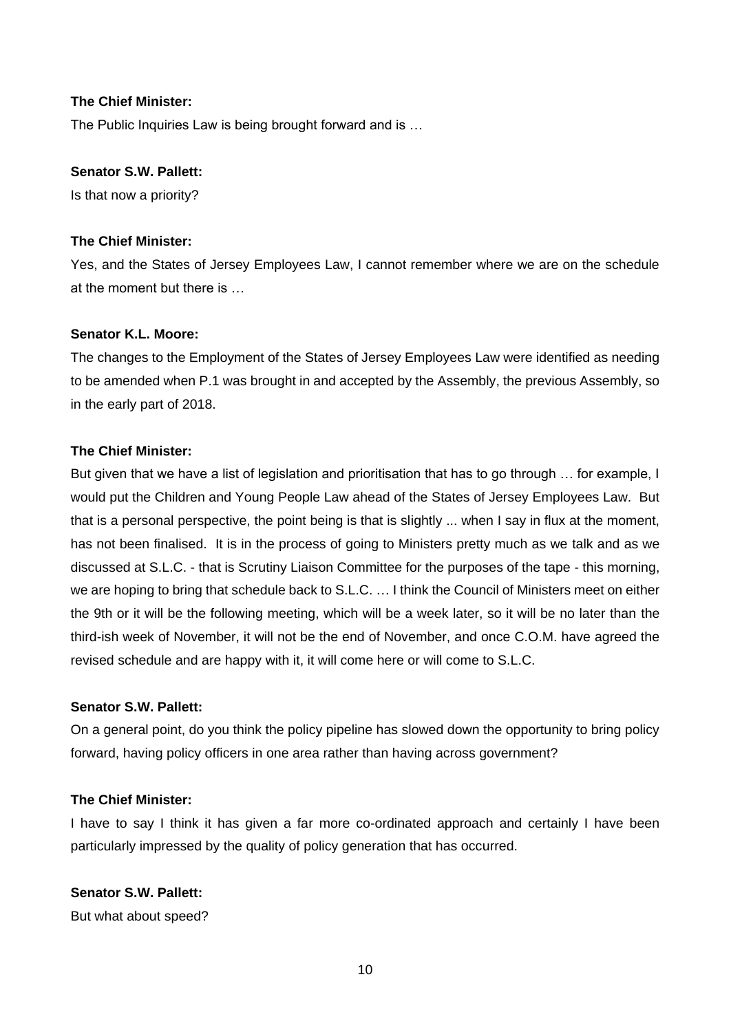**The Chief Minister:**

The Public Inquiries Law is being brought forward and is …

**Senator S.W. Pallett:**

Is that now a priority?

**The Chief Minister:**

Yes, and the States of Jersey Employees Law, I cannot remember where we are on the schedule at the moment but there is …

**Senator K.L. Moore:**

The changes to the Employment of the States of Jersey Employees Law were identified as needing to be amended when P.1 was brought in and accepted by the Assembly, the previous Assembly, so in the early part of 2018.

**The Chief Minister:**

But given that we have a list of legislation and prioritisation that has to go through … for example, I would put the Children and Young People Law ahead of the States of Jersey Employees Law. But that is a personal perspective, the point being is that is slightly ... when I say in flux at the moment, has not been finalised. It is in the process of going to Ministers pretty much as we talk and as we discussed at S.L.C. - that is Scrutiny Liaison Committee for the purposes of the tape - this morning, we are hoping to bring that schedule back to S.L.C. … I think the Council of Ministers meet on either the 9th or it will be the following meeting, which will be a week later, so it will be no later than the third-ish week of November, it will not be the end of November, and once C.O.M. have agreed the revised schedule and are happy with it, it will come here or will come to S.L.C.

**Senator S.W. Pallett:**

On a general point, do you think the policy pipeline has slowed down the opportunity to bring policy forward, having policy officers in one area rather than having across government?

**The Chief Minister:**

I have to say I think it has given a far more co-ordinated approach and certainly I have been particularly impressed by the quality of policy generation that has occurred.

**Senator S.W. Pallett:**

But what about speed?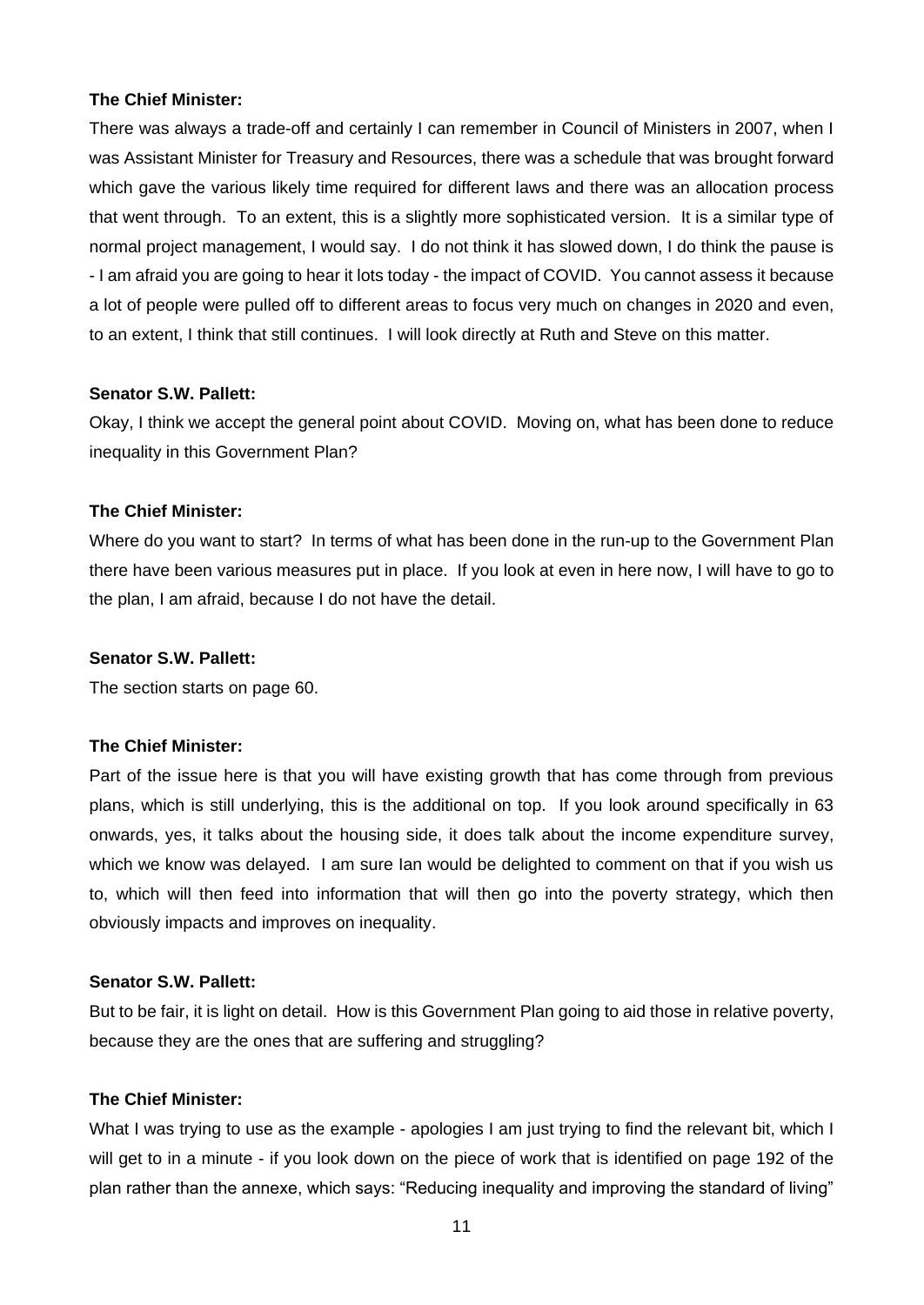**The Chief Minister:**

There was always a trade-off and certainly I can remember in Council of Ministers in 2007, when I was Assistant Minister for Treasury and Resources, there was a schedule that was brought forward which gave the various likely time required for different laws and there was an allocation process that went through. To an extent, this is a slightly more sophisticated version. It is a similar type of normal project management, I would say. I do not think it has slowed down, I do think the pause is - I am afraid you are going to hear it lots today - the impact of COVID. You cannot assess it because a lot of people were pulled off to different areas to focus very much on changes in 2020 and even, to an extent, I think that still continues. I will look directly at Ruth and Steve on this matter.

**Senator S.W. Pallett:**

Okay, I think we accept the general point about COVID. Moving on, what has been done to reduce inequality in this Government Plan?

**The Chief Minister:**

Where do you want to start? In terms of what has been done in the run-up to the Government Plan there have been various measures put in place. If you look at even in here now, I will have to go to the plan, I am afraid, because I do not have the detail.

**Senator S.W. Pallett:**

The section starts on page 60.

**The Chief Minister:**

Part of the issue here is that you will have existing growth that has come through from previous plans, which is still underlying, this is the additional on top. If you look around specifically in 63 onwards, yes, it talks about the housing side, it does talk about the income expenditure survey, which we know was delayed. I am sure Ian would be delighted to comment on that if you wish us to, which will then feed into information that will then go into the poverty strategy, which then obviously impacts and improves on inequality.

**Senator S.W. Pallett:**

But to be fair, it is light on detail. How is this Government Plan going to aid those in relative poverty, because they are the ones that are suffering and struggling?

**The Chief Minister:**

What I was trying to use as the example - apologies I am just trying to find the relevant bit, which I will get to in a minute - if you look down on the piece of work that is identified on page 192 of the plan rather than the annexe, which says: "Reducing inequality and improving the standard of living"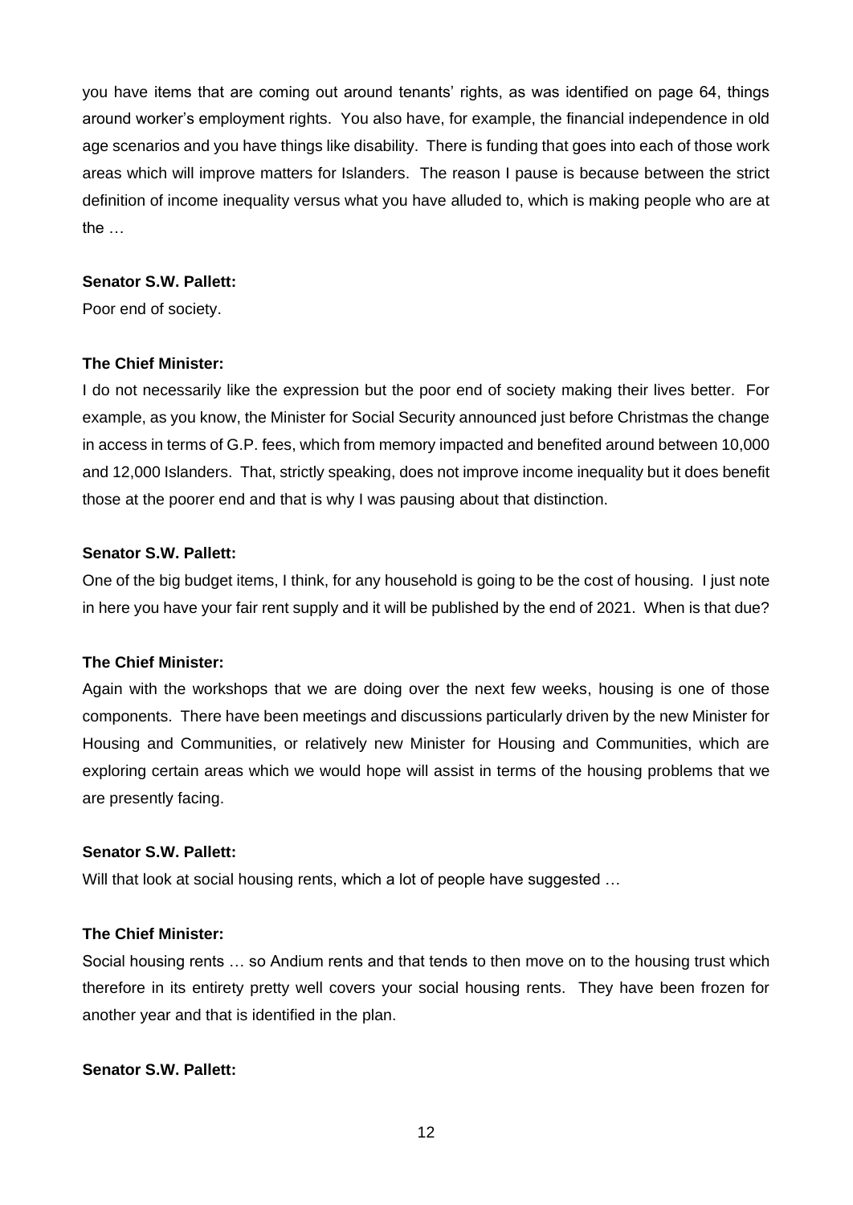you have items that are coming out around tenants' rights, as was identified on page 64, things around worker's employment rights. You also have, for example, the financial independence in old age scenarios and you have things like disability. There is funding that goes into each of those work areas which will improve matters for Islanders. The reason I pause is because between the strict definition of income inequality versus what you have alluded to, which is making people who are at the …

**Senator S.W. Pallett:**

Poor end of society.

**The Chief Minister:**

I do not necessarily like the expression but the poor end of society making their lives better. For example, as you know, the Minister for Social Security announced just before Christmas the change in access in terms of G.P. fees, which from memory impacted and benefited around between 10,000 and 12,000 Islanders. That, strictly speaking, does not improve income inequality but it does benefit those at the poorer end and that is why I was pausing about that distinction.

**Senator S.W. Pallett:**

One of the big budget items, I think, for any household is going to be the cost of housing. I just note in here you have your fair rent supply and it will be published by the end of 2021. When is that due?

**The Chief Minister:**

Again with the workshops that we are doing over the next few weeks, housing is one of those components. There have been meetings and discussions particularly driven by the new Minister for Housing and Communities, or relatively new Minister for Housing and Communities, which are exploring certain areas which we would hope will assist in terms of the housing problems that we are presently facing.

**Senator S.W. Pallett:**

Will that look at social housing rents, which a lot of people have suggested …

**The Chief Minister:**

Social housing rents … so Andium rents and that tends to then move on to the housing trust which therefore in its entirety pretty well covers your social housing rents. They have been frozen for another year and that is identified in the plan.

**Senator S.W. Pallett:**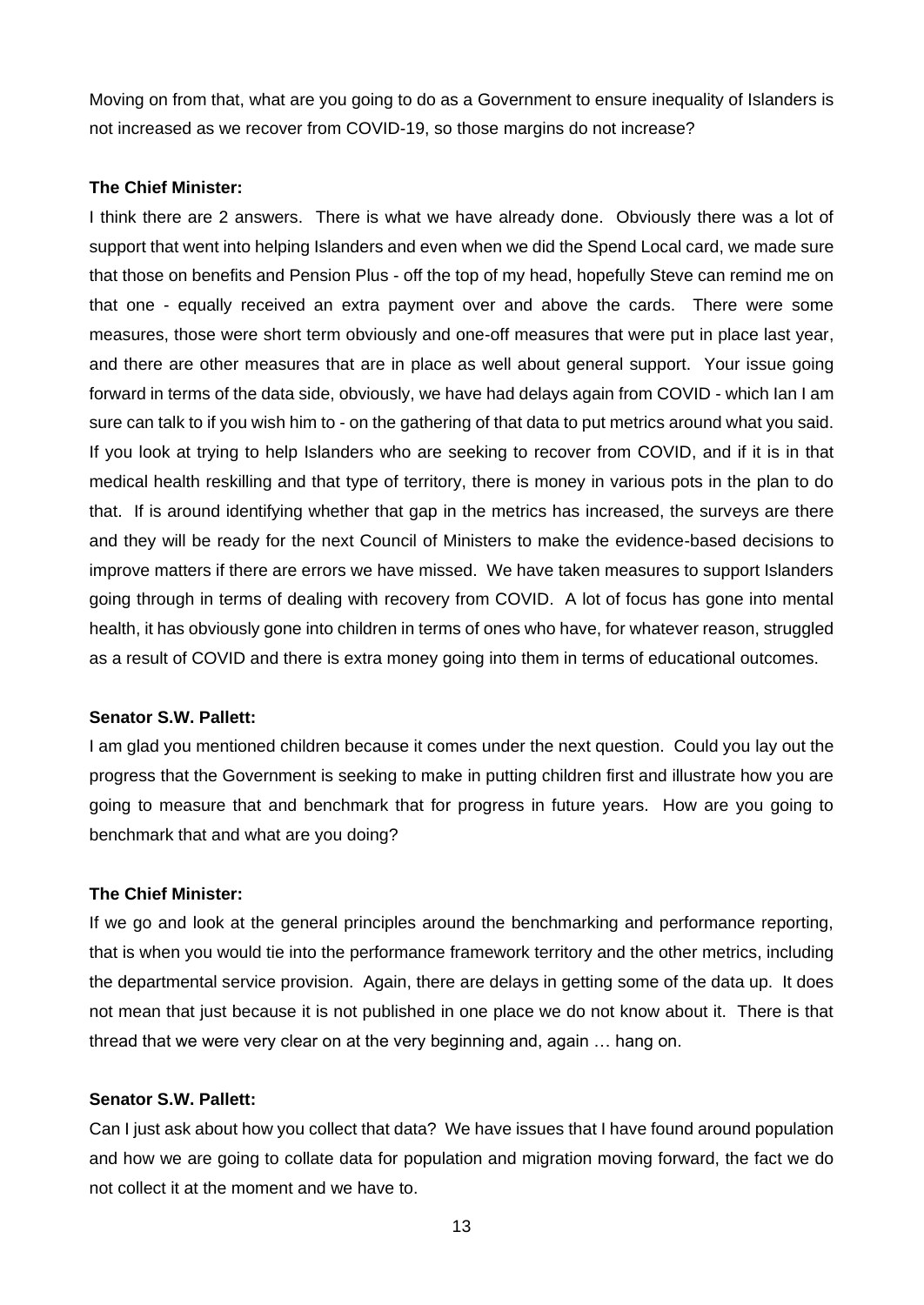Moving on from that, what are you going to do as a Government to ensure inequality of Islanders is not increased as we recover from COVID-19, so those margins do not increase?

**The Chief Minister:**

I think there are 2 answers. There is what we have already done. Obviously there was a lot of support that went into helping Islanders and even when we did the Spend Local card, we made sure that those on benefits and Pension Plus - off the top of my head, hopefully Steve can remind me on that one - equally received an extra payment over and above the cards. There were some measures, those were short term obviously and one-off measures that were put in place last year, and there are other measures that are in place as well about general support. Your issue going forward in terms of the data side, obviously, we have had delays again from COVID - which Ian I am sure can talk to if you wish him to - on the gathering of that data to put metrics around what you said. If you look at trying to help Islanders who are seeking to recover from COVID, and if it is in that medical health reskilling and that type of territory, there is money in various pots in the plan to do that. If is around identifying whether that gap in the metrics has increased, the surveys are there and they will be ready for the next Council of Ministers to make the evidence-based decisions to improve matters if there are errors we have missed. We have taken measures to support Islanders going through in terms of dealing with recovery from COVID. A lot of focus has gone into mental health, it has obviously gone into children in terms of ones who have, for whatever reason, struggled as a result of COVID and there is extra money going into them in terms of educational outcomes.

**Senator S.W. Pallett:**

I am glad you mentioned children because it comes under the next question. Could you lay out the progress that the Government is seeking to make in putting children first and illustrate how you are going to measure that and benchmark that for progress in future years. How are you going to benchmark that and what are you doing?

**The Chief Minister:**

If we go and look at the general principles around the benchmarking and performance reporting, that is when you would tie into the performance framework territory and the other metrics, including the departmental service provision. Again, there are delays in getting some of the data up. It does not mean that just because it is not published in one place we do not know about it. There is that thread that we were very clear on at the very beginning and, again … hang on.

**Senator S.W. Pallett:**

Can I just ask about how you collect that data? We have issues that I have found around population and how we are going to collate data for population and migration moving forward, the fact we do not collect it at the moment and we have to.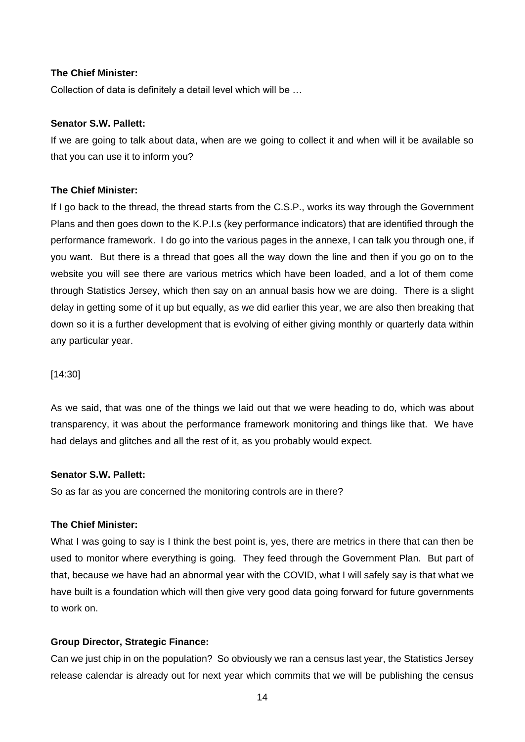**The Chief Minister:**

Collection of data is definitely a detail level which will be …

**Senator S.W. Pallett:**

If we are going to talk about data, when are we going to collect it and when will it be available so that you can use it to inform you?

**The Chief Minister:**

If I go back to the thread, the thread starts from the C.S.P., works its way through the Government Plans and then goes down to the K.P.I.s (key performance indicators) that are identified through the performance framework. I do go into the various pages in the annexe, I can talk you through one, if you want. But there is a thread that goes all the way down the line and then if you go on to the website you will see there are various metrics which have been loaded, and a lot of them come through Statistics Jersey, which then say on an annual basis how we are doing. There is a slight delay in getting some of it up but equally, as we did earlier this year, we are also then breaking that down so it is a further development that is evolving of either giving monthly or quarterly data within any particular year.

[14:30]

As we said, that was one of the things we laid out that we were heading to do, which was about transparency, it was about the performance framework monitoring and things like that. We have had delays and glitches and all the rest of it, as you probably would expect.

**Senator S.W. Pallett:**

So as far as you are concerned the monitoring controls are in there?

**The Chief Minister:**

What I was going to say is I think the best point is, yes, there are metrics in there that can then be used to monitor where everything is going. They feed through the Government Plan. But part of that, because we have had an abnormal year with the COVID, what I will safely say is that what we have built is a foundation which will then give very good data going forward for future governments to work on.

**Group Director, Strategic Finance:**

Can we just chip in on the population? So obviously we ran a census last year, the Statistics Jersey release calendar is already out for next year which commits that we will be publishing the census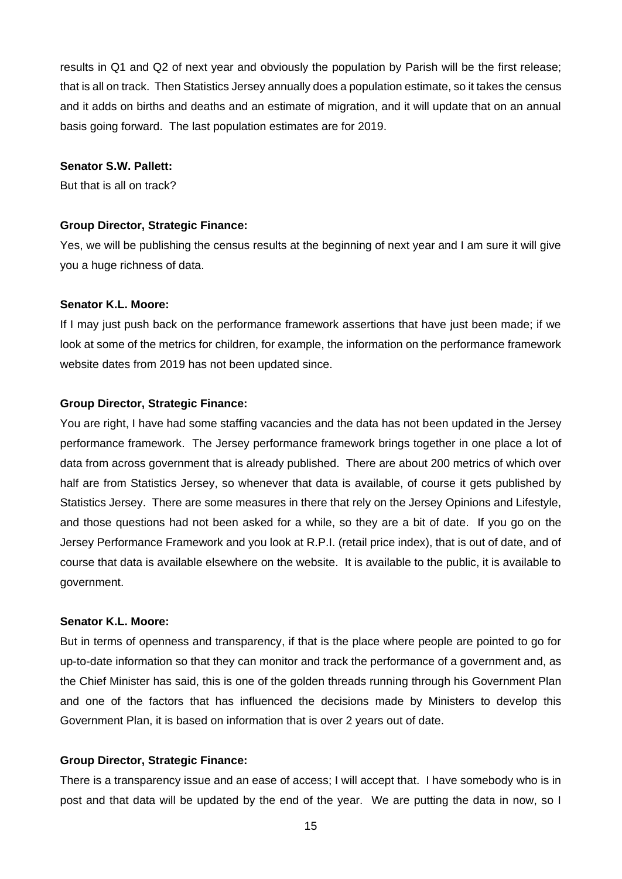results in Q1 and Q2 of next year and obviously the population by Parish will be the first release; that is all on track. Then Statistics Jersey annually does a population estimate, so it takes the census and it adds on births and deaths and an estimate of migration, and it will update that on an annual basis going forward. The last population estimates are for 2019.

**Senator S.W. Pallett:**

But that is all on track?

**Group Director, Strategic Finance:**

Yes, we will be publishing the census results at the beginning of next year and I am sure it will give you a huge richness of data.

**Senator K.L. Moore:**

If I may just push back on the performance framework assertions that have just been made; if we look at some of the metrics for children, for example, the information on the performance framework website dates from 2019 has not been updated since.

**Group Director, Strategic Finance:**

You are right, I have had some staffing vacancies and the data has not been updated in the Jersey performance framework. The Jersey performance framework brings together in one place a lot of data from across government that is already published. There are about 200 metrics of which over half are from Statistics Jersey, so whenever that data is available, of course it gets published by Statistics Jersey. There are some measures in there that rely on the Jersey Opinions and Lifestyle, and those questions had not been asked for a while, so they are a bit of date. If you go on the Jersey Performance Framework and you look at R.P.I. (retail price index), that is out of date, and of course that data is available elsewhere on the website. It is available to the public, it is available to government.

**Senator K.L. Moore:**

But in terms of openness and transparency, if that is the place where people are pointed to go for up-to-date information so that they can monitor and track the performance of a government and, as the Chief Minister has said, this is one of the golden threads running through his Government Plan and one of the factors that has influenced the decisions made by Ministers to develop this Government Plan, it is based on information that is over 2 years out of date.

**Group Director, Strategic Finance:**

There is a transparency issue and an ease of access; I will accept that. I have somebody who is in post and that data will be updated by the end of the year. We are putting the data in now, so I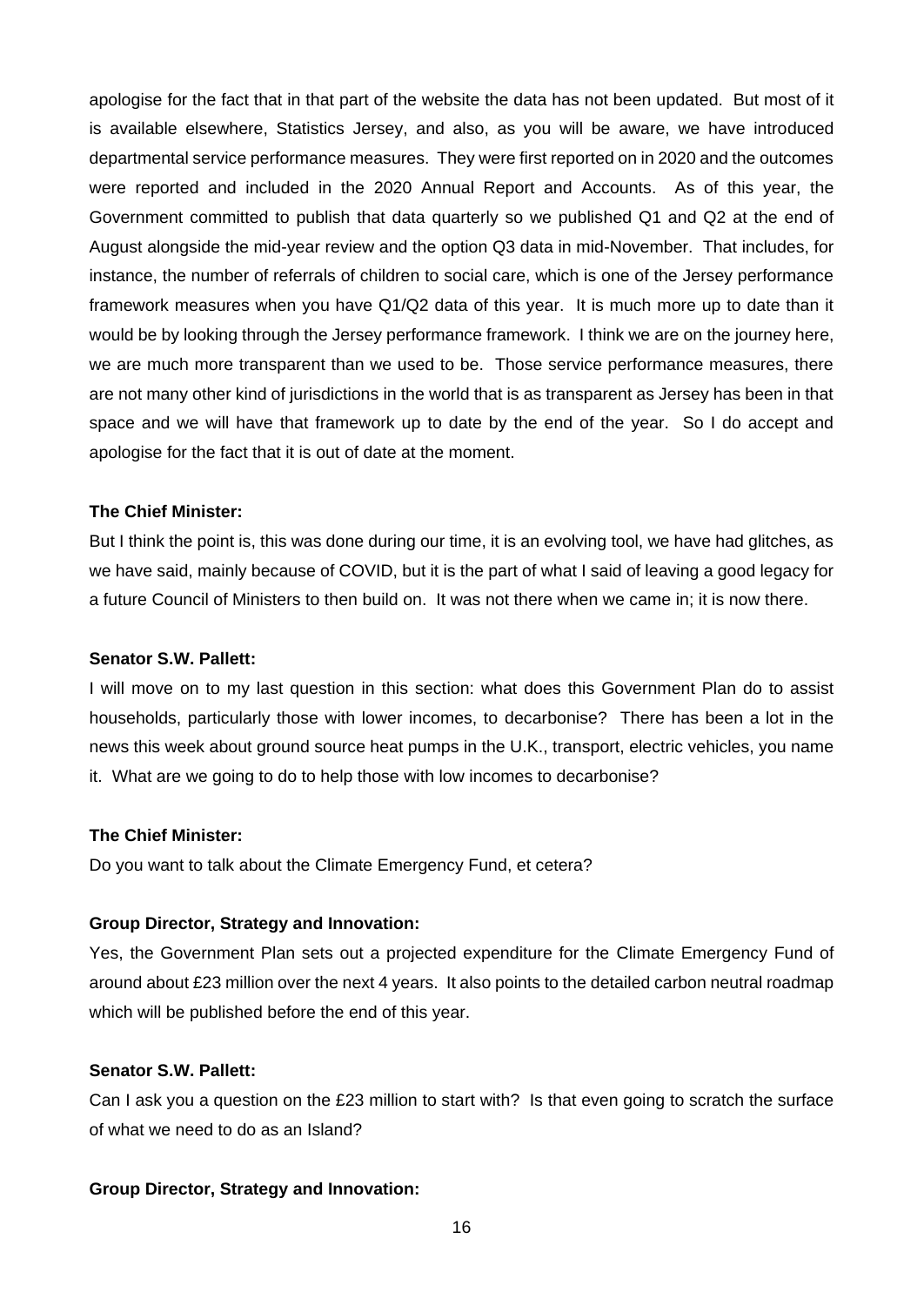apologise for the fact that in that part of the website the data has not been updated. But most of it is available elsewhere, Statistics Jersey, and also, as you will be aware, we have introduced departmental service performance measures. They were first reported on in 2020 and the outcomes were reported and included in the 2020 Annual Report and Accounts. As of this year, the Government committed to publish that data quarterly so we published Q1 and Q2 at the end of August alongside the mid-year review and the option Q3 data in mid-November. That includes, for instance, the number of referrals of children to social care, which is one of the Jersey performance framework measures when you have Q1/Q2 data of this year. It is much more up to date than it would be by looking through the Jersey performance framework. I think we are on the journey here, we are much more transparent than we used to be. Those service performance measures, there are not many other kind of jurisdictions in the world that is as transparent as Jersey has been in that space and we will have that framework up to date by the end of the year. So I do accept and apologise for the fact that it is out of date at the moment.

**The Chief Minister:**

But I think the point is, this was done during our time, it is an evolving tool, we have had glitches, as we have said, mainly because of COVID, but it is the part of what I said of leaving a good legacy for a future Council of Ministers to then build on. It was not there when we came in; it is now there.

**Senator S.W. Pallett:**

I will move on to my last question in this section: what does this Government Plan do to assist households, particularly those with lower incomes, to decarbonise? There has been a lot in the news this week about ground source heat pumps in the U.K., transport, electric vehicles, you name it. What are we going to do to help those with low incomes to decarbonise?

**The Chief Minister:**

Do you want to talk about the Climate Emergency Fund, et cetera?

**Group Director, Strategy and Innovation:**

Yes, the Government Plan sets out a projected expenditure for the Climate Emergency Fund of around about £23 million over the next 4 years. It also points to the detailed carbon neutral roadmap which will be published before the end of this year.

**Senator S.W. Pallett:**

Can I ask you a question on the £23 million to start with? Is that even going to scratch the surface of what we need to do as an Island?

**Group Director, Strategy and Innovation:**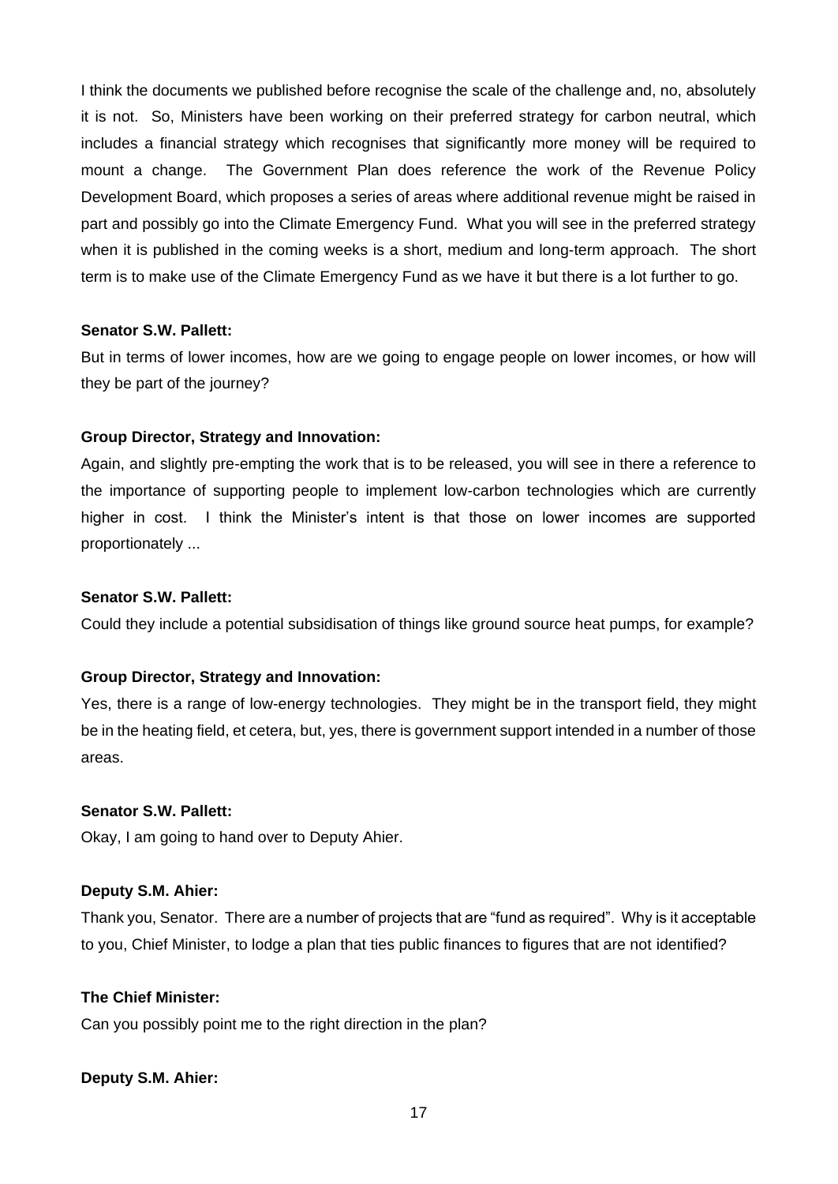I think the documents we published before recognise the scale of the challenge and, no, absolutely it is not. So, Ministers have been working on their preferred strategy for carbon neutral, which includes a financial strategy which recognises that significantly more money will be required to mount a change. The Government Plan does reference the work of the Revenue Policy Development Board, which proposes a series of areas where additional revenue might be raised in part and possibly go into the Climate Emergency Fund. What you will see in the preferred strategy when it is published in the coming weeks is a short, medium and long-term approach. The short term is to make use of the Climate Emergency Fund as we have it but there is a lot further to go.

**Senator S.W. Pallett:**

But in terms of lower incomes, how are we going to engage people on lower incomes, or how will they be part of the journey?

**Group Director, Strategy and Innovation:**

Again, and slightly pre-empting the work that is to be released, you will see in there a reference to the importance of supporting people to implement low-carbon technologies which are currently higher in cost. I think the Minister's intent is that those on lower incomes are supported proportionately ...

**Senator S.W. Pallett:**

Could they include a potential subsidisation of things like ground source heat pumps, for example?

**Group Director, Strategy and Innovation:**

Yes, there is a range of low-energy technologies. They might be in the transport field, they might be in the heating field, et cetera, but, yes, there is government support intended in a number of those areas.

**Senator S.W. Pallett:**

Okay, I am going to hand over to Deputy Ahier.

**Deputy S.M. Ahier:**

Thank you, Senator. There are a number of projects that are "fund as required". Why is it acceptable to you, Chief Minister, to lodge a plan that ties public finances to figures that are not identified?

**The Chief Minister:**

Can you possibly point me to the right direction in the plan?

**Deputy S.M. Ahier:**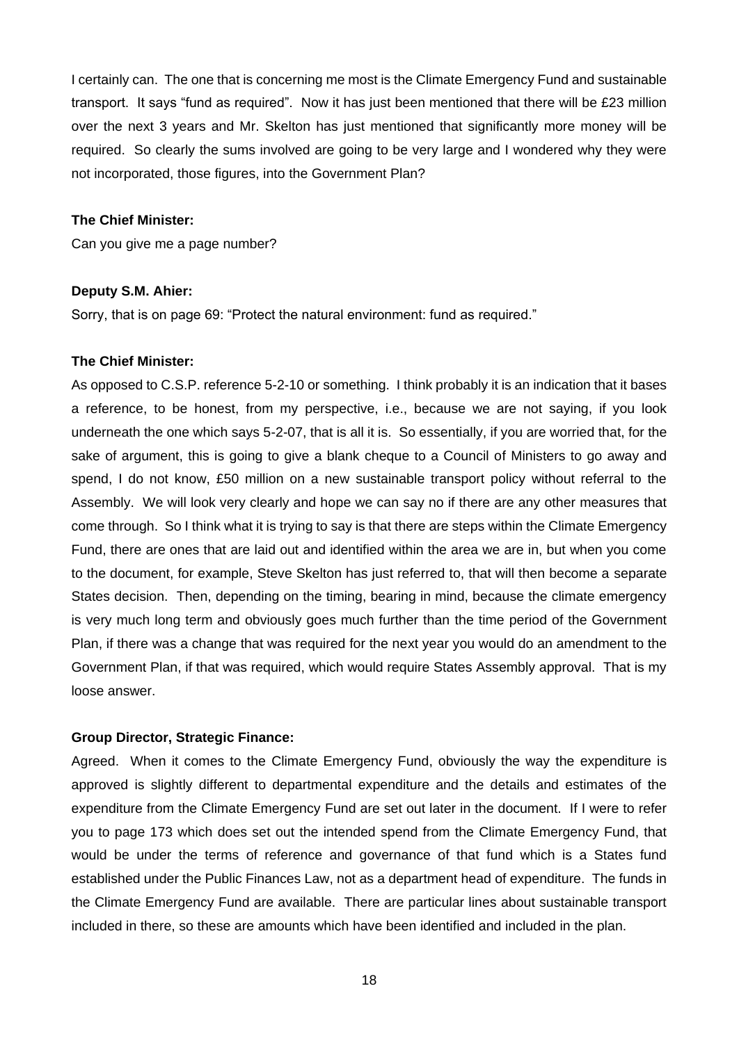I certainly can. The one that is concerning me most is the Climate Emergency Fund and sustainable transport. It says "fund as required". Now it has just been mentioned that there will be £23 million over the next 3 years and Mr. Skelton has just mentioned that significantly more money will be required. So clearly the sums involved are going to be very large and I wondered why they were not incorporated, those figures, into the Government Plan?

**The Chief Minister:**

Can you give me a page number?

**Deputy S.M. Ahier:**

Sorry, that is on page 69: "Protect the natural environment: fund as required."

**The Chief Minister:**

As opposed to C.S.P. reference 5-2-10 or something. I think probably it is an indication that it bases a reference, to be honest, from my perspective, i.e., because we are not saying, if you look underneath the one which says 5-2-07, that is all it is. So essentially, if you are worried that, for the sake of argument, this is going to give a blank cheque to a Council of Ministers to go away and spend, I do not know, £50 million on a new sustainable transport policy without referral to the Assembly. We will look very clearly and hope we can say no if there are any other measures that come through. So I think what it is trying to say is that there are steps within the Climate Emergency Fund, there are ones that are laid out and identified within the area we are in, but when you come to the document, for example, Steve Skelton has just referred to, that will then become a separate States decision. Then, depending on the timing, bearing in mind, because the climate emergency is very much long term and obviously goes much further than the time period of the Government Plan, if there was a change that was required for the next year you would do an amendment to the Government Plan, if that was required, which would require States Assembly approval. That is my loose answer.

**Group Director, Strategic Finance:**

Agreed. When it comes to the Climate Emergency Fund, obviously the way the expenditure is approved is slightly different to departmental expenditure and the details and estimates of the expenditure from the Climate Emergency Fund are set out later in the document. If I were to refer you to page 173 which does set out the intended spend from the Climate Emergency Fund, that would be under the terms of reference and governance of that fund which is a States fund established under the Public Finances Law, not as a department head of expenditure. The funds in the Climate Emergency Fund are available. There are particular lines about sustainable transport included in there, so these are amounts which have been identified and included in the plan.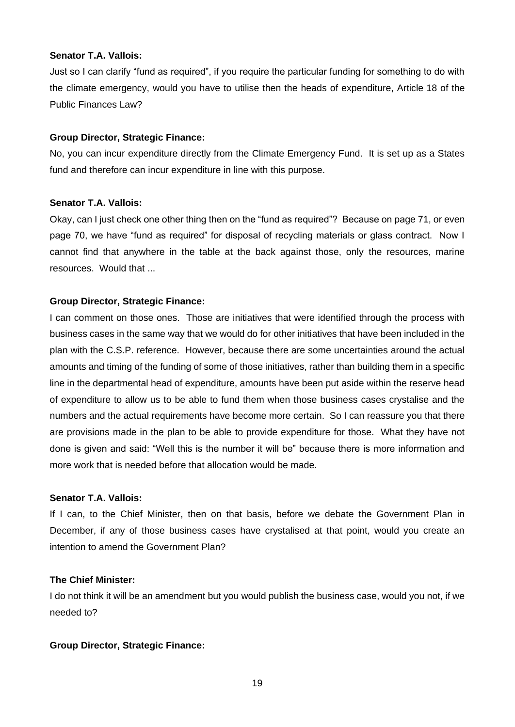**Senator T.A. Vallois:**

Just so I can clarify "fund as required", if you require the particular funding for something to do with the climate emergency, would you have to utilise then the heads of expenditure, Article 18 of the Public Finances Law?

**Group Director, Strategic Finance:**

No, you can incur expenditure directly from the Climate Emergency Fund. It is set up as a States fund and therefore can incur expenditure in line with this purpose.

**Senator T.A. Vallois:**

Okay, can I just check one other thing then on the "fund as required"? Because on page 71, or even page 70, we have "fund as required" for disposal of recycling materials or glass contract. Now I cannot find that anywhere in the table at the back against those, only the resources, marine resources. Would that ...

**Group Director, Strategic Finance:**

I can comment on those ones. Those are initiatives that were identified through the process with business cases in the same way that we would do for other initiatives that have been included in the plan with the C.S.P. reference. However, because there are some uncertainties around the actual amounts and timing of the funding of some of those initiatives, rather than building them in a specific line in the departmental head of expenditure, amounts have been put aside within the reserve head of expenditure to allow us to be able to fund them when those business cases crystalise and the numbers and the actual requirements have become more certain. So I can reassure you that there are provisions made in the plan to be able to provide expenditure for those. What they have not done is given and said: "Well this is the number it will be" because there is more information and more work that is needed before that allocation would be made.

**Senator T.A. Vallois:**

If I can, to the Chief Minister, then on that basis, before we debate the Government Plan in December, if any of those business cases have crystalised at that point, would you create an intention to amend the Government Plan?

**The Chief Minister:**

I do not think it will be an amendment but you would publish the business case, would you not, if we needed to?

**Group Director, Strategic Finance:**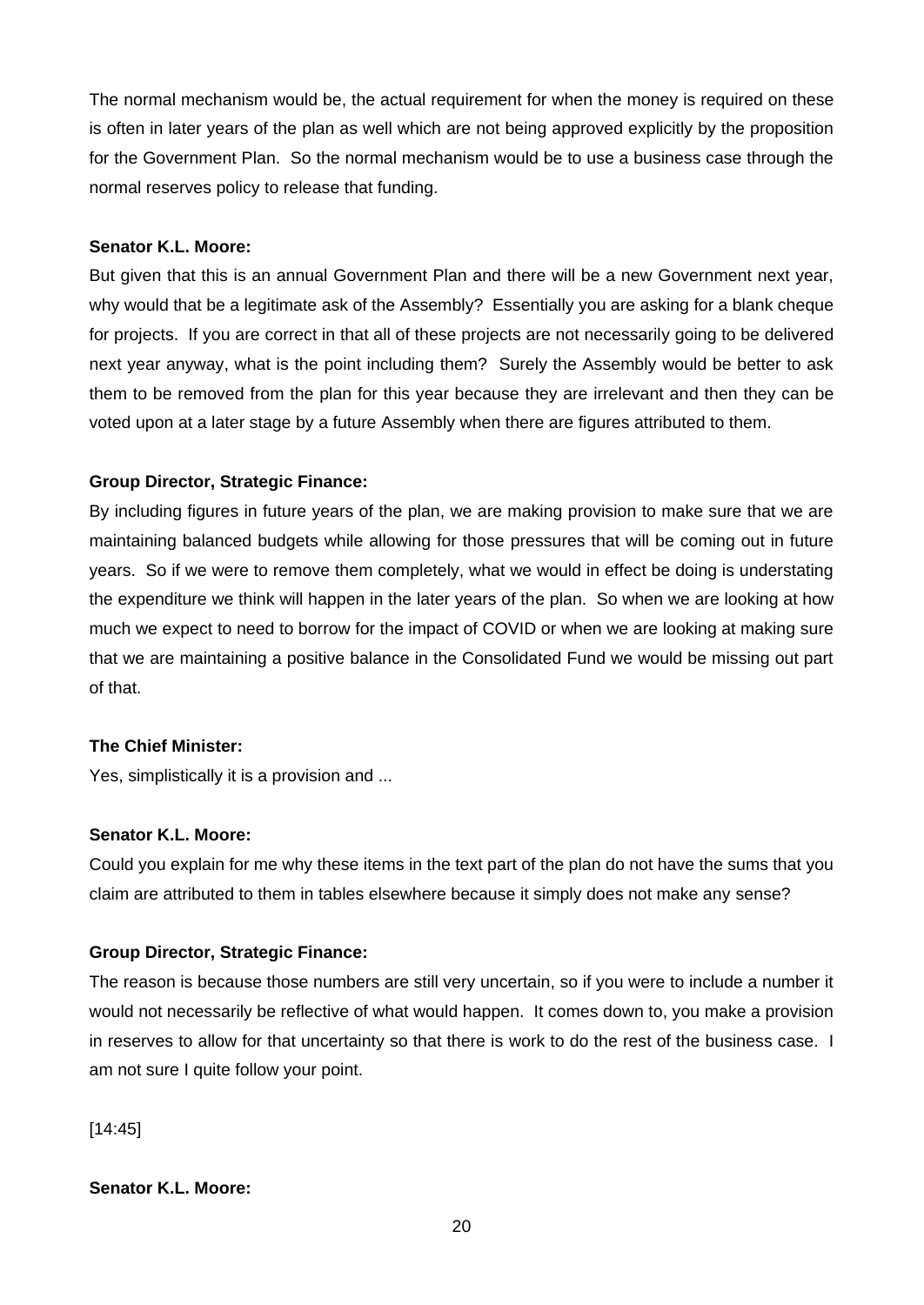The normal mechanism would be, the actual requirement for when the money is required on these is often in later years of the plan as well which are not being approved explicitly by the proposition for the Government Plan. So the normal mechanism would be to use a business case through the normal reserves policy to release that funding.

**Senator K.L. Moore:**

But given that this is an annual Government Plan and there will be a new Government next year, why would that be a legitimate ask of the Assembly? Essentially you are asking for a blank cheque for projects. If you are correct in that all of these projects are not necessarily going to be delivered next year anyway, what is the point including them? Surely the Assembly would be better to ask them to be removed from the plan for this year because they are irrelevant and then they can be voted upon at a later stage by a future Assembly when there are figures attributed to them.

**Group Director, Strategic Finance:**

By including figures in future years of the plan, we are making provision to make sure that we are maintaining balanced budgets while allowing for those pressures that will be coming out in future years. So if we were to remove them completely, what we would in effect be doing is understating the expenditure we think will happen in the later years of the plan. So when we are looking at how much we expect to need to borrow for the impact of COVID or when we are looking at making sure that we are maintaining a positive balance in the Consolidated Fund we would be missing out part of that.

**The Chief Minister:**

Yes, simplistically it is a provision and ...

**Senator K.L. Moore:**

Could you explain for me why these items in the text part of the plan do not have the sums that you claim are attributed to them in tables elsewhere because it simply does not make any sense?

**Group Director, Strategic Finance:**

The reason is because those numbers are still very uncertain, so if you were to include a number it would not necessarily be reflective of what would happen. It comes down to, you make a provision in reserves to allow for that uncertainty so that there is work to do the rest of the business case. I am not sure I quite follow your point.

[14:45]

**Senator K.L. Moore:**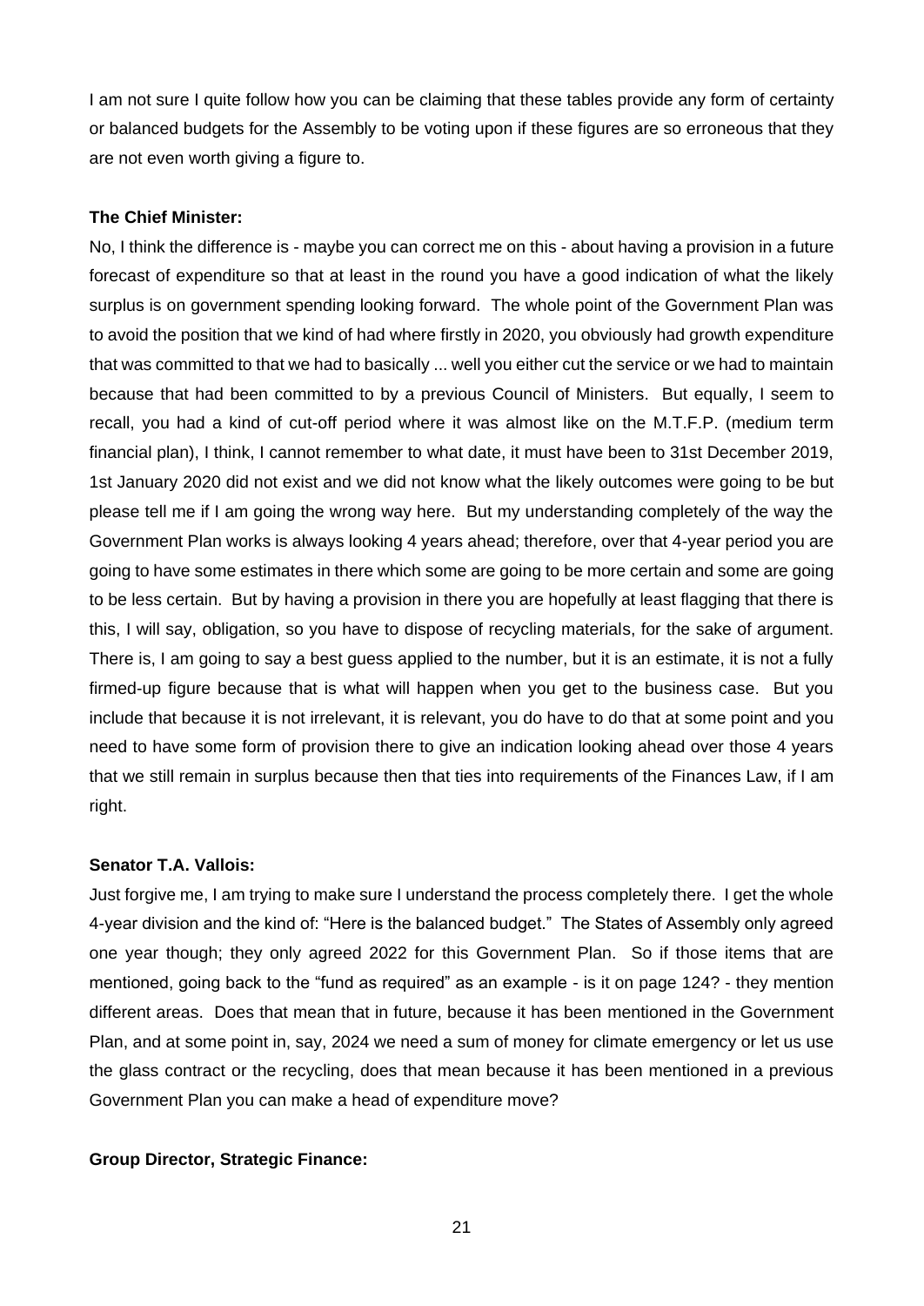I am not sure I quite follow how you can be claiming that these tables provide any form of certainty or balanced budgets for the Assembly to be voting upon if these figures are so erroneous that they are not even worth giving a figure to.

**The Chief Minister:**

No, I think the difference is - maybe you can correct me on this - about having a provision in a future forecast of expenditure so that at least in the round you have a good indication of what the likely surplus is on government spending looking forward. The whole point of the Government Plan was to avoid the position that we kind of had where firstly in 2020, you obviously had growth expenditure that was committed to that we had to basically ... well you either cut the service or we had to maintain because that had been committed to by a previous Council of Ministers. But equally, I seem to recall, you had a kind of cut-off period where it was almost like on the M.T.F.P. (medium term financial plan), I think, I cannot remember to what date, it must have been to 31st December 2019, 1st January 2020 did not exist and we did not know what the likely outcomes were going to be but please tell me if I am going the wrong way here. But my understanding completely of the way the Government Plan works is always looking 4 years ahead; therefore, over that 4-year period you are going to have some estimates in there which some are going to be more certain and some are going to be less certain. But by having a provision in there you are hopefully at least flagging that there is this, I will say, obligation, so you have to dispose of recycling materials, for the sake of argument. There is, I am going to say a best guess applied to the number, but it is an estimate, it is not a fully firmed-up figure because that is what will happen when you get to the business case. But you include that because it is not irrelevant, it is relevant, you do have to do that at some point and you need to have some form of provision there to give an indication looking ahead over those 4 years that we still remain in surplus because then that ties into requirements of the Finances Law, if I am right.

**Senator T.A. Vallois:**

Just forgive me, I am trying to make sure I understand the process completely there. I get the whole 4-year division and the kind of: "Here is the balanced budget." The States of Assembly only agreed one year though; they only agreed 2022 for this Government Plan. So if those items that are mentioned, going back to the "fund as required" as an example - is it on page 124? - they mention different areas. Does that mean that in future, because it has been mentioned in the Government Plan, and at some point in, say, 2024 we need a sum of money for climate emergency or let us use the glass contract or the recycling, does that mean because it has been mentioned in a previous Government Plan you can make a head of expenditure move?

**Group Director, Strategic Finance:**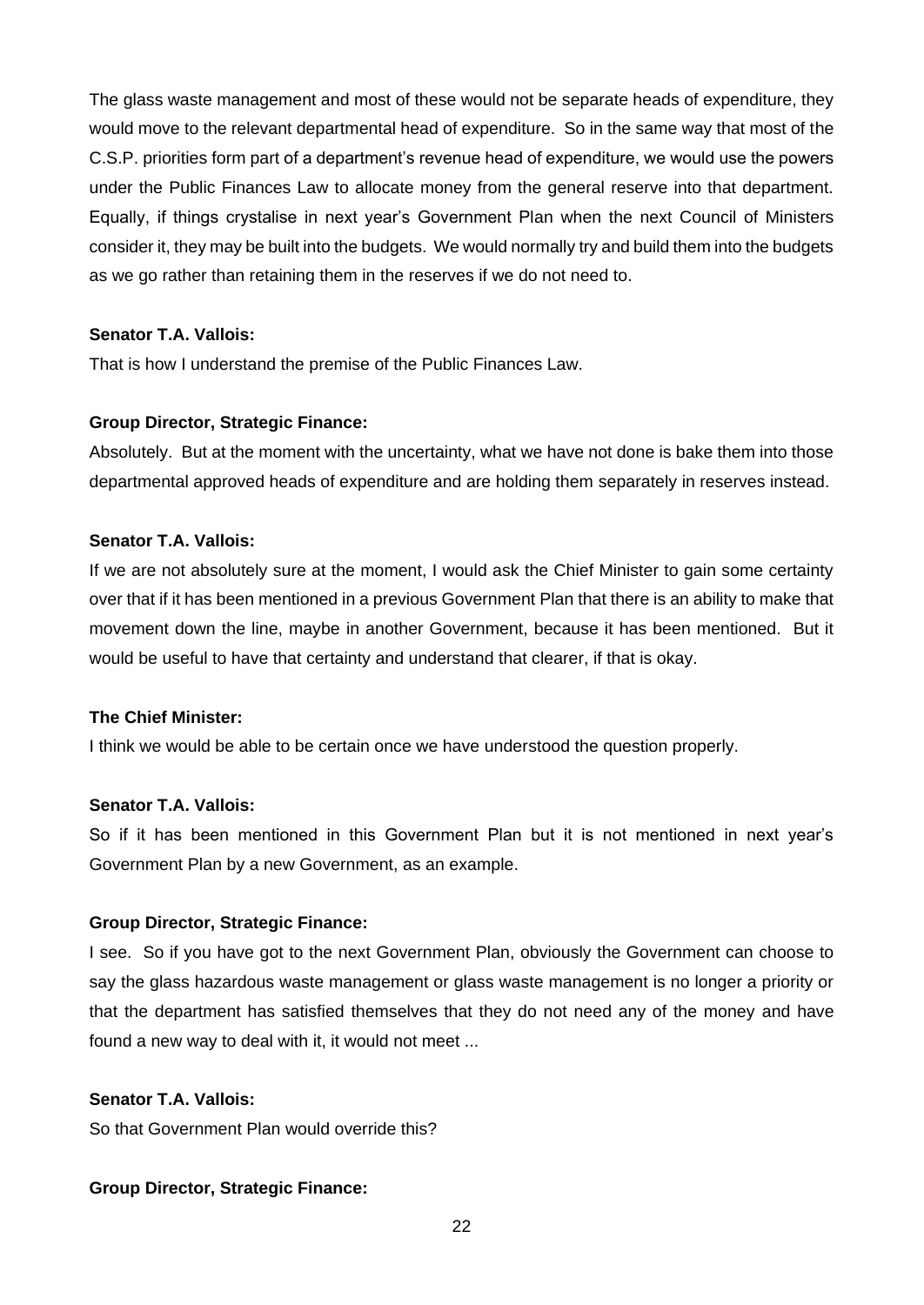The glass waste management and most of these would not be separate heads of expenditure, they would move to the relevant departmental head of expenditure. So in the same way that most of the C.S.P. priorities form part of a department's revenue head of expenditure, we would use the powers under the Public Finances Law to allocate money from the general reserve into that department. Equally, if things crystalise in next year's Government Plan when the next Council of Ministers consider it, they may be built into the budgets. We would normally try and build them into the budgets as we go rather than retaining them in the reserves if we do not need to.

**Senator T.A. Vallois:**

That is how I understand the premise of the Public Finances Law.

**Group Director, Strategic Finance:**

Absolutely. But at the moment with the uncertainty, what we have not done is bake them into those departmental approved heads of expenditure and are holding them separately in reserves instead.

**Senator T.A. Vallois:**

If we are not absolutely sure at the moment, I would ask the Chief Minister to gain some certainty over that if it has been mentioned in a previous Government Plan that there is an ability to make that movement down the line, maybe in another Government, because it has been mentioned. But it would be useful to have that certainty and understand that clearer, if that is okay.

**The Chief Minister:**

I think we would be able to be certain once we have understood the question properly.

**Senator T.A. Vallois:**

So if it has been mentioned in this Government Plan but it is not mentioned in next year's Government Plan by a new Government, as an example.

**Group Director, Strategic Finance:**

I see. So if you have got to the next Government Plan, obviously the Government can choose to say the glass hazardous waste management or glass waste management is no longer a priority or that the department has satisfied themselves that they do not need any of the money and have found a new way to deal with it, it would not meet ...

**Senator T.A. Vallois:**

So that Government Plan would override this?

**Group Director, Strategic Finance:**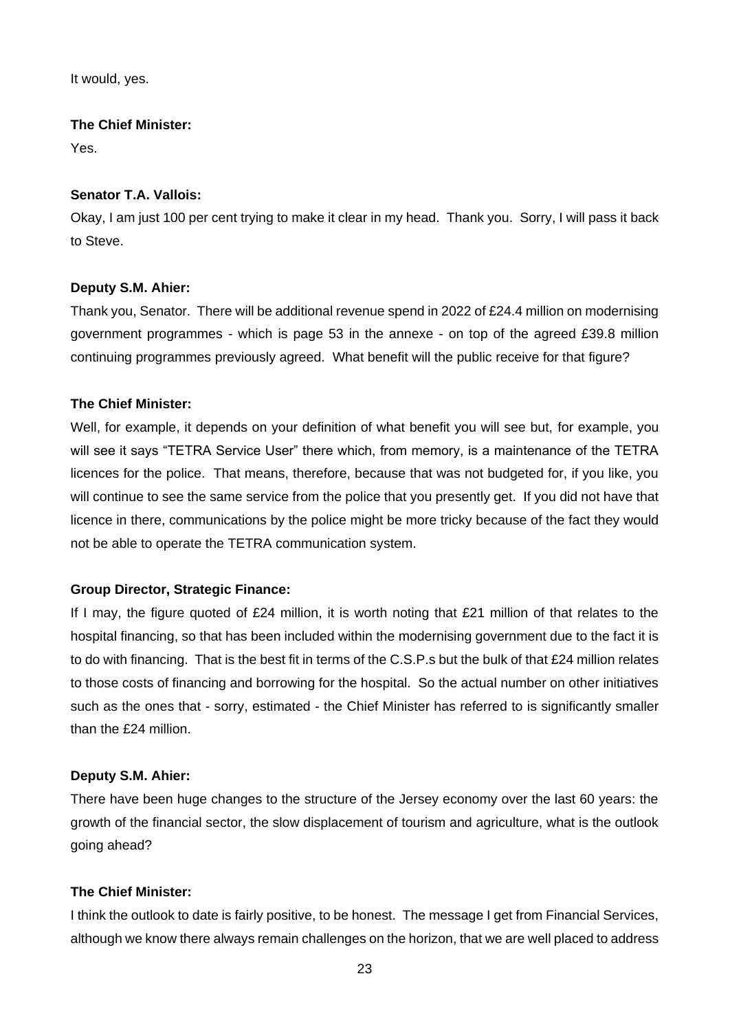It would, yes.

**The Chief Minister:**

Yes.

**Senator T.A. Vallois:**

Okay, I am just 100 per cent trying to make it clear in my head. Thank you. Sorry, I will pass it back to Steve.

**Deputy S.M. Ahier:**

Thank you, Senator. There will be additional revenue spend in 2022 of £24.4 million on modernising government programmes - which is page 53 in the annexe - on top of the agreed £39.8 million continuing programmes previously agreed. What benefit will the public receive for that figure?

**The Chief Minister:**

Well, for example, it depends on your definition of what benefit you will see but, for example, you will see it says "TETRA Service User" there which, from memory, is a maintenance of the TETRA licences for the police. That means, therefore, because that was not budgeted for, if you like, you will continue to see the same service from the police that you presently get. If you did not have that licence in there, communications by the police might be more tricky because of the fact they would not be able to operate the TETRA communication system.

**Group Director, Strategic Finance:**

If I may, the figure quoted of £24 million, it is worth noting that £21 million of that relates to the hospital financing, so that has been included within the modernising government due to the fact it is to do with financing. That is the best fit in terms of the C.S.P.s but the bulk of that £24 million relates to those costs of financing and borrowing for the hospital. So the actual number on other initiatives such as the ones that - sorry, estimated - the Chief Minister has referred to is significantly smaller than the £24 million.

**Deputy S.M. Ahier:**

There have been huge changes to the structure of the Jersey economy over the last 60 years: the growth of the financial sector, the slow displacement of tourism and agriculture, what is the outlook going ahead?

**The Chief Minister:**

I think the outlook to date is fairly positive, to be honest. The message I get from Financial Services, although we know there always remain challenges on the horizon, that we are well placed to address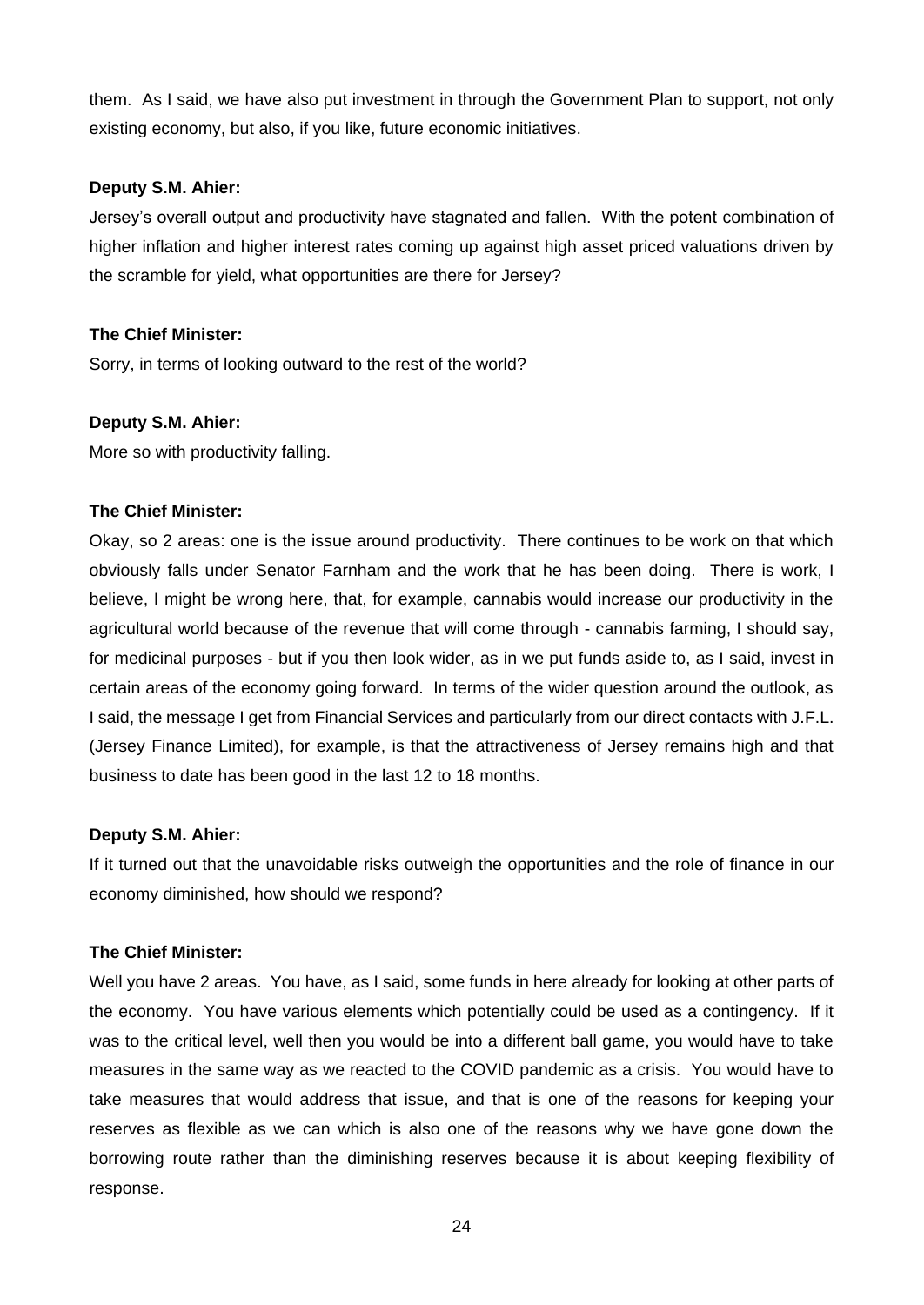them. As I said, we have also put investment in through the Government Plan to support, not only existing economy, but also, if you like, future economic initiatives.

**Deputy S.M. Ahier:**

Jersey's overall output and productivity have stagnated and fallen. With the potent combination of higher inflation and higher interest rates coming up against high asset priced valuations driven by the scramble for yield, what opportunities are there for Jersey?

**The Chief Minister:**

Sorry, in terms of looking outward to the rest of the world?

**Deputy S.M. Ahier:**

More so with productivity falling.

**The Chief Minister:**

Okay, so 2 areas: one is the issue around productivity. There continues to be work on that which obviously falls under Senator Farnham and the work that he has been doing. There is work, I believe, I might be wrong here, that, for example, cannabis would increase our productivity in the agricultural world because of the revenue that will come through - cannabis farming, I should say, for medicinal purposes - but if you then look wider, as in we put funds aside to, as I said, invest in certain areas of the economy going forward. In terms of the wider question around the outlook, as I said, the message I get from Financial Services and particularly from our direct contacts with J.F.L. (Jersey Finance Limited), for example, is that the attractiveness of Jersey remains high and that business to date has been good in the last 12 to 18 months.

**Deputy S.M. Ahier:**

If it turned out that the unavoidable risks outweigh the opportunities and the role of finance in our economy diminished, how should we respond?

**The Chief Minister:**

Well you have 2 areas. You have, as I said, some funds in here already for looking at other parts of the economy. You have various elements which potentially could be used as a contingency. If it was to the critical level, well then you would be into a different ball game, you would have to take measures in the same way as we reacted to the COVID pandemic as a crisis. You would have to take measures that would address that issue, and that is one of the reasons for keeping your reserves as flexible as we can which is also one of the reasons why we have gone down the borrowing route rather than the diminishing reserves because it is about keeping flexibility of response.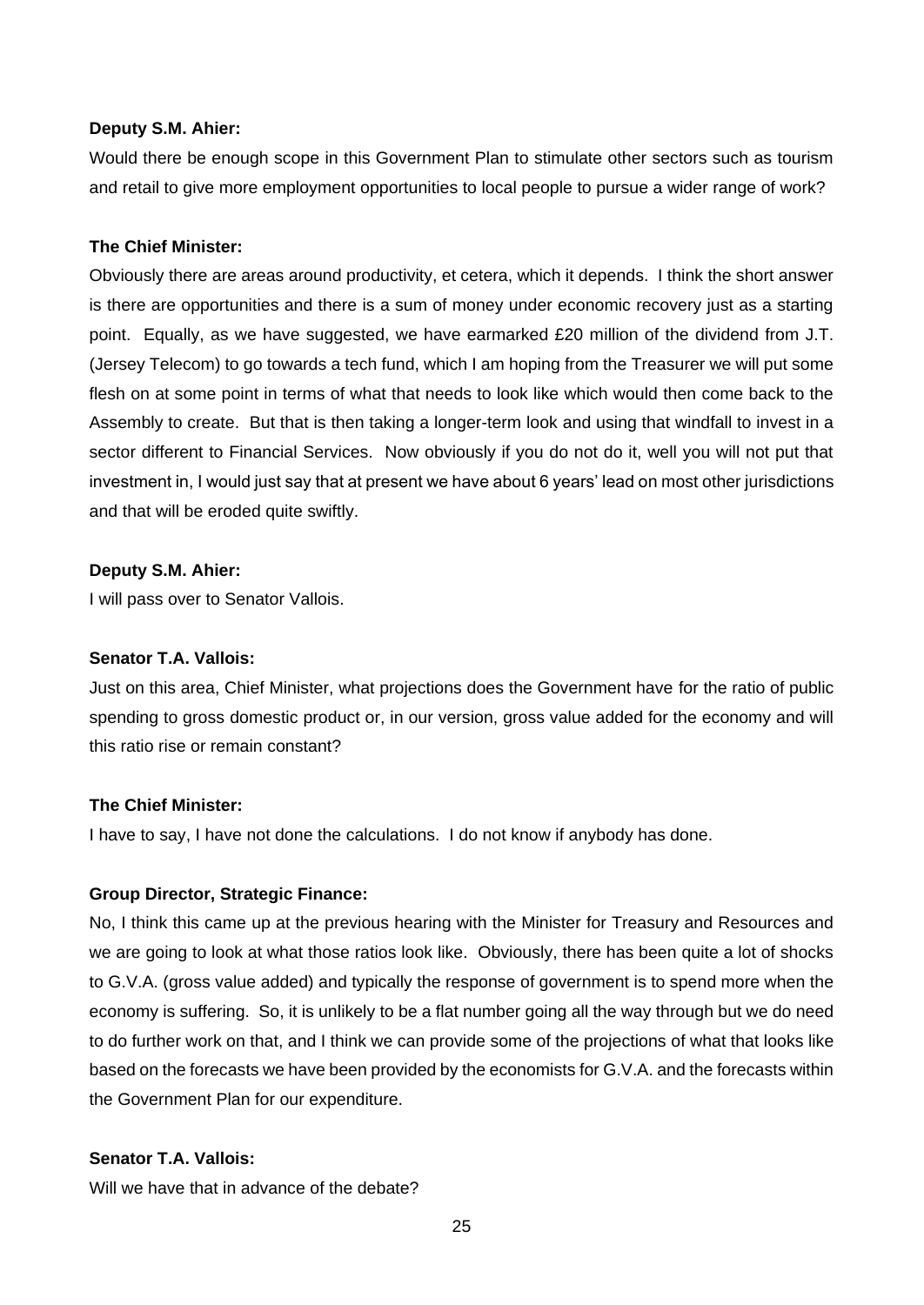**Deputy S.M. Ahier:**

Would there be enough scope in this Government Plan to stimulate other sectors such as tourism and retail to give more employment opportunities to local people to pursue a wider range of work?

**The Chief Minister:**

Obviously there are areas around productivity, et cetera, which it depends. I think the short answer is there are opportunities and there is a sum of money under economic recovery just as a starting point. Equally, as we have suggested, we have earmarked £20 million of the dividend from J.T. (Jersey Telecom) to go towards a tech fund, which I am hoping from the Treasurer we will put some flesh on at some point in terms of what that needs to look like which would then come back to the Assembly to create. But that is then taking a longer-term look and using that windfall to invest in a sector different to Financial Services. Now obviously if you do not do it, well you will not put that investment in, I would just say that at present we have about 6 years' lead on most other jurisdictions and that will be eroded quite swiftly.

**Deputy S.M. Ahier:**

I will pass over to Senator Vallois.

**Senator T.A. Vallois:**

Just on this area, Chief Minister, what projections does the Government have for the ratio of public spending to gross domestic product or, in our version, gross value added for the economy and will this ratio rise or remain constant?

**The Chief Minister:**

I have to say, I have not done the calculations. I do not know if anybody has done.

**Group Director, Strategic Finance:**

No, I think this came up at the previous hearing with the Minister for Treasury and Resources and we are going to look at what those ratios look like. Obviously, there has been quite a lot of shocks to G.V.A. (gross value added) and typically the response of government is to spend more when the economy is suffering. So, it is unlikely to be a flat number going all the way through but we do need to do further work on that, and I think we can provide some of the projections of what that looks like based on the forecasts we have been provided by the economists for G.V.A. and the forecasts within the Government Plan for our expenditure.

**Senator T.A. Vallois:**

Will we have that in advance of the debate?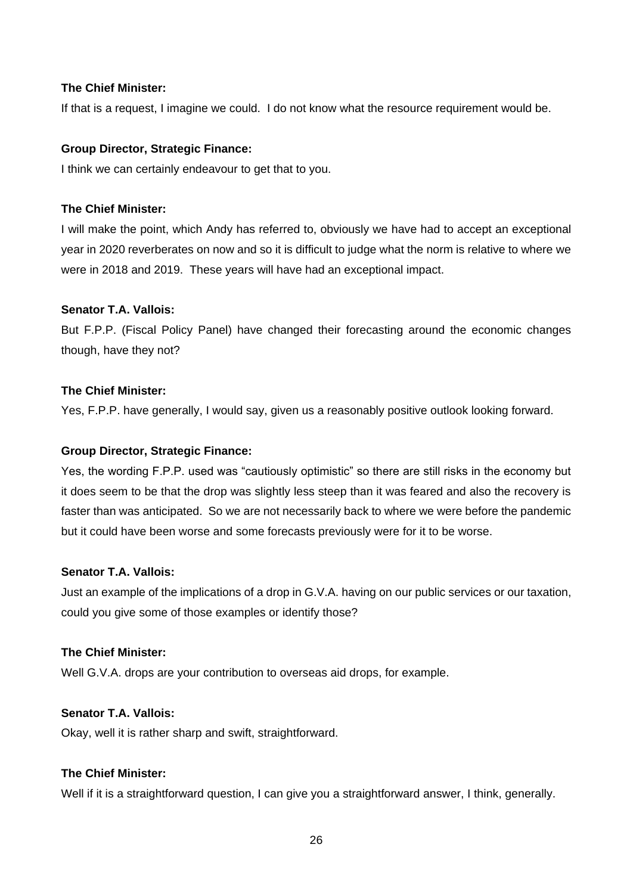**The Chief Minister:**

If that is a request, I imagine we could. I do not know what the resource requirement would be.

**Group Director, Strategic Finance:**

I think we can certainly endeavour to get that to you.

**The Chief Minister:**

I will make the point, which Andy has referred to, obviously we have had to accept an exceptional year in 2020 reverberates on now and so it is difficult to judge what the norm is relative to where we were in 2018 and 2019. These years will have had an exceptional impact.

**Senator T.A. Vallois:**

But F.P.P. (Fiscal Policy Panel) have changed their forecasting around the economic changes though, have they not?

**The Chief Minister:**

Yes, F.P.P. have generally, I would say, given us a reasonably positive outlook looking forward.

**Group Director, Strategic Finance:**

Yes, the wording F.P.P. used was "cautiously optimistic" so there are still risks in the economy but it does seem to be that the drop was slightly less steep than it was feared and also the recovery is faster than was anticipated. So we are not necessarily back to where we were before the pandemic but it could have been worse and some forecasts previously were for it to be worse.

**Senator T.A. Vallois:**

Just an example of the implications of a drop in G.V.A. having on our public services or our taxation, could you give some of those examples or identify those?

**The Chief Minister:**

Well G.V.A. drops are your contribution to overseas aid drops, for example.

**Senator T.A. Vallois:**

Okay, well it is rather sharp and swift, straightforward.

**The Chief Minister:**

Well if it is a straightforward question, I can give you a straightforward answer, I think, generally.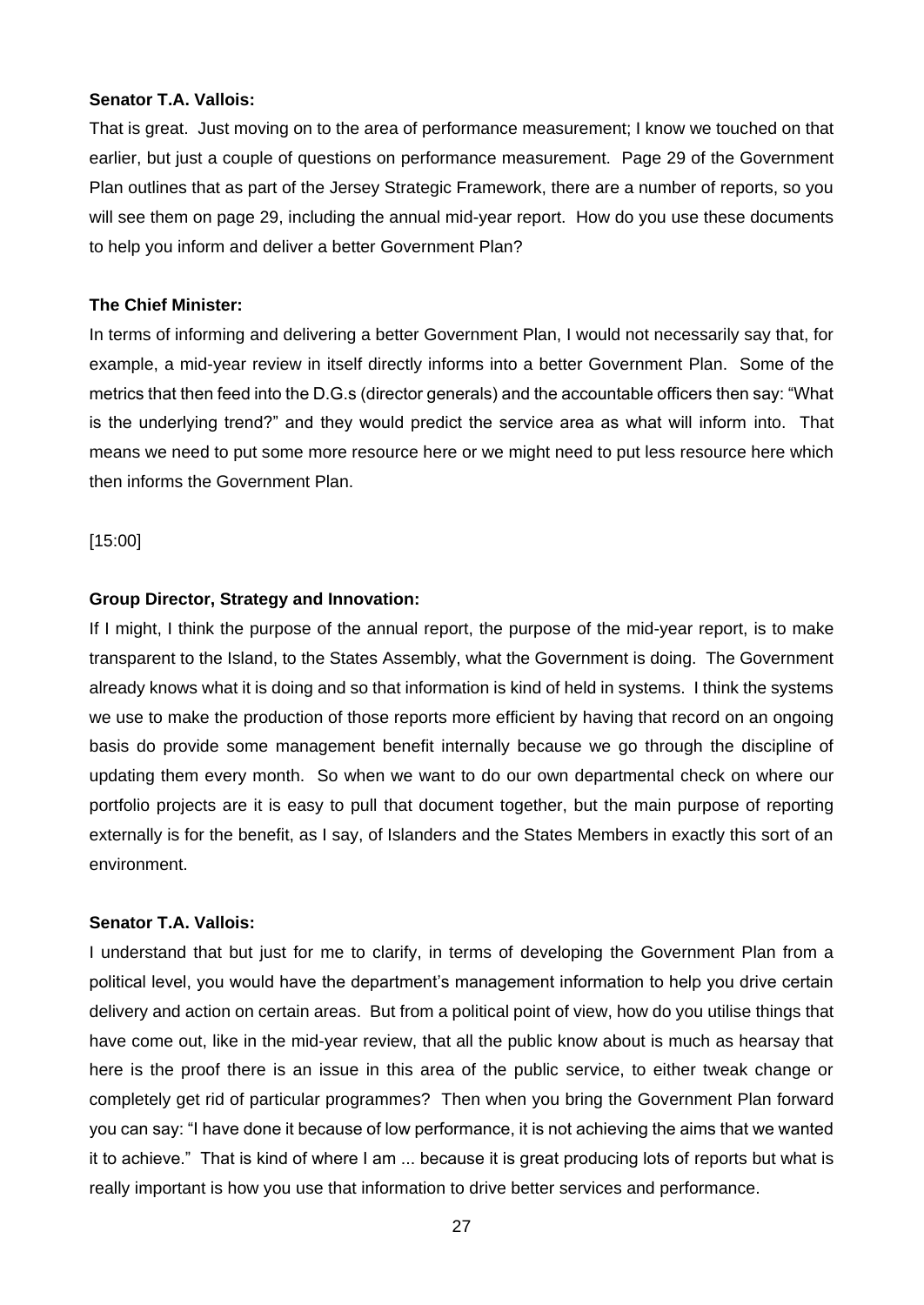**Senator T.A. Vallois:**

That is great. Just moving on to the area of performance measurement; I know we touched on that earlier, but just a couple of questions on performance measurement. Page 29 of the Government Plan outlines that as part of the Jersey Strategic Framework, there are a number of reports, so you will see them on page 29, including the annual mid-year report. How do you use these documents to help you inform and deliver a better Government Plan?

**The Chief Minister:**

In terms of informing and delivering a better Government Plan, I would not necessarily say that, for example, a mid-year review in itself directly informs into a better Government Plan. Some of the metrics that then feed into the D.G.s (director generals) and the accountable officers then say: "What is the underlying trend?" and they would predict the service area as what will inform into. That means we need to put some more resource here or we might need to put less resource here which then informs the Government Plan.

[15:00]

**Group Director, Strategy and Innovation:**

If I might, I think the purpose of the annual report, the purpose of the mid-year report, is to make transparent to the Island, to the States Assembly, what the Government is doing. The Government already knows what it is doing and so that information is kind of held in systems. I think the systems we use to make the production of those reports more efficient by having that record on an ongoing basis do provide some management benefit internally because we go through the discipline of updating them every month. So when we want to do our own departmental check on where our portfolio projects are it is easy to pull that document together, but the main purpose of reporting externally is for the benefit, as I say, of Islanders and the States Members in exactly this sort of an environment.

**Senator T.A. Vallois:**

I understand that but just for me to clarify, in terms of developing the Government Plan from a political level, you would have the department's management information to help you drive certain delivery and action on certain areas. But from a political point of view, how do you utilise things that have come out, like in the mid-year review, that all the public know about is much as hearsay that here is the proof there is an issue in this area of the public service, to either tweak change or completely get rid of particular programmes? Then when you bring the Government Plan forward you can say: "I have done it because of low performance, it is not achieving the aims that we wanted it to achieve." That is kind of where I am ... because it is great producing lots of reports but what is really important is how you use that information to drive better services and performance.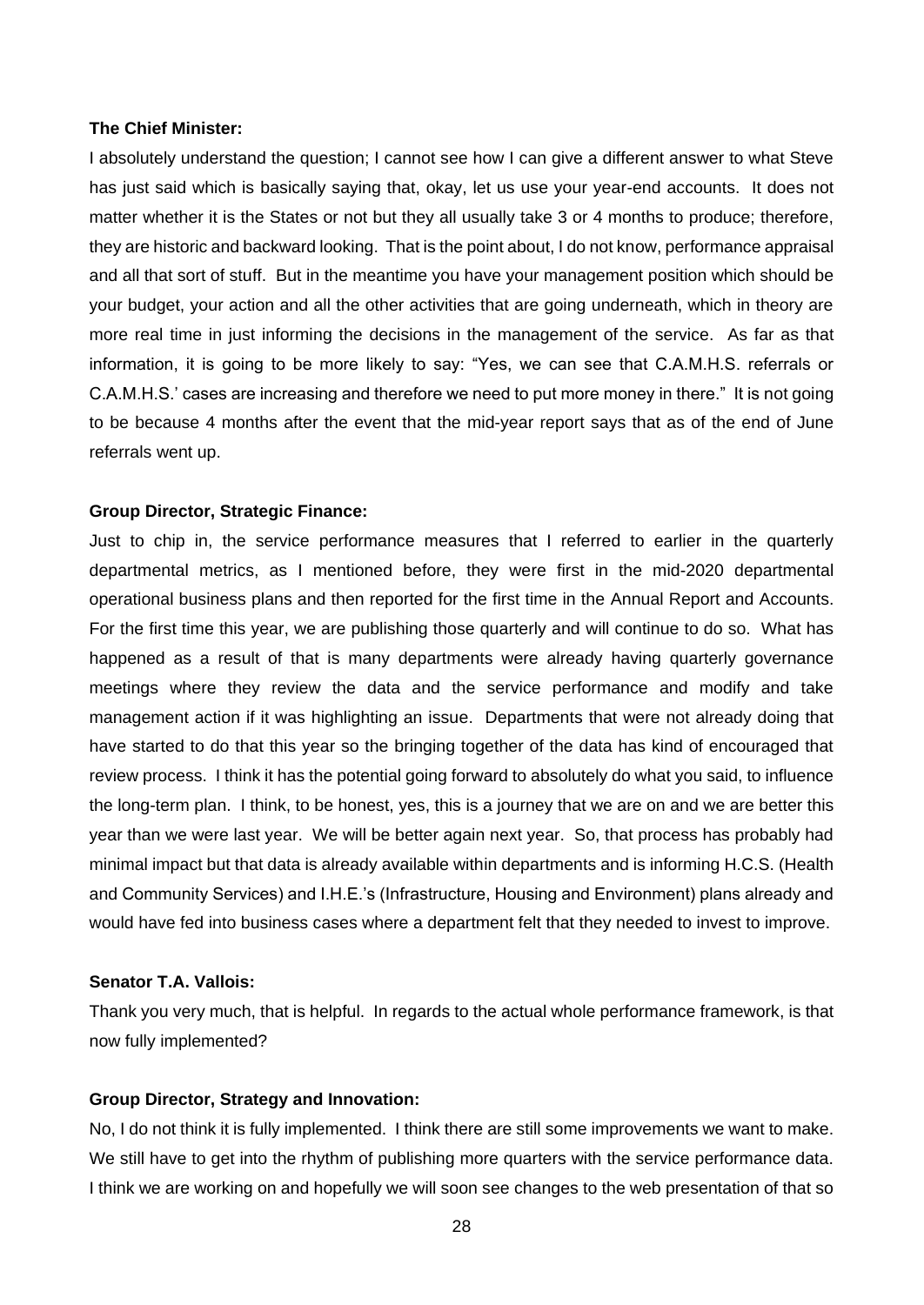**The Chief Minister:**

I absolutely understand the question; I cannot see how I can give a different answer to what Steve has just said which is basically saying that, okay, let us use your year-end accounts. It does not matter whether it is the States or not but they all usually take 3 or 4 months to produce; therefore, they are historic and backward looking. That is the point about, I do not know, performance appraisal and all that sort of stuff. But in the meantime you have your management position which should be your budget, your action and all the other activities that are going underneath, which in theory are more real time in just informing the decisions in the management of the service. As far as that information, it is going to be more likely to say: "Yes, we can see that C.A.M.H.S. referrals or C.A.M.H.S.' cases are increasing and therefore we need to put more money in there." It is not going to be because 4 months after the event that the mid-year report says that as of the end of June referrals went up.

**Group Director, Strategic Finance:**

Just to chip in, the service performance measures that I referred to earlier in the quarterly departmental metrics, as I mentioned before, they were first in the mid-2020 departmental operational business plans and then reported for the first time in the Annual Report and Accounts. For the first time this year, we are publishing those quarterly and will continue to do so. What has happened as a result of that is many departments were already having quarterly governance meetings where they review the data and the service performance and modify and take management action if it was highlighting an issue. Departments that were not already doing that have started to do that this year so the bringing together of the data has kind of encouraged that review process. I think it has the potential going forward to absolutely do what you said, to influence the long-term plan. I think, to be honest, yes, this is a journey that we are on and we are better this year than we were last year. We will be better again next year. So, that process has probably had minimal impact but that data is already available within departments and is informing H.C.S. (Health and Community Services) and I.H.E.'s (Infrastructure, Housing and Environment) plans already and would have fed into business cases where a department felt that they needed to invest to improve.

**Senator T.A. Vallois:**

Thank you very much, that is helpful. In regards to the actual whole performance framework, is that now fully implemented?

**Group Director, Strategy and Innovation:**

No, I do not think it is fully implemented. I think there are still some improvements we want to make. We still have to get into the rhythm of publishing more quarters with the service performance data. I think we are working on and hopefully we will soon see changes to the web presentation of that so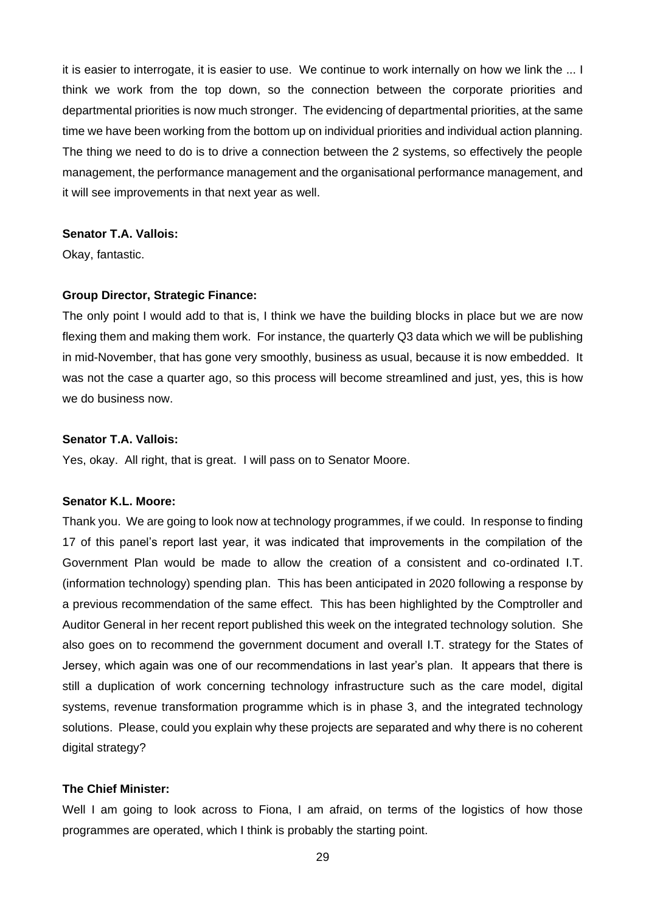it is easier to interrogate, it is easier to use. We continue to work internally on how we link the ... I think we work from the top down, so the connection between the corporate priorities and departmental priorities is now much stronger. The evidencing of departmental priorities, at the same time we have been working from the bottom up on individual priorities and individual action planning. The thing we need to do is to drive a connection between the 2 systems, so effectively the people management, the performance management and the organisational performance management, and it will see improvements in that next year as well.

**Senator T.A. Vallois:**

Okay, fantastic.

**Group Director, Strategic Finance:**

The only point I would add to that is, I think we have the building blocks in place but we are now flexing them and making them work. For instance, the quarterly Q3 data which we will be publishing in mid-November, that has gone very smoothly, business as usual, because it is now embedded. It was not the case a quarter ago, so this process will become streamlined and just, yes, this is how we do business now.

**Senator T.A. Vallois:**

Yes, okay. All right, that is great. I will pass on to Senator Moore.

**Senator K.L. Moore:**

Thank you. We are going to look now at technology programmes, if we could. In response to finding 17 of this panel's report last year, it was indicated that improvements in the compilation of the Government Plan would be made to allow the creation of a consistent and co-ordinated I.T. (information technology) spending plan. This has been anticipated in 2020 following a response by a previous recommendation of the same effect. This has been highlighted by the Comptroller and Auditor General in her recent report published this week on the integrated technology solution. She also goes on to recommend the government document and overall I.T. strategy for the States of Jersey, which again was one of our recommendations in last year's plan. It appears that there is still a duplication of work concerning technology infrastructure such as the care model, digital systems, revenue transformation programme which is in phase 3, and the integrated technology solutions. Please, could you explain why these projects are separated and why there is no coherent digital strategy?

**The Chief Minister:**

Well I am going to look across to Fiona, I am afraid, on terms of the logistics of how those programmes are operated, which I think is probably the starting point.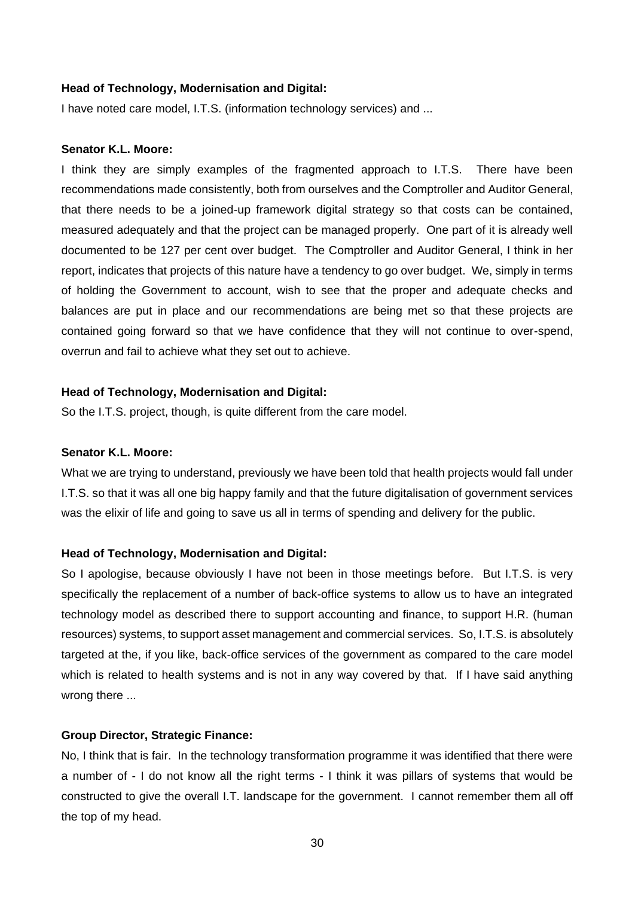**Head of Technology, Modernisation and Digital:**

I have noted care model, I.T.S. (information technology services) and ...

**Senator K.L. Moore:**

I think they are simply examples of the fragmented approach to I.T.S. There have been recommendations made consistently, both from ourselves and the Comptroller and Auditor General, that there needs to be a joined-up framework digital strategy so that costs can be contained, measured adequately and that the project can be managed properly. One part of it is already well documented to be 127 per cent over budget. The Comptroller and Auditor General, I think in her report, indicates that projects of this nature have a tendency to go over budget. We, simply in terms of holding the Government to account, wish to see that the proper and adequate checks and balances are put in place and our recommendations are being met so that these projects are contained going forward so that we have confidence that they will not continue to over-spend, overrun and fail to achieve what they set out to achieve.

**Head of Technology, Modernisation and Digital:**

So the I.T.S. project, though, is quite different from the care model.

**Senator K.L. Moore:**

What we are trying to understand, previously we have been told that health projects would fall under I.T.S. so that it was all one big happy family and that the future digitalisation of government services was the elixir of life and going to save us all in terms of spending and delivery for the public.

**Head of Technology, Modernisation and Digital:**

So I apologise, because obviously I have not been in those meetings before. But I.T.S. is very specifically the replacement of a number of back-office systems to allow us to have an integrated technology model as described there to support accounting and finance, to support H.R. (human resources) systems, to support asset management and commercial services. So, I.T.S. is absolutely targeted at the, if you like, back-office services of the government as compared to the care model which is related to health systems and is not in any way covered by that. If I have said anything wrong there ...

**Group Director, Strategic Finance:**

No, I think that is fair. In the technology transformation programme it was identified that there were a number of - I do not know all the right terms - I think it was pillars of systems that would be constructed to give the overall I.T. landscape for the government. I cannot remember them all off the top of my head.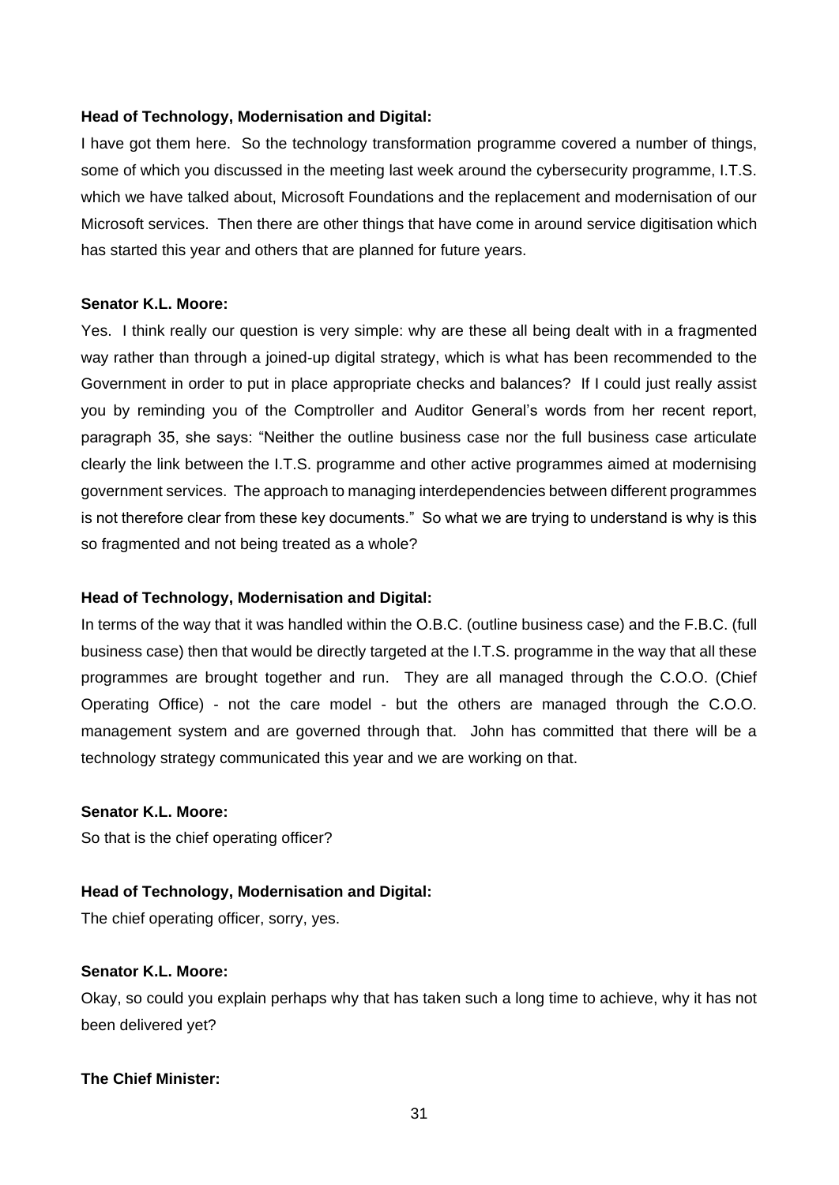**Head of Technology, Modernisation and Digital:**

I have got them here. So the technology transformation programme covered a number of things, some of which you discussed in the meeting last week around the cybersecurity programme, I.T.S. which we have talked about, Microsoft Foundations and the replacement and modernisation of our Microsoft services. Then there are other things that have come in around service digitisation which has started this year and others that are planned for future years.

**Senator K.L. Moore:**

Yes. I think really our question is very simple: why are these all being dealt with in a fragmented way rather than through a joined-up digital strategy, which is what has been recommended to the Government in order to put in place appropriate checks and balances? If I could just really assist you by reminding you of the Comptroller and Auditor General's words from her recent report, paragraph 35, she says: "Neither the outline business case nor the full business case articulate clearly the link between the I.T.S. programme and other active programmes aimed at modernising government services. The approach to managing interdependencies between different programmes is not therefore clear from these key documents." So what we are trying to understand is why is this so fragmented and not being treated as a whole?

**Head of Technology, Modernisation and Digital:**

In terms of the way that it was handled within the O.B.C. (outline business case) and the F.B.C. (full business case) then that would be directly targeted at the I.T.S. programme in the way that all these programmes are brought together and run. They are all managed through the C.O.O. (Chief Operating Office) - not the care model - but the others are managed through the C.O.O. management system and are governed through that. John has committed that there will be a technology strategy communicated this year and we are working on that.

**Senator K.L. Moore:**

So that is the chief operating officer?

**Head of Technology, Modernisation and Digital:**

The chief operating officer, sorry, yes.

**Senator K.L. Moore:**

Okay, so could you explain perhaps why that has taken such a long time to achieve, why it has not been delivered yet?

**The Chief Minister:**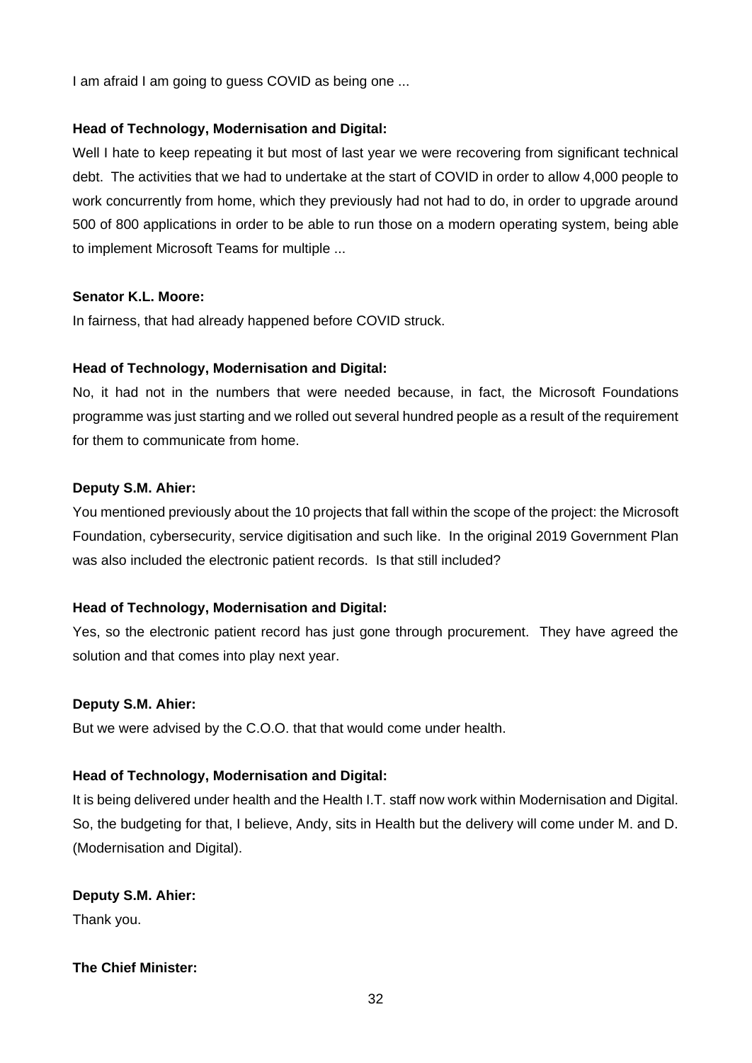I am afraid I am going to guess COVID as being one ...

**Head of Technology, Modernisation and Digital:**

Well I hate to keep repeating it but most of last year we were recovering from significant technical debt. The activities that we had to undertake at the start of COVID in order to allow 4,000 people to work concurrently from home, which they previously had not had to do, in order to upgrade around 500 of 800 applications in order to be able to run those on a modern operating system, being able to implement Microsoft Teams for multiple ...

**Senator K.L. Moore:**

In fairness, that had already happened before COVID struck.

**Head of Technology, Modernisation and Digital:**

No, it had not in the numbers that were needed because, in fact, the Microsoft Foundations programme was just starting and we rolled out several hundred people as a result of the requirement for them to communicate from home.

**Deputy S.M. Ahier:**

You mentioned previously about the 10 projects that fall within the scope of the project: the Microsoft Foundation, cybersecurity, service digitisation and such like. In the original 2019 Government Plan was also included the electronic patient records. Is that still included?

**Head of Technology, Modernisation and Digital:**

Yes, so the electronic patient record has just gone through procurement. They have agreed the solution and that comes into play next year.

**Deputy S.M. Ahier:**

But we were advised by the C.O.O. that that would come under health.

**Head of Technology, Modernisation and Digital:**

It is being delivered under health and the Health I.T. staff now work within Modernisation and Digital. So, the budgeting for that, I believe, Andy, sits in Health but the delivery will come under M. and D. (Modernisation and Digital).

**Deputy S.M. Ahier:**

Thank you.

**The Chief Minister:**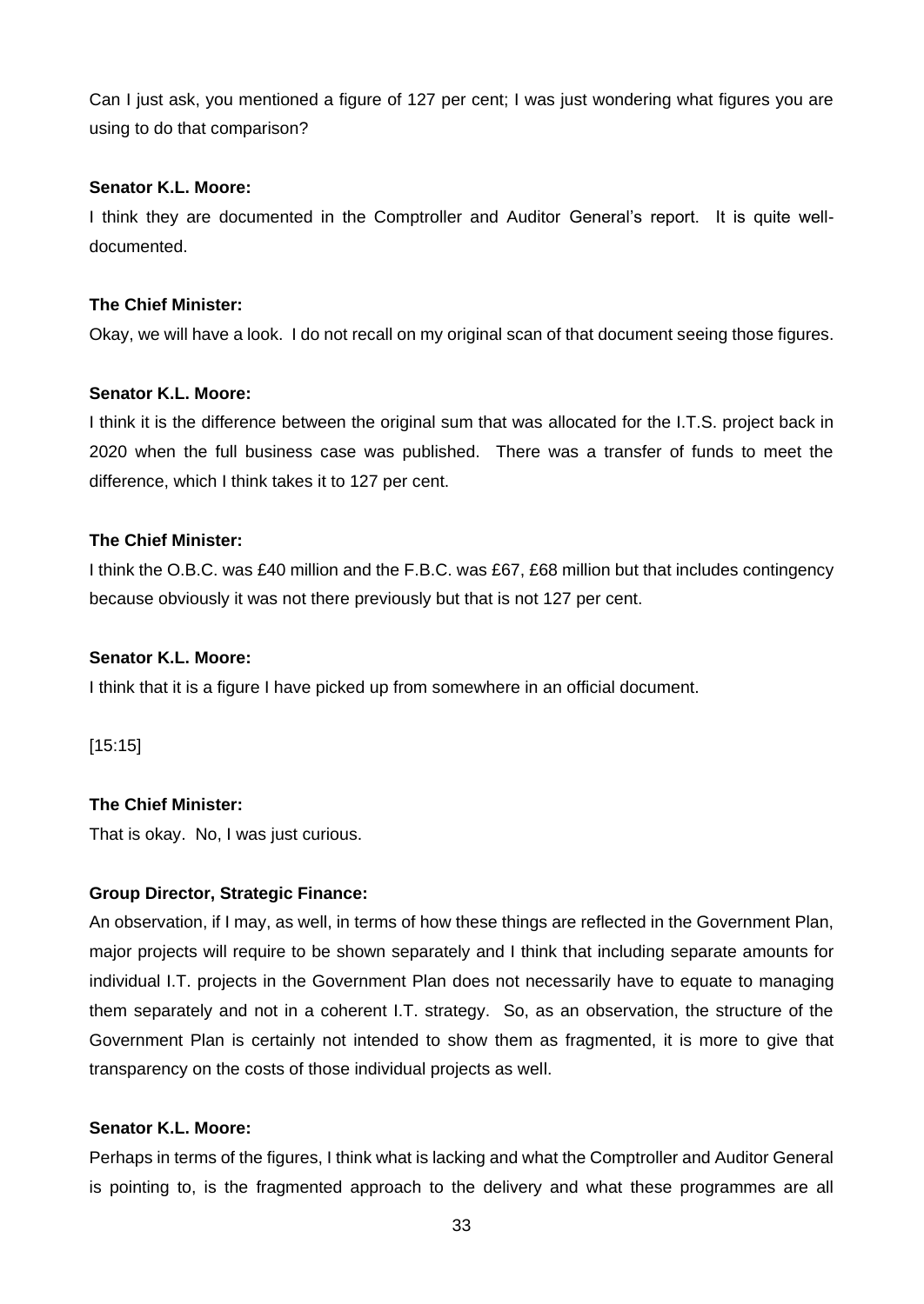Can I just ask, you mentioned a figure of 127 per cent; I was just wondering what figures you are using to do that comparison?

**Senator K.L. Moore:**

I think they are documented in the Comptroller and Auditor General's report. It is quite well-documented.

**The Chief Minister:**

Okay, we will have a look. I do not recall on my original scan of that document seeing those figures.

**Senator K.L. Moore:**

I think it is the difference between the original sum that was allocated for the I.T.S. project back in 2020 when the full business case was published. There was a transfer of funds to meet the difference, which I think takes it to 127 per cent.

**The Chief Minister:**

I think the O.B.C. was £40 million and the F.B.C. was £67, £68 million but that includes contingency because obviously it was not there previously but that is not 127 per cent.

**Senator K.L. Moore:**

I think that it is a figure I have picked up from somewhere in an official document.

[15:15]

**The Chief Minister:**

That is okay. No, I was just curious.

**Group Director, Strategic Finance:**

An observation, if I may, as well, in terms of how these things are reflected in the Government Plan, major projects will require to be shown separately and I think that including separate amounts for individual I.T. projects in the Government Plan does not necessarily have to equate to managing them separately and not in a coherent I.T. strategy. So, as an observation, the structure of the Government Plan is certainly not intended to show them as fragmented, it is more to give that transparency on the costs of those individual projects as well.

**Senator K.L. Moore:**

Perhaps in terms of the figures, I think what is lacking and what the Comptroller and Auditor General is pointing to, is the fragmented approach to the delivery and what these programmes are all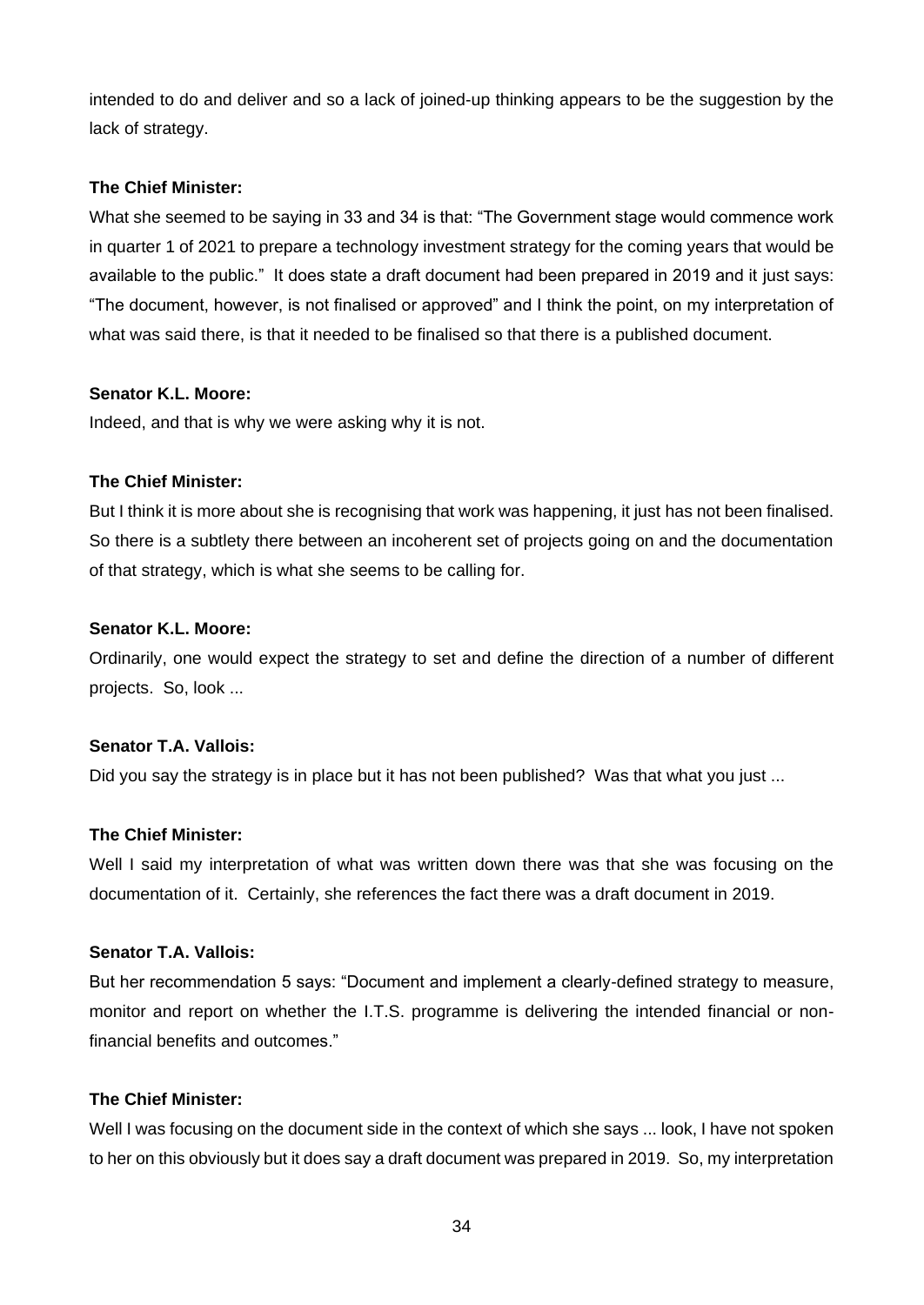intended to do and deliver and so a lack of joined-up thinking appears to be the suggestion by the lack of strategy.

**The Chief Minister:**

What she seemed to be saying in 33 and 34 is that: "The Government stage would commence work in quarter 1 of 2021 to prepare a technology investment strategy for the coming years that would be available to the public." It does state a draft document had been prepared in 2019 and it just says: "The document, however, is not finalised or approved" and I think the point, on my interpretation of what was said there, is that it needed to be finalised so that there is a published document.

**Senator K.L. Moore:**

Indeed, and that is why we were asking why it is not.

**The Chief Minister:**

But I think it is more about she is recognising that work was happening, it just has not been finalised. So there is a subtlety there between an incoherent set of projects going on and the documentation of that strategy, which is what she seems to be calling for.

**Senator K.L. Moore:**

Ordinarily, one would expect the strategy to set and define the direction of a number of different projects. So, look ...

**Senator T.A. Vallois:**

Did you say the strategy is in place but it has not been published? Was that what you just ...

**The Chief Minister:**

Well I said my interpretation of what was written down there was that she was focusing on the documentation of it. Certainly, she references the fact there was a draft document in 2019.

**Senator T.A. Vallois:**

But her recommendation 5 says: "Document and implement a clearly-defined strategy to measure, monitor and report on whether the I.T.S. programme is delivering the intended financial or non-financial benefits and outcomes."

**The Chief Minister:**

Well I was focusing on the document side in the context of which she says ... look, I have not spoken to her on this obviously but it does say a draft document was prepared in 2019. So, my interpretation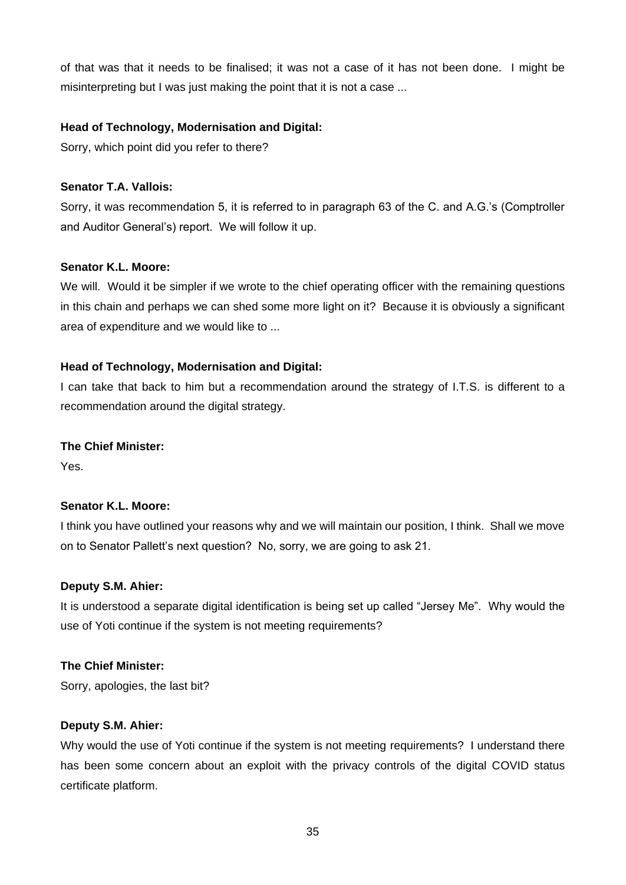of that was that it needs to be finalised; it was not a case of it has not been done. I might be misinterpreting but I was just making the point that it is not a case ...

**Head of Technology, Modernisation and Digital:**

Sorry, which point did you refer to there?

**Senator T.A. Vallois:**

Sorry, it was recommendation 5, it is referred to in paragraph 63 of the C. and A.G.'s (Comptroller and Auditor General's) report. We will follow it up.

**Senator K.L. Moore:**

We will. Would it be simpler if we wrote to the chief operating officer with the remaining questions in this chain and perhaps we can shed some more light on it? Because it is obviously a significant area of expenditure and we would like to ...

**Head of Technology, Modernisation and Digital:**

I can take that back to him but a recommendation around the strategy of I.T.S. is different to a recommendation around the digital strategy.

**The Chief Minister:**

Yes.

**Senator K.L. Moore:**

I think you have outlined your reasons why and we will maintain our position, I think. Shall we move on to Senator Pallett's next question? No, sorry, we are going to ask 21.

**Deputy S.M. Ahier:**

It is understood a separate digital identification is being set up called "Jersey Me". Why would the use of Yoti continue if the system is not meeting requirements?

**The Chief Minister:**

Sorry, apologies, the last bit?

**Deputy S.M. Ahier:**

Why would the use of Yoti continue if the system is not meeting requirements? I understand there has been some concern about an exploit with the privacy controls of the digital COVID status certificate platform.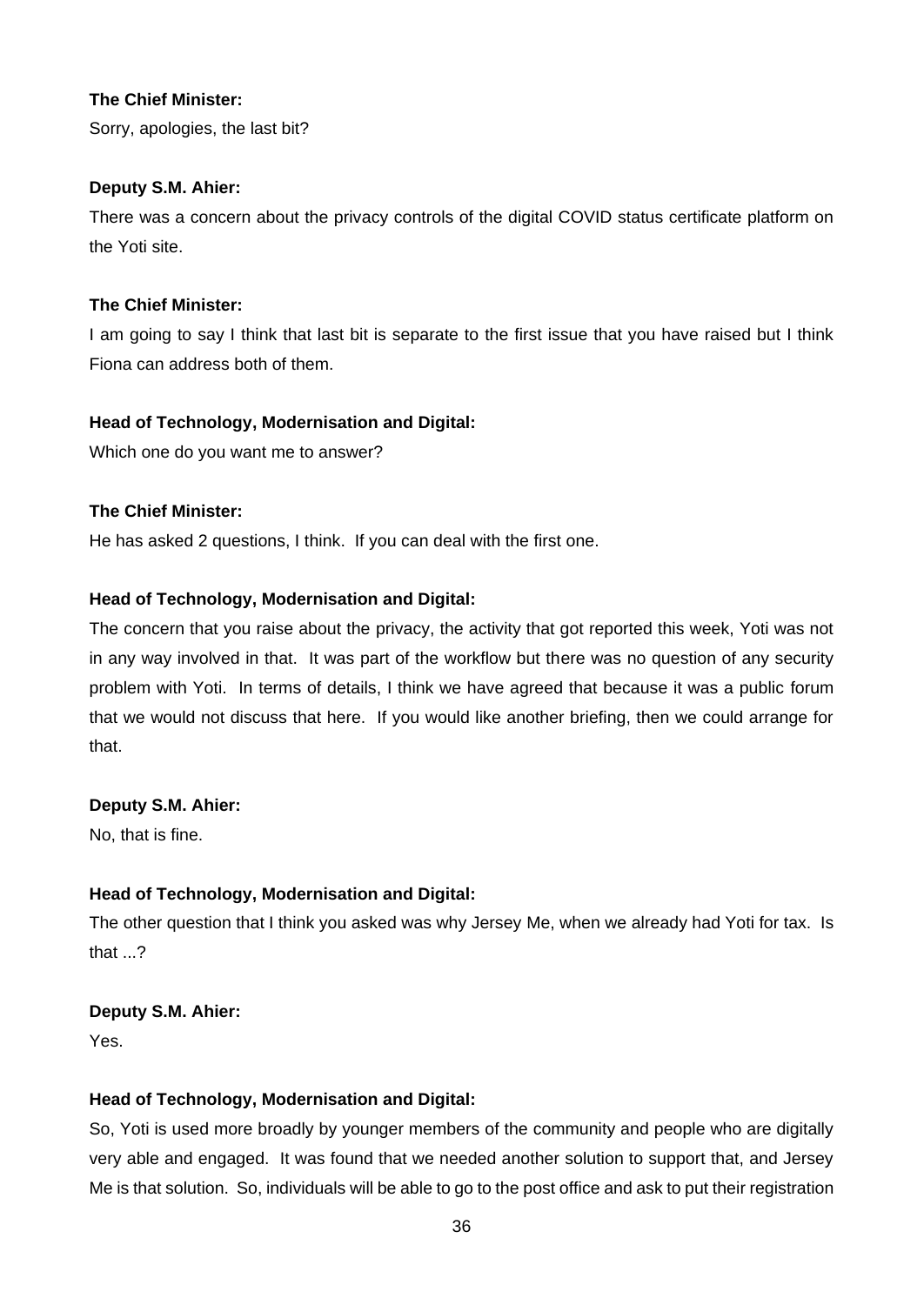**The Chief Minister:**

Sorry, apologies, the last bit?

**Deputy S.M. Ahier:**

There was a concern about the privacy controls of the digital COVID status certificate platform on the Yoti site.

**The Chief Minister:**

I am going to say I think that last bit is separate to the first issue that you have raised but I think Fiona can address both of them.

**Head of Technology, Modernisation and Digital:**

Which one do you want me to answer?

**The Chief Minister:**

He has asked 2 questions, I think. If you can deal with the first one.

**Head of Technology, Modernisation and Digital:**

The concern that you raise about the privacy, the activity that got reported this week, Yoti was not in any way involved in that. It was part of the workflow but there was no question of any security problem with Yoti. In terms of details, I think we have agreed that because it was a public forum that we would not discuss that here. If you would like another briefing, then we could arrange for that.

**Deputy S.M. Ahier:**

No, that is fine.

**Head of Technology, Modernisation and Digital:**

The other question that I think you asked was why Jersey Me, when we already had Yoti for tax. Is that ...?

**Deputy S.M. Ahier:**

Yes.

**Head of Technology, Modernisation and Digital:**

So, Yoti is used more broadly by younger members of the community and people who are digitally very able and engaged. It was found that we needed another solution to support that, and Jersey Me is that solution. So, individuals will be able to go to the post office and ask to put their registration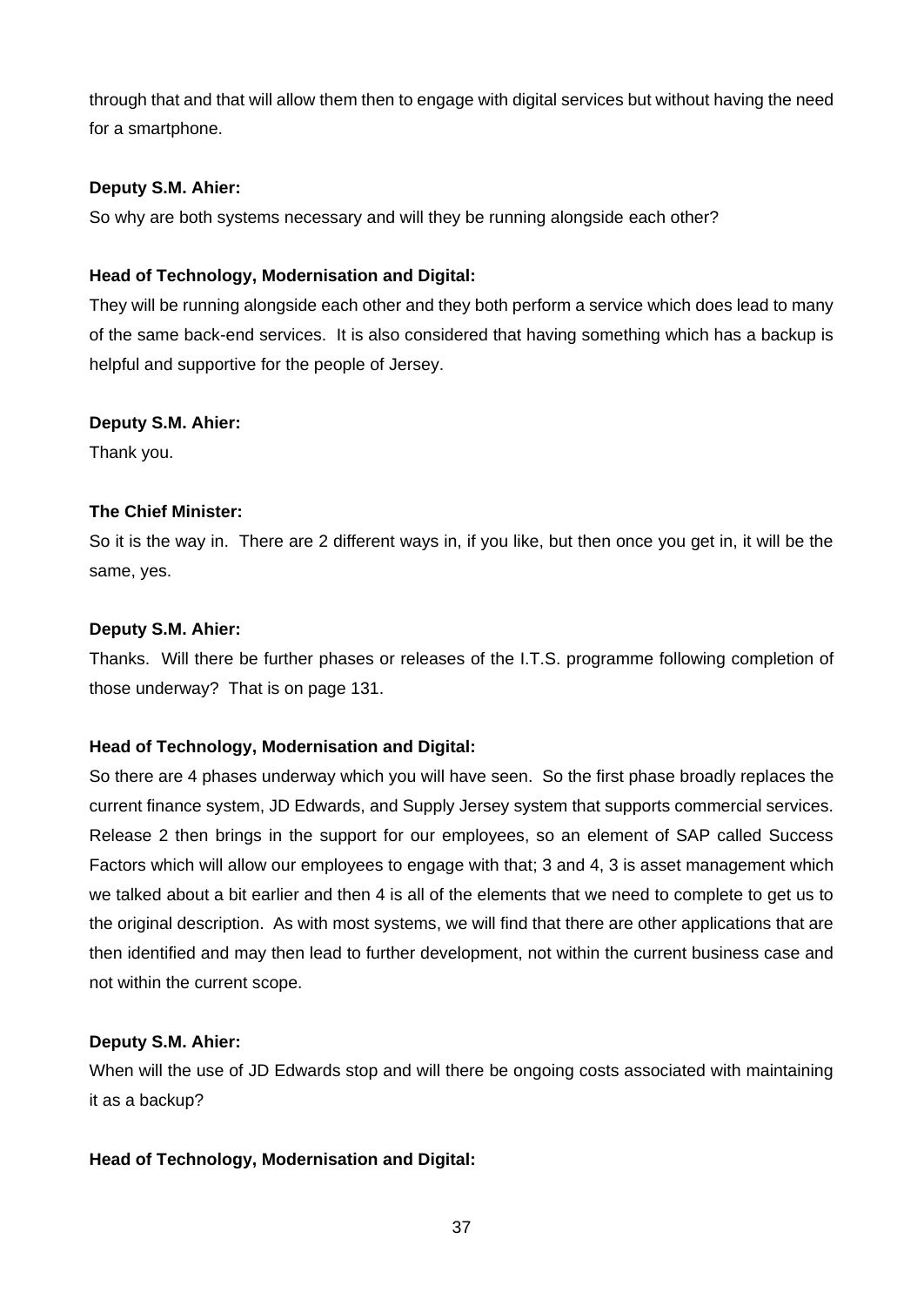through that and that will allow them then to engage with digital services but without having the need for a smartphone.

**Deputy S.M. Ahier:**

So why are both systems necessary and will they be running alongside each other?

**Head of Technology, Modernisation and Digital:**

They will be running alongside each other and they both perform a service which does lead to many of the same back-end services. It is also considered that having something which has a backup is helpful and supportive for the people of Jersey.

**Deputy S.M. Ahier:**

Thank you.

**The Chief Minister:**

So it is the way in. There are 2 different ways in, if you like, but then once you get in, it will be the same, yes.

**Deputy S.M. Ahier:**

Thanks. Will there be further phases or releases of the I.T.S. programme following completion of those underway? That is on page 131.

**Head of Technology, Modernisation and Digital:**

So there are 4 phases underway which you will have seen. So the first phase broadly replaces the current finance system, JD Edwards, and Supply Jersey system that supports commercial services. Release 2 then brings in the support for our employees, so an element of SAP called Success Factors which will allow our employees to engage with that; 3 and 4, 3 is asset management which we talked about a bit earlier and then 4 is all of the elements that we need to complete to get us to the original description. As with most systems, we will find that there are other applications that are then identified and may then lead to further development, not within the current business case and not within the current scope.

**Deputy S.M. Ahier:**

When will the use of JD Edwards stop and will there be ongoing costs associated with maintaining it as a backup?

**Head of Technology, Modernisation and Digital:**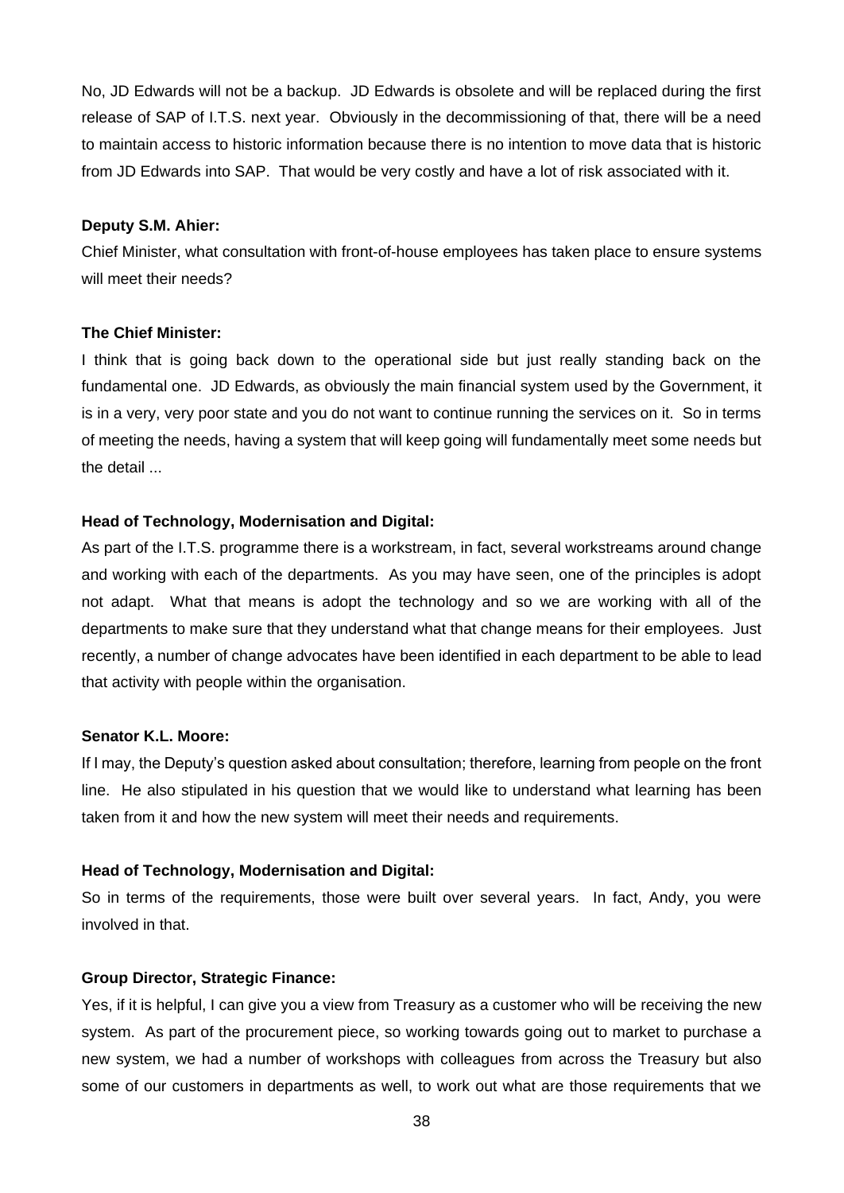No, JD Edwards will not be a backup. JD Edwards is obsolete and will be replaced during the first release of SAP of I.T.S. next year. Obviously in the decommissioning of that, there will be a need to maintain access to historic information because there is no intention to move data that is historic from JD Edwards into SAP. That would be very costly and have a lot of risk associated with it.

**Deputy S.M. Ahier:**

Chief Minister, what consultation with front-of-house employees has taken place to ensure systems will meet their needs?

**The Chief Minister:**

I think that is going back down to the operational side but just really standing back on the fundamental one. JD Edwards, as obviously the main financial system used by the Government, it is in a very, very poor state and you do not want to continue running the services on it. So in terms of meeting the needs, having a system that will keep going will fundamentally meet some needs but the detail ...

**Head of Technology, Modernisation and Digital:**

As part of the I.T.S. programme there is a workstream, in fact, several workstreams around change and working with each of the departments. As you may have seen, one of the principles is adopt not adapt. What that means is adopt the technology and so we are working with all of the departments to make sure that they understand what that change means for their employees. Just recently, a number of change advocates have been identified in each department to be able to lead that activity with people within the organisation.

**Senator K.L. Moore:**

If I may, the Deputy's question asked about consultation; therefore, learning from people on the front line. He also stipulated in his question that we would like to understand what learning has been taken from it and how the new system will meet their needs and requirements.

**Head of Technology, Modernisation and Digital:**

So in terms of the requirements, those were built over several years. In fact, Andy, you were involved in that.

**Group Director, Strategic Finance:**

Yes, if it is helpful, I can give you a view from Treasury as a customer who will be receiving the new system. As part of the procurement piece, so working towards going out to market to purchase a new system, we had a number of workshops with colleagues from across the Treasury but also some of our customers in departments as well, to work out what are those requirements that we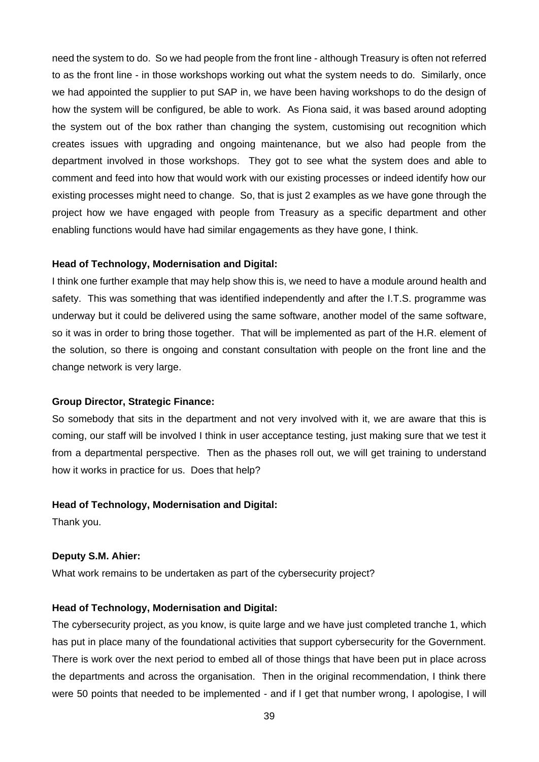need the system to do. So we had people from the front line - although Treasury is often not referred to as the front line - in those workshops working out what the system needs to do. Similarly, once we had appointed the supplier to put SAP in, we have been having workshops to do the design of how the system will be configured, be able to work. As Fiona said, it was based around adopting the system out of the box rather than changing the system, customising out recognition which creates issues with upgrading and ongoing maintenance, but we also had people from the department involved in those workshops. They got to see what the system does and able to comment and feed into how that would work with our existing processes or indeed identify how our existing processes might need to change. So, that is just 2 examples as we have gone through the project how we have engaged with people from Treasury as a specific department and other enabling functions would have had similar engagements as they have gone, I think.

**Head of Technology, Modernisation and Digital:**

I think one further example that may help show this is, we need to have a module around health and safety. This was something that was identified independently and after the I.T.S. programme was underway but it could be delivered using the same software, another model of the same software, so it was in order to bring those together. That will be implemented as part of the H.R. element of the solution, so there is ongoing and constant consultation with people on the front line and the change network is very large.

**Group Director, Strategic Finance:**

So somebody that sits in the department and not very involved with it, we are aware that this is coming, our staff will be involved I think in user acceptance testing, just making sure that we test it from a departmental perspective. Then as the phases roll out, we will get training to understand how it works in practice for us. Does that help?

**Head of Technology, Modernisation and Digital:**

Thank you.

**Deputy S.M. Ahier:**

What work remains to be undertaken as part of the cybersecurity project?

**Head of Technology, Modernisation and Digital:**

The cybersecurity project, as you know, is quite large and we have just completed tranche 1, which has put in place many of the foundational activities that support cybersecurity for the Government. There is work over the next period to embed all of those things that have been put in place across the departments and across the organisation. Then in the original recommendation, I think there were 50 points that needed to be implemented - and if I get that number wrong, I apologise, I will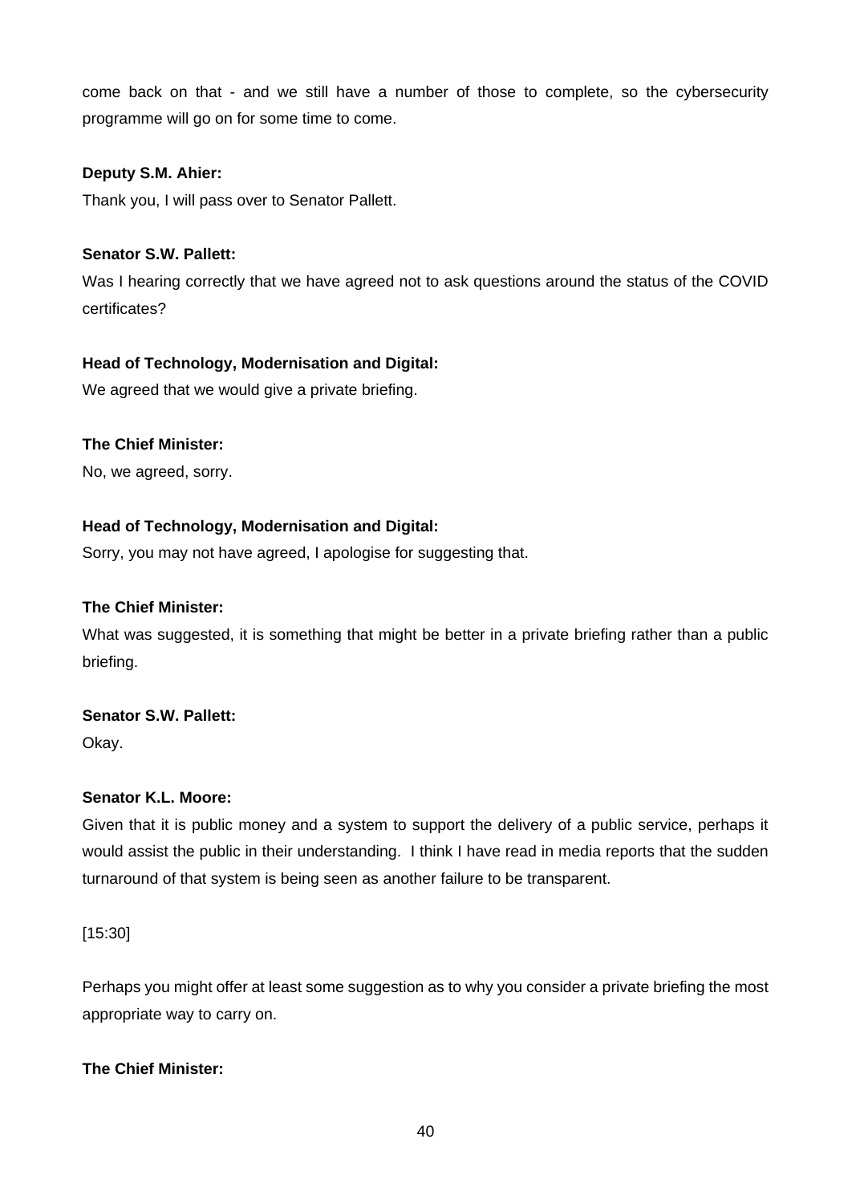come back on that - and we still have a number of those to complete, so the cybersecurity programme will go on for some time to come.

**Deputy S.M. Ahier:**

Thank you, I will pass over to Senator Pallett.

**Senator S.W. Pallett:**

Was I hearing correctly that we have agreed not to ask questions around the status of the COVID certificates?

**Head of Technology, Modernisation and Digital:**

We agreed that we would give a private briefing.

**The Chief Minister:**

No, we agreed, sorry.

**Head of Technology, Modernisation and Digital:**

Sorry, you may not have agreed, I apologise for suggesting that.

**The Chief Minister:**

What was suggested, it is something that might be better in a private briefing rather than a public briefing.

**Senator S.W. Pallett:**

Okay.

**Senator K.L. Moore:**

Given that it is public money and a system to support the delivery of a public service, perhaps it would assist the public in their understanding. I think I have read in media reports that the sudden turnaround of that system is being seen as another failure to be transparent.

[15:30]

Perhaps you might offer at least some suggestion as to why you consider a private briefing the most appropriate way to carry on.

**The Chief Minister:**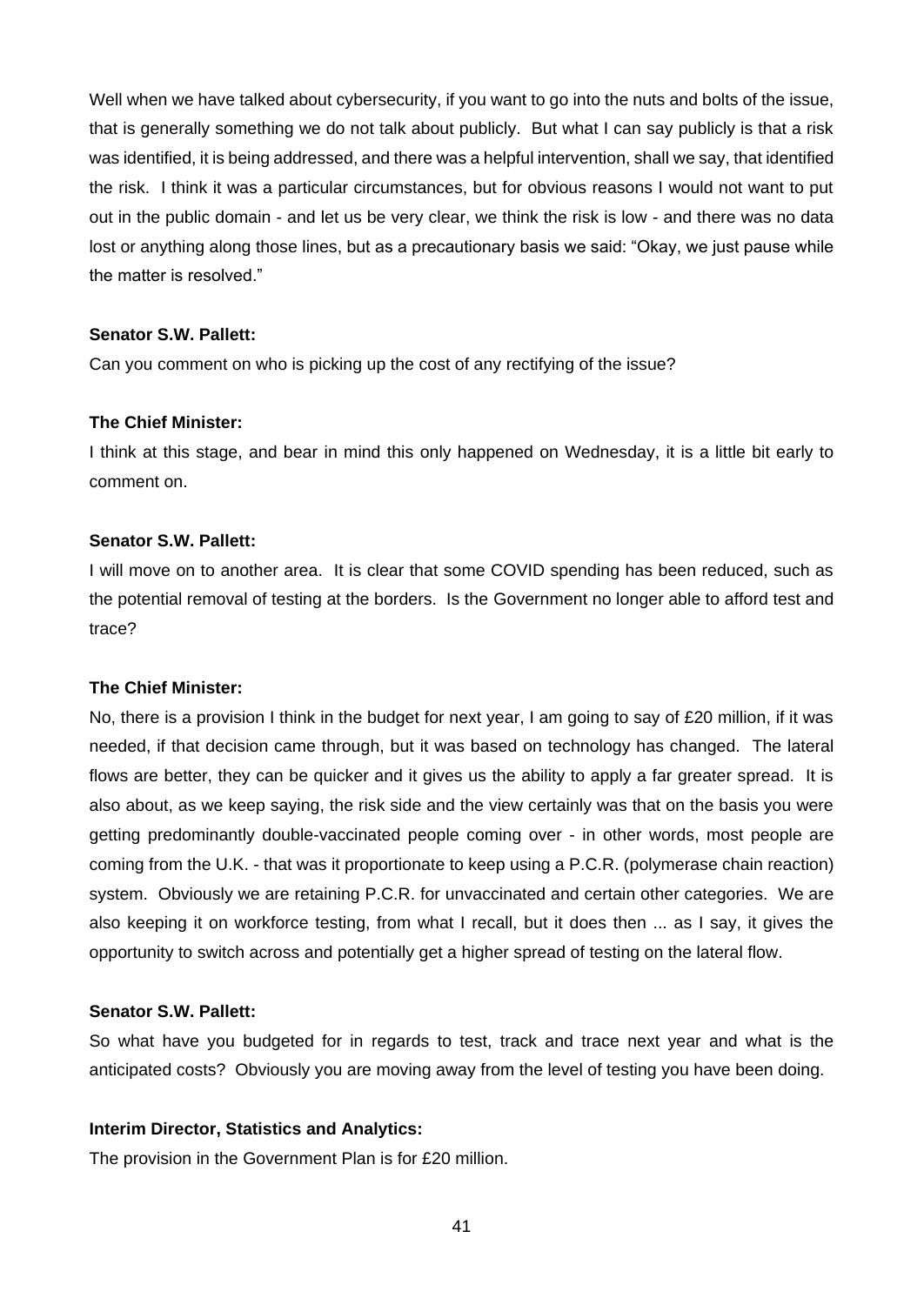Well when we have talked about cybersecurity, if you want to go into the nuts and bolts of the issue, that is generally something we do not talk about publicly. But what I can say publicly is that a risk was identified, it is being addressed, and there was a helpful intervention, shall we say, that identified the risk. I think it was a particular circumstances, but for obvious reasons I would not want to put out in the public domain - and let us be very clear, we think the risk is low - and there was no data lost or anything along those lines, but as a precautionary basis we said: "Okay, we just pause while the matter is resolved."

**Senator S.W. Pallett:**

Can you comment on who is picking up the cost of any rectifying of the issue?

**The Chief Minister:**

I think at this stage, and bear in mind this only happened on Wednesday, it is a little bit early to comment on.

**Senator S.W. Pallett:**

I will move on to another area. It is clear that some COVID spending has been reduced, such as the potential removal of testing at the borders. Is the Government no longer able to afford test and trace?

**The Chief Minister:**

No, there is a provision I think in the budget for next year, I am going to say of £20 million, if it was needed, if that decision came through, but it was based on technology has changed. The lateral flows are better, they can be quicker and it gives us the ability to apply a far greater spread. It is also about, as we keep saying, the risk side and the view certainly was that on the basis you were getting predominantly double-vaccinated people coming over - in other words, most people are coming from the U.K. - that was it proportionate to keep using a P.C.R. (polymerase chain reaction) system. Obviously we are retaining P.C.R. for unvaccinated and certain other categories. We are also keeping it on workforce testing, from what I recall, but it does then ... as I say, it gives the opportunity to switch across and potentially get a higher spread of testing on the lateral flow.

**Senator S.W. Pallett:**

So what have you budgeted for in regards to test, track and trace next year and what is the anticipated costs? Obviously you are moving away from the level of testing you have been doing.

**Interim Director, Statistics and Analytics:**

The provision in the Government Plan is for £20 million.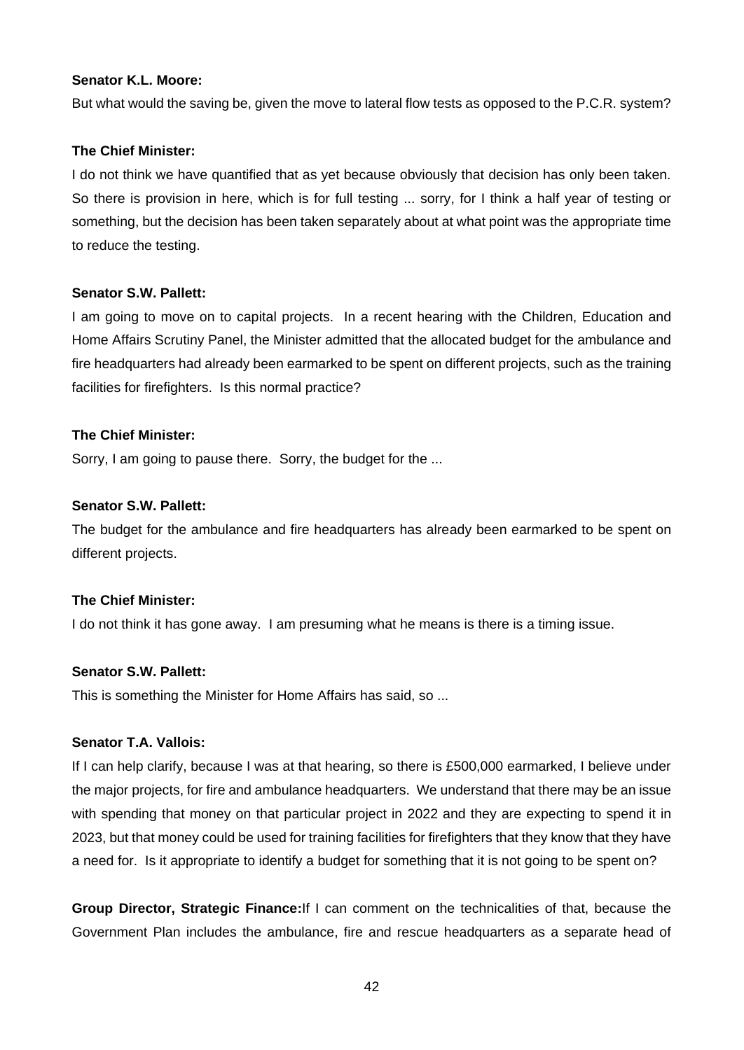**Senator K.L. Moore:**

But what would the saving be, given the move to lateral flow tests as opposed to the P.C.R. system?

**The Chief Minister:**

I do not think we have quantified that as yet because obviously that decision has only been taken. So there is provision in here, which is for full testing ... sorry, for I think a half year of testing or something, but the decision has been taken separately about at what point was the appropriate time to reduce the testing.

**Senator S.W. Pallett:**

I am going to move on to capital projects. In a recent hearing with the Children, Education and Home Affairs Scrutiny Panel, the Minister admitted that the allocated budget for the ambulance and fire headquarters had already been earmarked to be spent on different projects, such as the training facilities for firefighters. Is this normal practice?

**The Chief Minister:**

Sorry, I am going to pause there. Sorry, the budget for the ...

**Senator S.W. Pallett:**

The budget for the ambulance and fire headquarters has already been earmarked to be spent on different projects.

**The Chief Minister:**

I do not think it has gone away. I am presuming what he means is there is a timing issue.

**Senator S.W. Pallett:**

This is something the Minister for Home Affairs has said, so ...

**Senator T.A. Vallois:**

If I can help clarify, because I was at that hearing, so there is £500,000 earmarked, I believe under the major projects, for fire and ambulance headquarters. We understand that there may be an issue with spending that money on that particular project in 2022 and they are expecting to spend it in 2023, but that money could be used for training facilities for firefighters that they know that they have a need for. Is it appropriate to identify a budget for something that it is not going to be spent on?

**Group Director, Strategic Finance:** If I can comment on the technicalities of that, because the Government Plan includes the ambulance, fire and rescue headquarters as a separate head of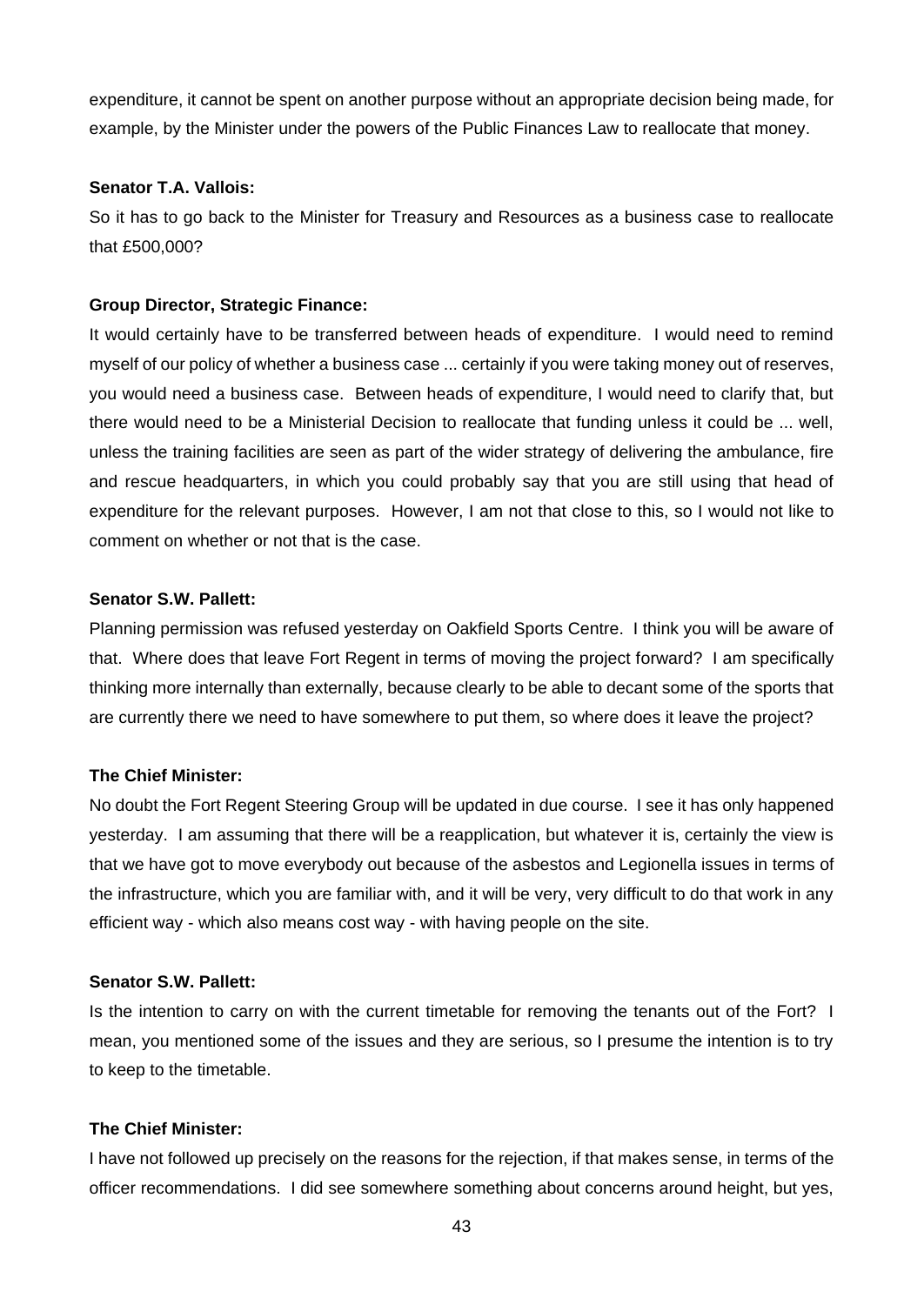expenditure, it cannot be spent on another purpose without an appropriate decision being made, for example, by the Minister under the powers of the Public Finances Law to reallocate that money.

**Senator T.A. Vallois:**

So it has to go back to the Minister for Treasury and Resources as a business case to reallocate that £500,000?

**Group Director, Strategic Finance:**

It would certainly have to be transferred between heads of expenditure. I would need to remind myself of our policy of whether a business case ... certainly if you were taking money out of reserves, you would need a business case. Between heads of expenditure, I would need to clarify that, but there would need to be a Ministerial Decision to reallocate that funding unless it could be ... well, unless the training facilities are seen as part of the wider strategy of delivering the ambulance, fire and rescue headquarters, in which you could probably say that you are still using that head of expenditure for the relevant purposes. However, I am not that close to this, so I would not like to comment on whether or not that is the case.

**Senator S.W. Pallett:**

Planning permission was refused yesterday on Oakfield Sports Centre. I think you will be aware of that. Where does that leave Fort Regent in terms of moving the project forward? I am specifically thinking more internally than externally, because clearly to be able to decant some of the sports that are currently there we need to have somewhere to put them, so where does it leave the project?

**The Chief Minister:**

No doubt the Fort Regent Steering Group will be updated in due course. I see it has only happened yesterday. I am assuming that there will be a reapplication, but whatever it is, certainly the view is that we have got to move everybody out because of the asbestos and Legionella issues in terms of the infrastructure, which you are familiar with, and it will be very, very difficult to do that work in any efficient way - which also means cost way - with having people on the site.

**Senator S.W. Pallett:**

Is the intention to carry on with the current timetable for removing the tenants out of the Fort? I mean, you mentioned some of the issues and they are serious, so I presume the intention is to try to keep to the timetable.

**The Chief Minister:**

I have not followed up precisely on the reasons for the rejection, if that makes sense, in terms of the officer recommendations. I did see somewhere something about concerns around height, but yes,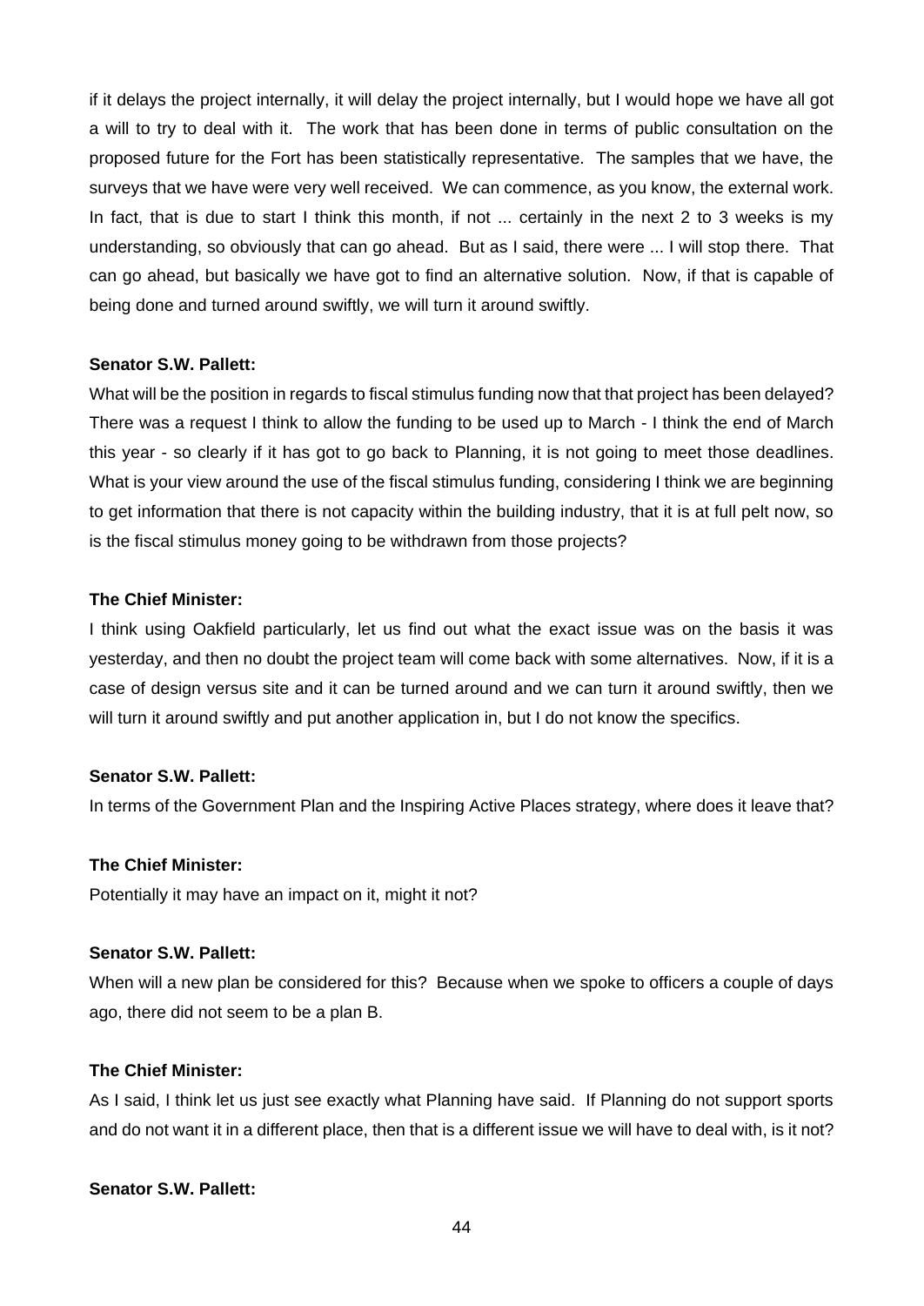if it delays the project internally, it will delay the project internally, but I would hope we have all got a will to try to deal with it. The work that has been done in terms of public consultation on the proposed future for the Fort has been statistically representative. The samples that we have, the surveys that we have were very well received. We can commence, as you know, the external work. In fact, that is due to start I think this month, if not ... certainly in the next 2 to 3 weeks is my understanding, so obviously that can go ahead. But as I said, there were ... I will stop there. That can go ahead, but basically we have got to find an alternative solution. Now, if that is capable of being done and turned around swiftly, we will turn it around swiftly.

**Senator S.W. Pallett:**

What will be the position in regards to fiscal stimulus funding now that that project has been delayed? There was a request I think to allow the funding to be used up to March - I think the end of March this year - so clearly if it has got to go back to Planning, it is not going to meet those deadlines. What is your view around the use of the fiscal stimulus funding, considering I think we are beginning to get information that there is not capacity within the building industry, that it is at full pelt now, so is the fiscal stimulus money going to be withdrawn from those projects?

**The Chief Minister:**

I think using Oakfield particularly, let us find out what the exact issue was on the basis it was yesterday, and then no doubt the project team will come back with some alternatives. Now, if it is a case of design versus site and it can be turned around and we can turn it around swiftly, then we will turn it around swiftly and put another application in, but I do not know the specifics.

**Senator S.W. Pallett:**

In terms of the Government Plan and the Inspiring Active Places strategy, where does it leave that?

**The Chief Minister:**

Potentially it may have an impact on it, might it not?

**Senator S.W. Pallett:**

When will a new plan be considered for this? Because when we spoke to officers a couple of days ago, there did not seem to be a plan B.

**The Chief Minister:**

As I said, I think let us just see exactly what Planning have said. If Planning do not support sports and do not want it in a different place, then that is a different issue we will have to deal with, is it not?

**Senator S.W. Pallett:**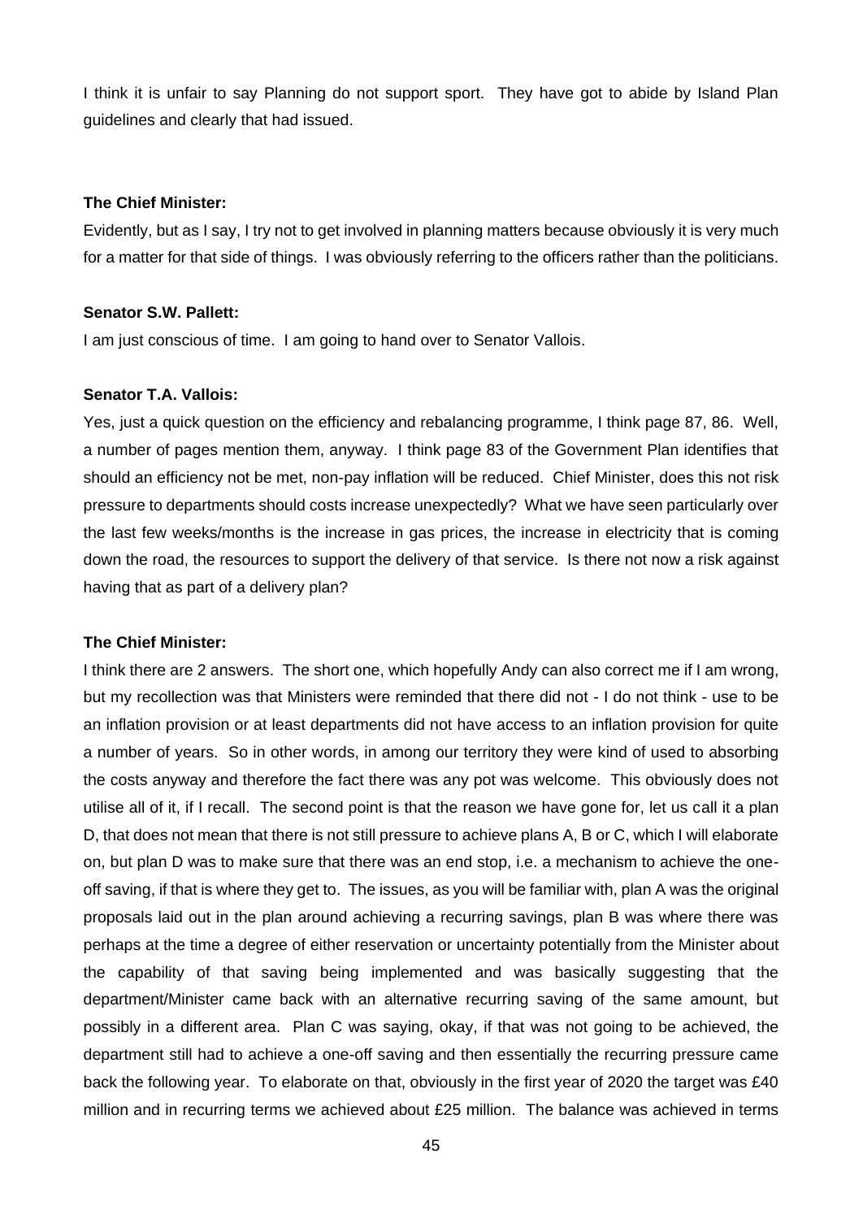I think it is unfair to say Planning do not support sport. They have got to abide by Island Plan guidelines and clearly that had issued.

**The Chief Minister:**

Evidently, but as I say, I try not to get involved in planning matters because obviously it is very much for a matter for that side of things. I was obviously referring to the officers rather than the politicians.

**Senator S.W. Pallett:**

I am just conscious of time. I am going to hand over to Senator Vallois.

**Senator T.A. Vallois:**

Yes, just a quick question on the efficiency and rebalancing programme, I think page 87, 86. Well, a number of pages mention them, anyway. I think page 83 of the Government Plan identifies that should an efficiency not be met, non-pay inflation will be reduced. Chief Minister, does this not risk pressure to departments should costs increase unexpectedly? What we have seen particularly over the last few weeks/months is the increase in gas prices, the increase in electricity that is coming down the road, the resources to support the delivery of that service. Is there not now a risk against having that as part of a delivery plan?

**The Chief Minister:**

I think there are 2 answers. The short one, which hopefully Andy can also correct me if I am wrong, but my recollection was that Ministers were reminded that there did not - I do not think - use to be an inflation provision or at least departments did not have access to an inflation provision for quite a number of years. So in other words, in among our territory they were kind of used to absorbing the costs anyway and therefore the fact there was any pot was welcome. This obviously does not utilise all of it, if I recall. The second point is that the reason we have gone for, let us call it a plan D, that does not mean that there is not still pressure to achieve plans A, B or C, which I will elaborate on, but plan D was to make sure that there was an end stop, i.e. a mechanism to achieve the one-off saving, if that is where they get to. The issues, as you will be familiar with, plan A was the original proposals laid out in the plan around achieving a recurring savings, plan B was where there was perhaps at the time a degree of either reservation or uncertainty potentially from the Minister about the capability of that saving being implemented and was basically suggesting that the department/Minister came back with an alternative recurring saving of the same amount, but possibly in a different area. Plan C was saying, okay, if that was not going to be achieved, the department still had to achieve a one-off saving and then essentially the recurring pressure came back the following year. To elaborate on that, obviously in the first year of 2020 the target was £40 million and in recurring terms we achieved about £25 million. The balance was achieved in terms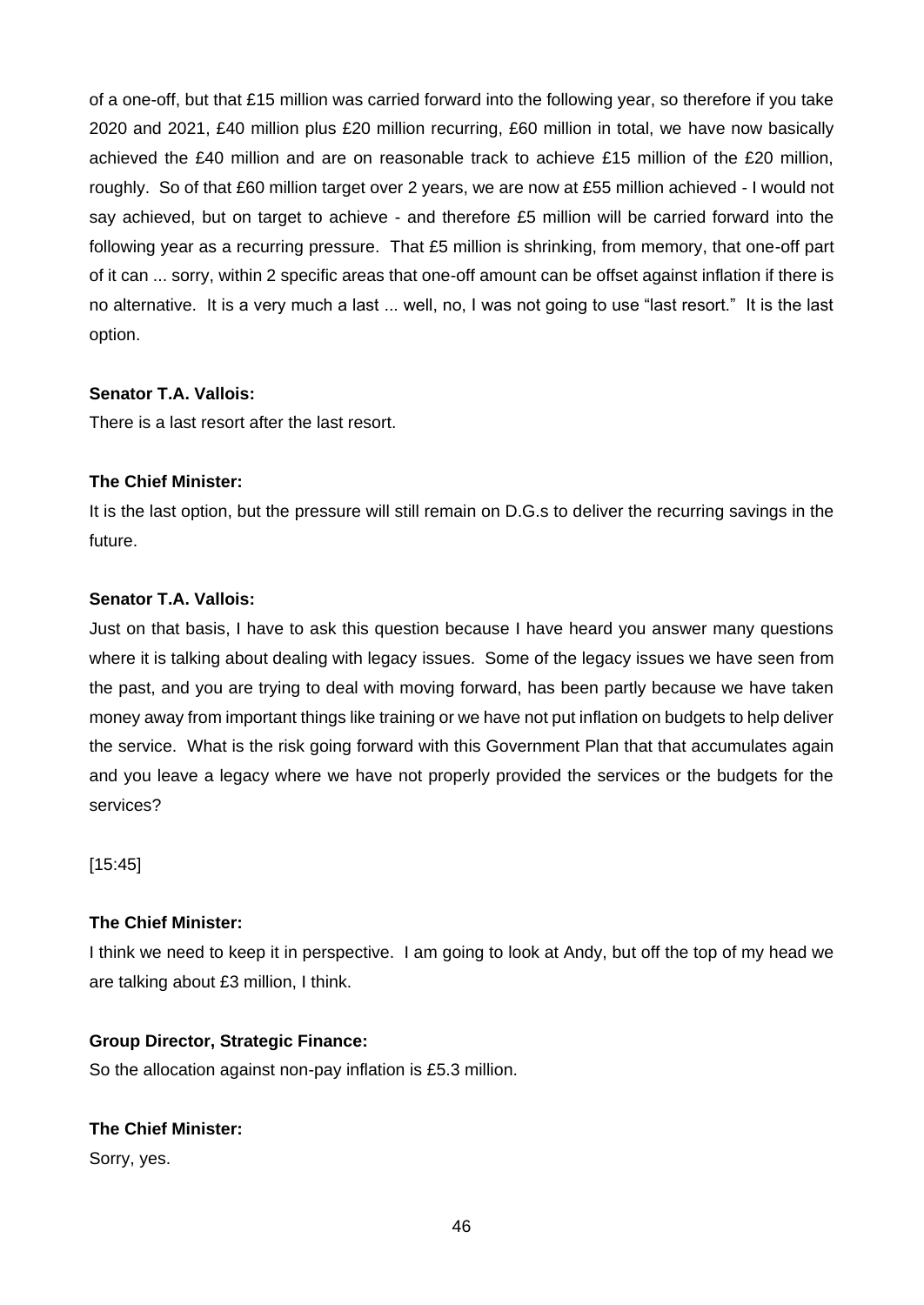of a one-off, but that £15 million was carried forward into the following year, so therefore if you take 2020 and 2021, £40 million plus £20 million recurring, £60 million in total, we have now basically achieved the £40 million and are on reasonable track to achieve £15 million of the £20 million, roughly. So of that £60 million target over 2 years, we are now at £55 million achieved - I would not say achieved, but on target to achieve - and therefore £5 million will be carried forward into the following year as a recurring pressure. That £5 million is shrinking, from memory, that one-off part of it can ... sorry, within 2 specific areas that one-off amount can be offset against inflation if there is no alternative. It is a very much a last ... well, no, I was not going to use "last resort." It is the last option.

**Senator T.A. Vallois:**

There is a last resort after the last resort.

**The Chief Minister:**

It is the last option, but the pressure will still remain on D.G.s to deliver the recurring savings in the future.

**Senator T.A. Vallois:**

Just on that basis, I have to ask this question because I have heard you answer many questions where it is talking about dealing with legacy issues. Some of the legacy issues we have seen from the past, and you are trying to deal with moving forward, has been partly because we have taken money away from important things like training or we have not put inflation on budgets to help deliver the service. What is the risk going forward with this Government Plan that that accumulates again and you leave a legacy where we have not properly provided the services or the budgets for the services?

[15:45]

**The Chief Minister:**

I think we need to keep it in perspective. I am going to look at Andy, but off the top of my head we are talking about £3 million, I think.

**Group Director, Strategic Finance:**

So the allocation against non-pay inflation is £5.3 million.

**The Chief Minister:**

Sorry, yes.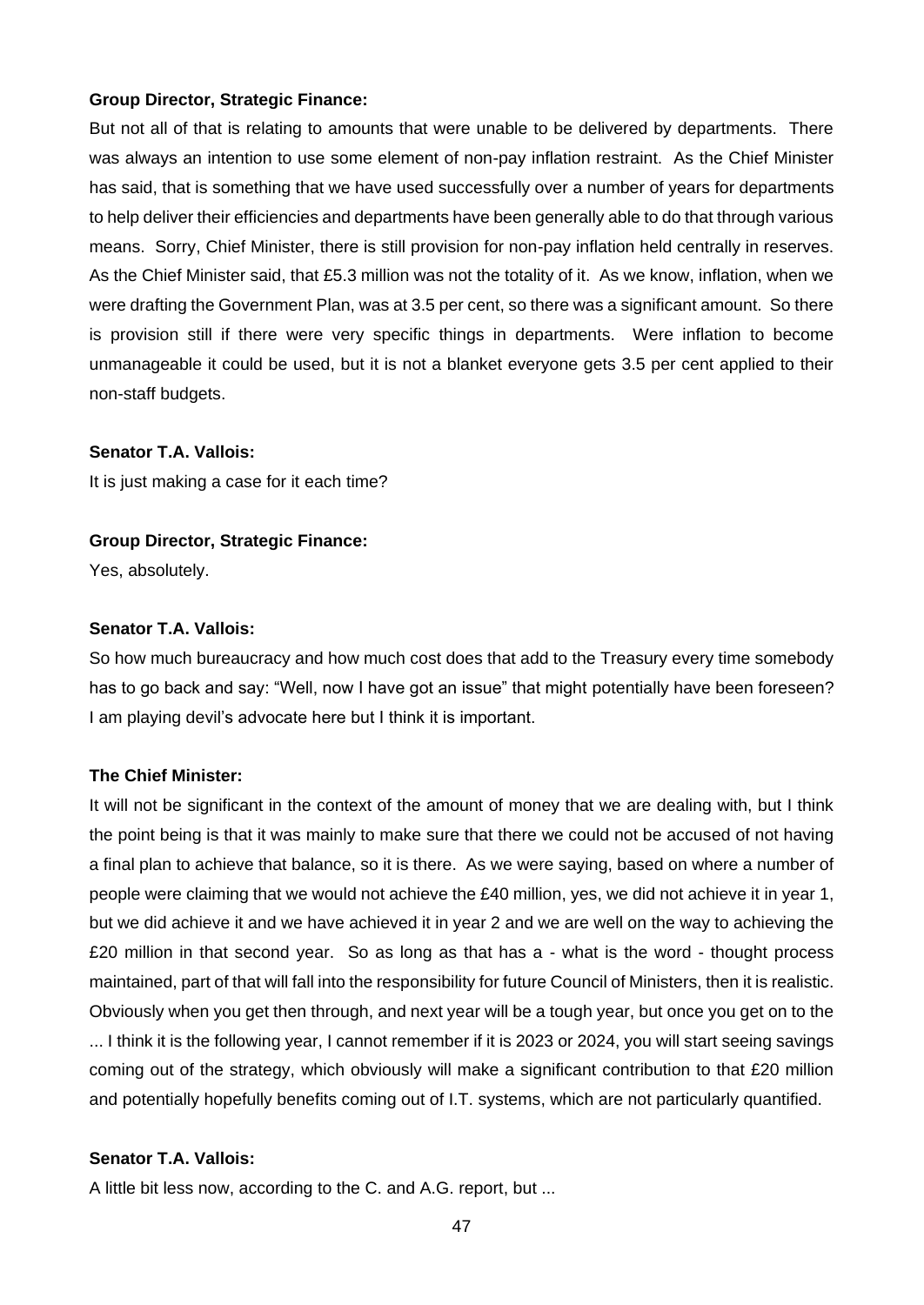**Group Director, Strategic Finance:**

But not all of that is relating to amounts that were unable to be delivered by departments. There was always an intention to use some element of non-pay inflation restraint. As the Chief Minister has said, that is something that we have used successfully over a number of years for departments to help deliver their efficiencies and departments have been generally able to do that through various means. Sorry, Chief Minister, there is still provision for non-pay inflation held centrally in reserves. As the Chief Minister said, that £5.3 million was not the totality of it. As we know, inflation, when we were drafting the Government Plan, was at 3.5 per cent, so there was a significant amount. So there is provision still if there were very specific things in departments. Were inflation to become unmanageable it could be used, but it is not a blanket everyone gets 3.5 per cent applied to their non-staff budgets.

**Senator T.A. Vallois:**

It is just making a case for it each time?

**Group Director, Strategic Finance:**

Yes, absolutely.

**Senator T.A. Vallois:**

So how much bureaucracy and how much cost does that add to the Treasury every time somebody has to go back and say: "Well, now I have got an issue" that might potentially have been foreseen? I am playing devil's advocate here but I think it is important.

**The Chief Minister:**

It will not be significant in the context of the amount of money that we are dealing with, but I think the point being is that it was mainly to make sure that there we could not be accused of not having a final plan to achieve that balance, so it is there. As we were saying, based on where a number of people were claiming that we would not achieve the £40 million, yes, we did not achieve it in year 1, but we did achieve it and we have achieved it in year 2 and we are well on the way to achieving the £20 million in that second year. So as long as that has a - what is the word - thought process maintained, part of that will fall into the responsibility for future Council of Ministers, then it is realistic. Obviously when you get then through, and next year will be a tough year, but once you get on to the ... I think it is the following year, I cannot remember if it is 2023 or 2024, you will start seeing savings coming out of the strategy, which obviously will make a significant contribution to that £20 million and potentially hopefully benefits coming out of I.T. systems, which are not particularly quantified.

**Senator T.A. Vallois:**

A little bit less now, according to the C. and A.G. report, but ...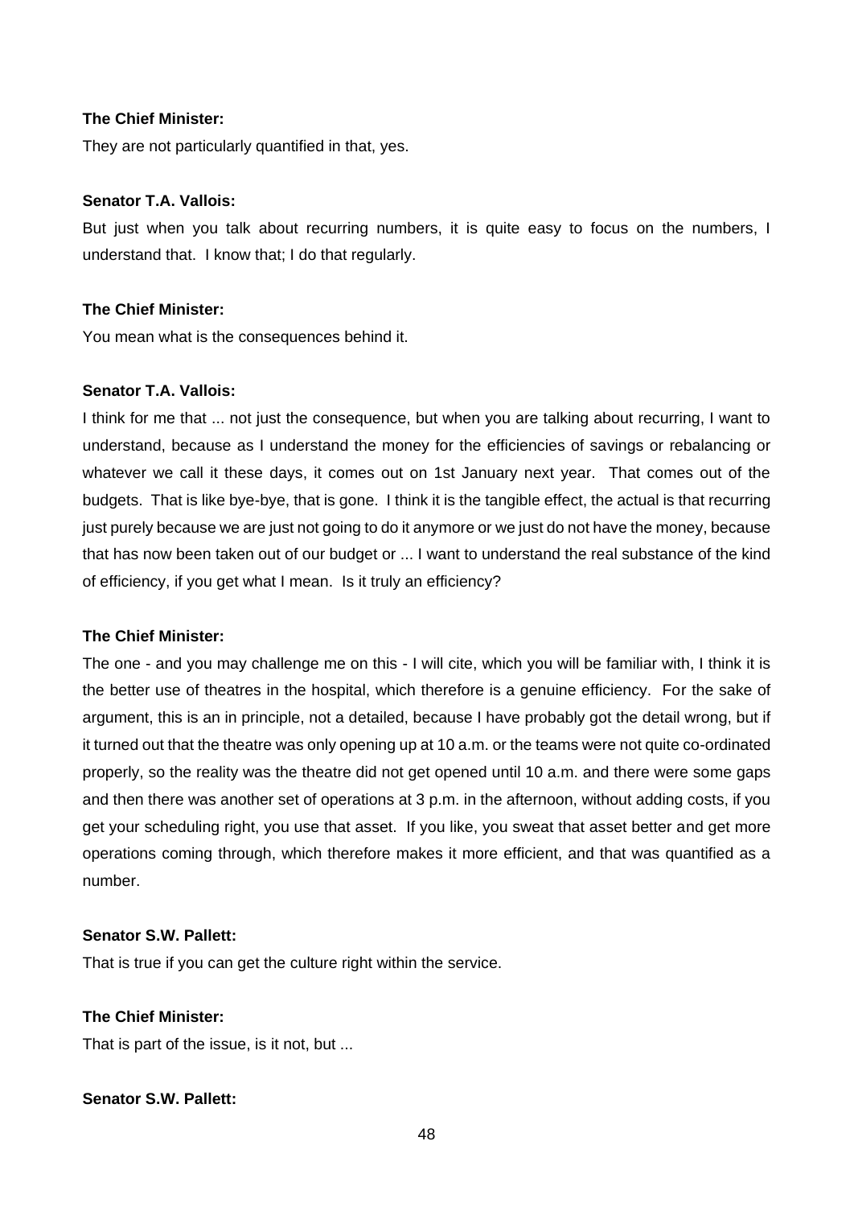**The Chief Minister:**

They are not particularly quantified in that, yes.

**Senator T.A. Vallois:**

But just when you talk about recurring numbers, it is quite easy to focus on the numbers, I understand that. I know that; I do that regularly.

**The Chief Minister:**

You mean what is the consequences behind it.

**Senator T.A. Vallois:**

I think for me that ... not just the consequence, but when you are talking about recurring, I want to understand, because as I understand the money for the efficiencies of savings or rebalancing or whatever we call it these days, it comes out on 1st January next year. That comes out of the budgets. That is like bye-bye, that is gone. I think it is the tangible effect, the actual is that recurring just purely because we are just not going to do it anymore or we just do not have the money, because that has now been taken out of our budget or ... I want to understand the real substance of the kind of efficiency, if you get what I mean. Is it truly an efficiency?

**The Chief Minister:**

The one - and you may challenge me on this - I will cite, which you will be familiar with, I think it is the better use of theatres in the hospital, which therefore is a genuine efficiency. For the sake of argument, this is an in principle, not a detailed, because I have probably got the detail wrong, but if it turned out that the theatre was only opening up at 10 a.m. or the teams were not quite co-ordinated properly, so the reality was the theatre did not get opened until 10 a.m. and there were some gaps and then there was another set of operations at 3 p.m. in the afternoon, without adding costs, if you get your scheduling right, you use that asset. If you like, you sweat that asset better and get more operations coming through, which therefore makes it more efficient, and that was quantified as a number.

**Senator S.W. Pallett:**

That is true if you can get the culture right within the service.

**The Chief Minister:**

That is part of the issue, is it not, but ...

**Senator S.W. Pallett:**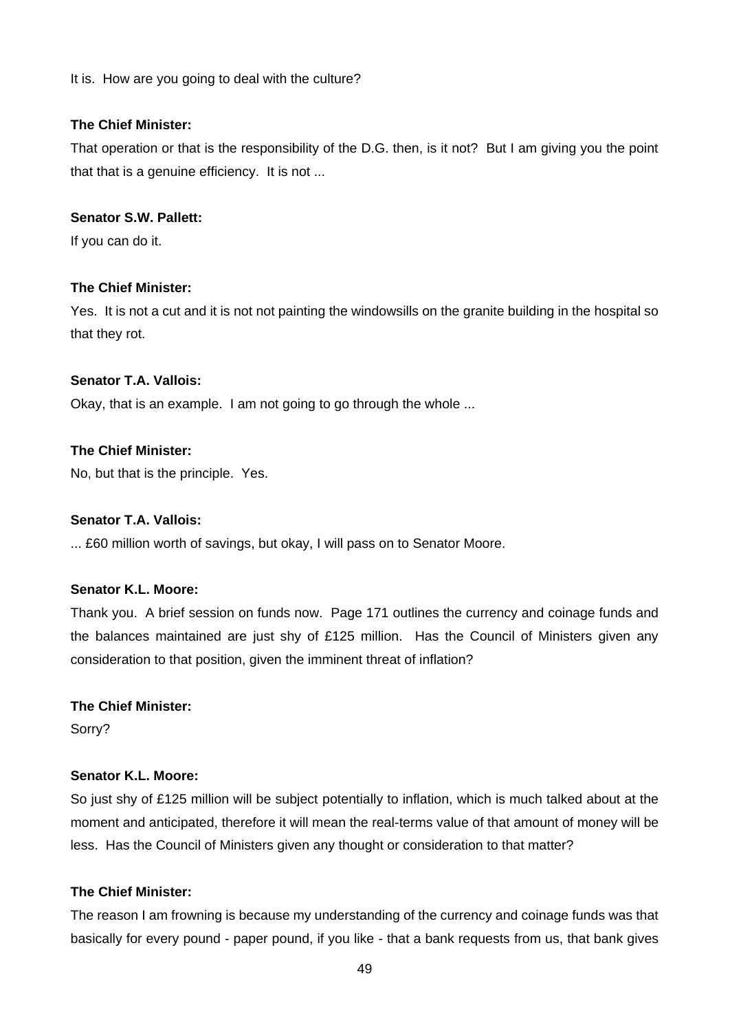It is.  How are you going to deal with the culture?

**The Chief Minister:**

That operation or that is the responsibility of the D.G. then, is it not?  But I am giving you the point that that is a genuine efficiency.  It is not ...

**Senator S.W. Pallett:**

If you can do it.

**The Chief Minister:**

Yes.  It is not a cut and it is not not painting the windowsills on the granite building in the hospital so that they rot.

**Senator T.A. Vallois:**

Okay, that is an example.  I am not going to go through the whole ...

**The Chief Minister:**

No, but that is the principle.  Yes.

**Senator T.A. Vallois:**

... £60 million worth of savings, but okay, I will pass on to Senator Moore.

**Senator K.L. Moore:**

Thank you.  A brief session on funds now.  Page 171 outlines the currency and coinage funds and the balances maintained are just shy of £125 million.  Has the Council of Ministers given any consideration to that position, given the imminent threat of inflation?

**The Chief Minister:**

Sorry?

**Senator K.L. Moore:**

So just shy of £125 million will be subject potentially to inflation, which is much talked about at the moment and anticipated, therefore it will mean the real-terms value of that amount of money will be less.  Has the Council of Ministers given any thought or consideration to that matter?

**The Chief Minister:**

The reason I am frowning is because my understanding of the currency and coinage funds was that basically for every pound - paper pound, if you like - that a bank requests from us, that bank gives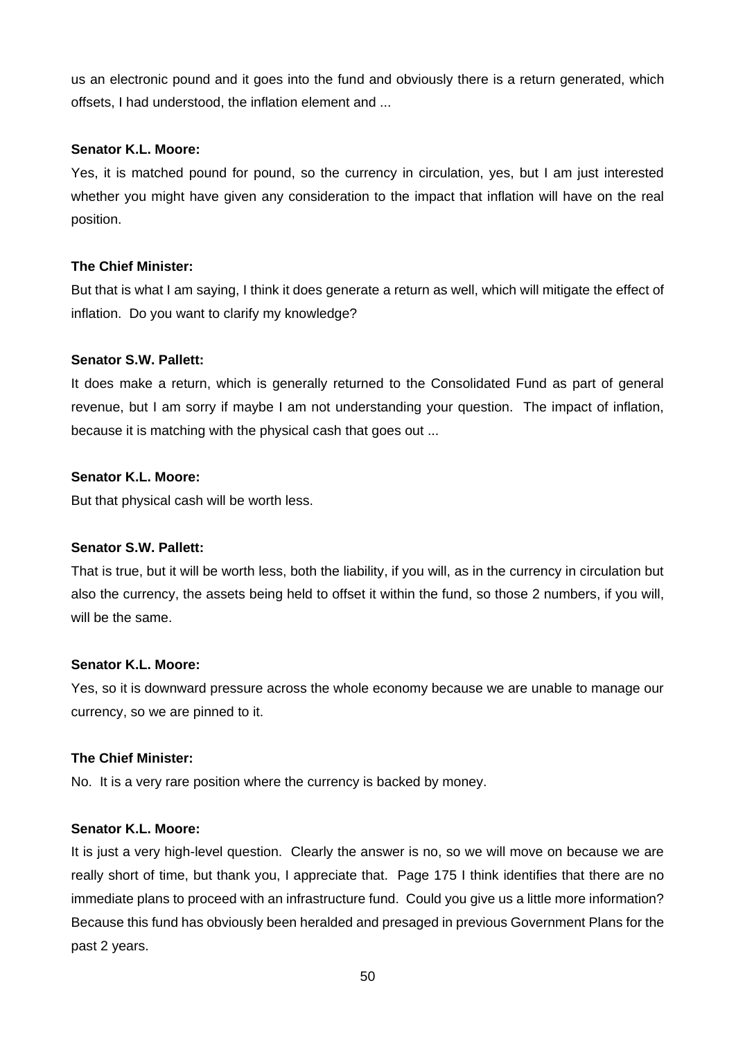us an electronic pound and it goes into the fund and obviously there is a return generated, which offsets, I had understood, the inflation element and ...

**Senator K.L. Moore:**

Yes, it is matched pound for pound, so the currency in circulation, yes, but I am just interested whether you might have given any consideration to the impact that inflation will have on the real position.

**The Chief Minister:**

But that is what I am saying, I think it does generate a return as well, which will mitigate the effect of inflation. Do you want to clarify my knowledge?

**Senator S.W. Pallett:**

It does make a return, which is generally returned to the Consolidated Fund as part of general revenue, but I am sorry if maybe I am not understanding your question. The impact of inflation, because it is matching with the physical cash that goes out ...

**Senator K.L. Moore:**

But that physical cash will be worth less.

**Senator S.W. Pallett:**

That is true, but it will be worth less, both the liability, if you will, as in the currency in circulation but also the currency, the assets being held to offset it within the fund, so those 2 numbers, if you will, will be the same.

**Senator K.L. Moore:**

Yes, so it is downward pressure across the whole economy because we are unable to manage our currency, so we are pinned to it.

**The Chief Minister:**

No. It is a very rare position where the currency is backed by money.

**Senator K.L. Moore:**

It is just a very high-level question. Clearly the answer is no, so we will move on because we are really short of time, but thank you, I appreciate that. Page 175 I think identifies that there are no immediate plans to proceed with an infrastructure fund. Could you give us a little more information? Because this fund has obviously been heralded and presaged in previous Government Plans for the past 2 years.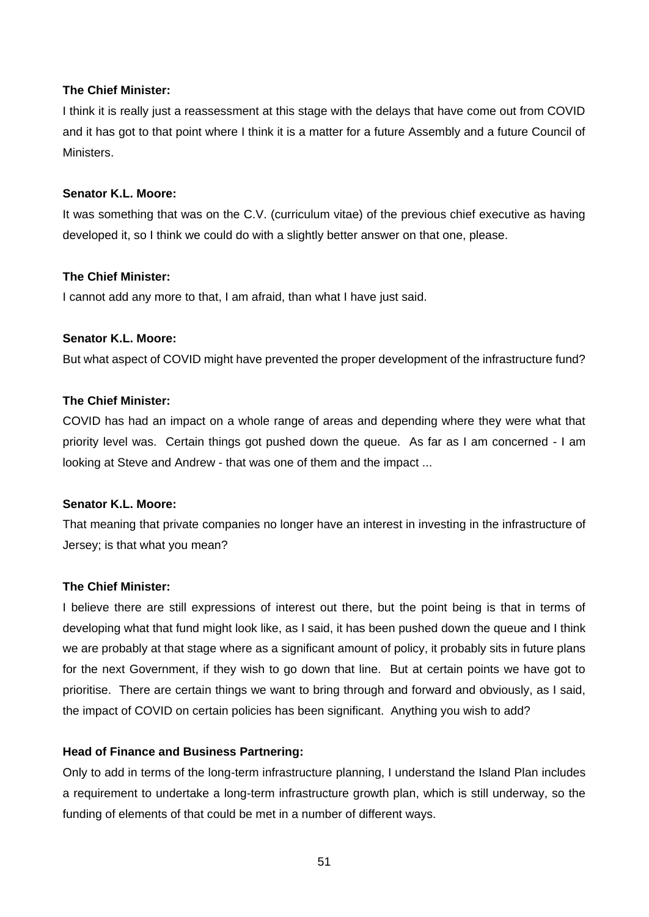**The Chief Minister:**

I think it is really just a reassessment at this stage with the delays that have come out from COVID and it has got to that point where I think it is a matter for a future Assembly and a future Council of Ministers.

**Senator K.L. Moore:**

It was something that was on the C.V. (curriculum vitae) of the previous chief executive as having developed it, so I think we could do with a slightly better answer on that one, please.

**The Chief Minister:**

I cannot add any more to that, I am afraid, than what I have just said.

**Senator K.L. Moore:**

But what aspect of COVID might have prevented the proper development of the infrastructure fund?

**The Chief Minister:**

COVID has had an impact on a whole range of areas and depending where they were what that priority level was. Certain things got pushed down the queue. As far as I am concerned - I am looking at Steve and Andrew - that was one of them and the impact ...

**Senator K.L. Moore:**

That meaning that private companies no longer have an interest in investing in the infrastructure of Jersey; is that what you mean?

**The Chief Minister:**

I believe there are still expressions of interest out there, but the point being is that in terms of developing what that fund might look like, as I said, it has been pushed down the queue and I think we are probably at that stage where as a significant amount of policy, it probably sits in future plans for the next Government, if they wish to go down that line. But at certain points we have got to prioritise. There are certain things we want to bring through and forward and obviously, as I said, the impact of COVID on certain policies has been significant. Anything you wish to add?

**Head of Finance and Business Partnering:**

Only to add in terms of the long-term infrastructure planning, I understand the Island Plan includes a requirement to undertake a long-term infrastructure growth plan, which is still underway, so the funding of elements of that could be met in a number of different ways.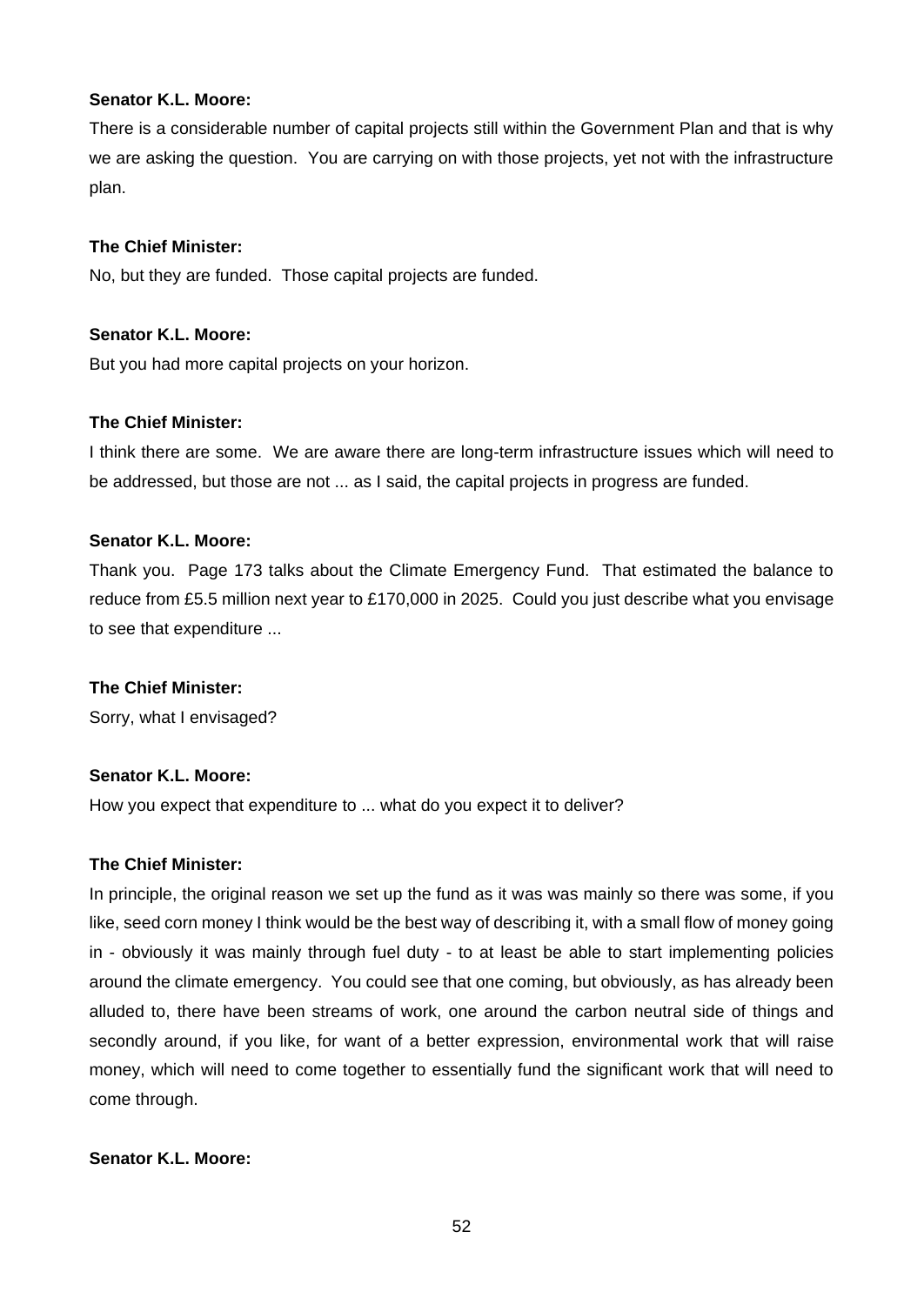**Senator K.L. Moore:**

There is a considerable number of capital projects still within the Government Plan and that is why we are asking the question. You are carrying on with those projects, yet not with the infrastructure plan.

**The Chief Minister:**

No, but they are funded. Those capital projects are funded.

**Senator K.L. Moore:**

But you had more capital projects on your horizon.

**The Chief Minister:**

I think there are some. We are aware there are long-term infrastructure issues which will need to be addressed, but those are not ... as I said, the capital projects in progress are funded.

**Senator K.L. Moore:**

Thank you. Page 173 talks about the Climate Emergency Fund. That estimated the balance to reduce from £5.5 million next year to £170,000 in 2025. Could you just describe what you envisage to see that expenditure ...

**The Chief Minister:**

Sorry, what I envisaged?

**Senator K.L. Moore:**

How you expect that expenditure to ... what do you expect it to deliver?

**The Chief Minister:**

In principle, the original reason we set up the fund as it was was mainly so there was some, if you like, seed corn money I think would be the best way of describing it, with a small flow of money going in - obviously it was mainly through fuel duty - to at least be able to start implementing policies around the climate emergency. You could see that one coming, but obviously, as has already been alluded to, there have been streams of work, one around the carbon neutral side of things and secondly around, if you like, for want of a better expression, environmental work that will raise money, which will need to come together to essentially fund the significant work that will need to come through.

**Senator K.L. Moore:**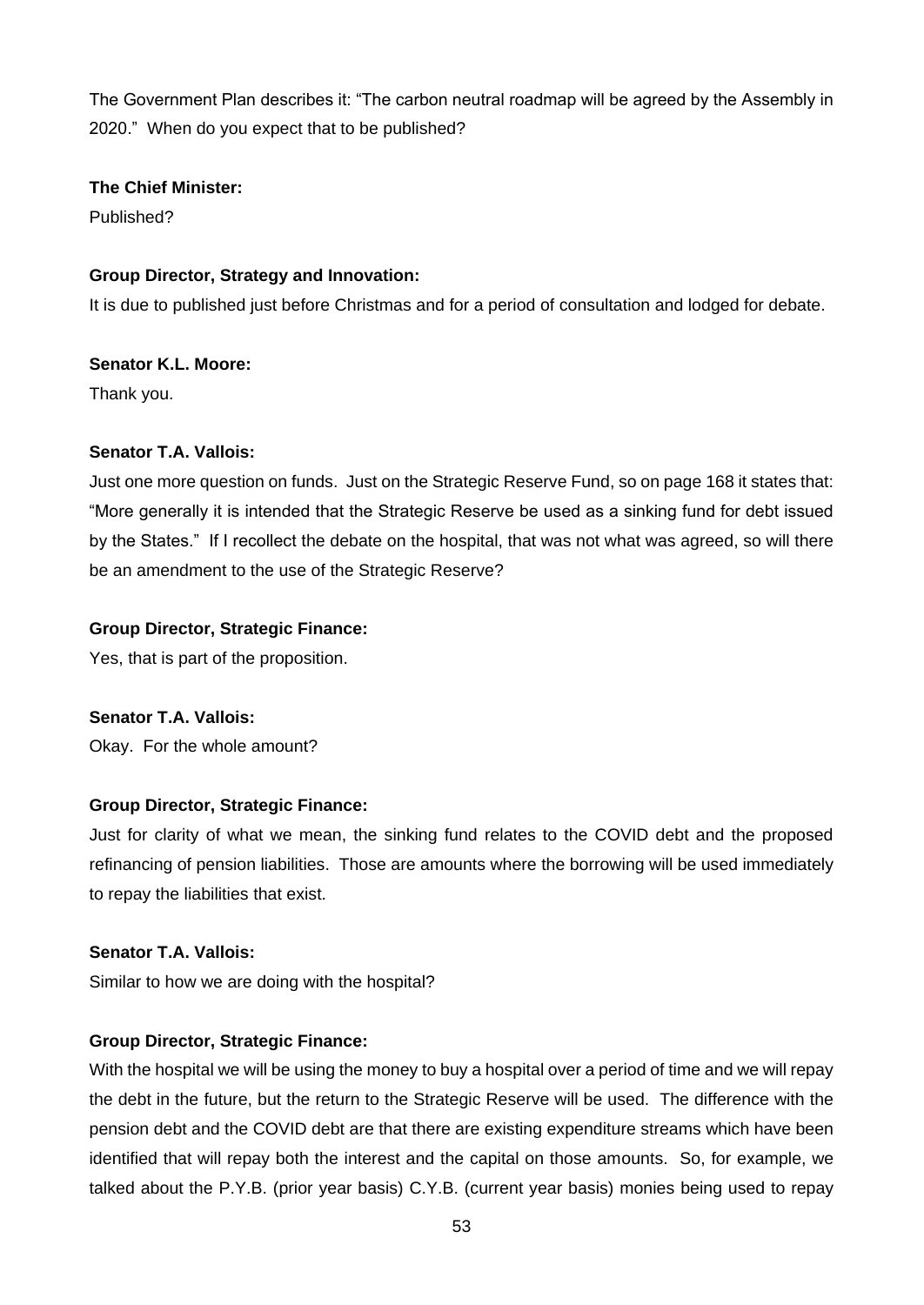The Government Plan describes it: "The carbon neutral roadmap will be agreed by the Assembly in 2020." When do you expect that to be published?

**The Chief Minister:**

Published?

**Group Director, Strategy and Innovation:**

It is due to published just before Christmas and for a period of consultation and lodged for debate.

**Senator K.L. Moore:**

Thank you.

**Senator T.A. Vallois:**

Just one more question on funds. Just on the Strategic Reserve Fund, so on page 168 it states that: "More generally it is intended that the Strategic Reserve be used as a sinking fund for debt issued by the States." If I recollect the debate on the hospital, that was not what was agreed, so will there be an amendment to the use of the Strategic Reserve?

**Group Director, Strategic Finance:**

Yes, that is part of the proposition.

**Senator T.A. Vallois:**

Okay. For the whole amount?

**Group Director, Strategic Finance:**

Just for clarity of what we mean, the sinking fund relates to the COVID debt and the proposed refinancing of pension liabilities. Those are amounts where the borrowing will be used immediately to repay the liabilities that exist.

**Senator T.A. Vallois:**

Similar to how we are doing with the hospital?

**Group Director, Strategic Finance:**

With the hospital we will be using the money to buy a hospital over a period of time and we will repay the debt in the future, but the return to the Strategic Reserve will be used. The difference with the pension debt and the COVID debt are that there are existing expenditure streams which have been identified that will repay both the interest and the capital on those amounts. So, for example, we talked about the P.Y.B. (prior year basis) C.Y.B. (current year basis) monies being used to repay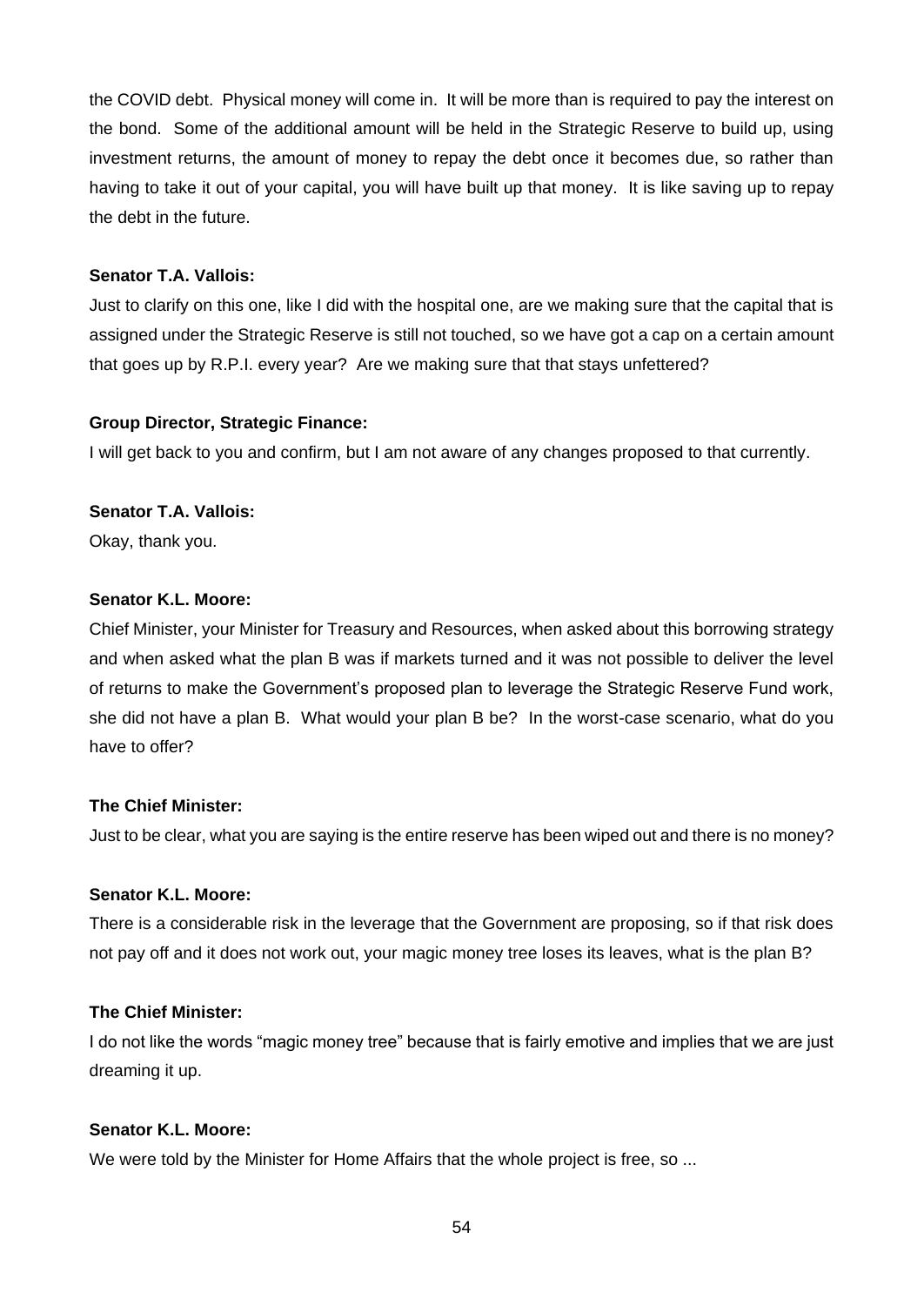the COVID debt. Physical money will come in. It will be more than is required to pay the interest on the bond. Some of the additional amount will be held in the Strategic Reserve to build up, using investment returns, the amount of money to repay the debt once it becomes due, so rather than having to take it out of your capital, you will have built up that money. It is like saving up to repay the debt in the future.

**Senator T.A. Vallois:**

Just to clarify on this one, like I did with the hospital one, are we making sure that the capital that is assigned under the Strategic Reserve is still not touched, so we have got a cap on a certain amount that goes up by R.P.I. every year? Are we making sure that that stays unfettered?

**Group Director, Strategic Finance:**

I will get back to you and confirm, but I am not aware of any changes proposed to that currently.

**Senator T.A. Vallois:**

Okay, thank you.

**Senator K.L. Moore:**

Chief Minister, your Minister for Treasury and Resources, when asked about this borrowing strategy and when asked what the plan B was if markets turned and it was not possible to deliver the level of returns to make the Government's proposed plan to leverage the Strategic Reserve Fund work, she did not have a plan B. What would your plan B be? In the worst-case scenario, what do you have to offer?

**The Chief Minister:**

Just to be clear, what you are saying is the entire reserve has been wiped out and there is no money?

**Senator K.L. Moore:**

There is a considerable risk in the leverage that the Government are proposing, so if that risk does not pay off and it does not work out, your magic money tree loses its leaves, what is the plan B?

**The Chief Minister:**

I do not like the words "magic money tree" because that is fairly emotive and implies that we are just dreaming it up.

**Senator K.L. Moore:**

We were told by the Minister for Home Affairs that the whole project is free, so ...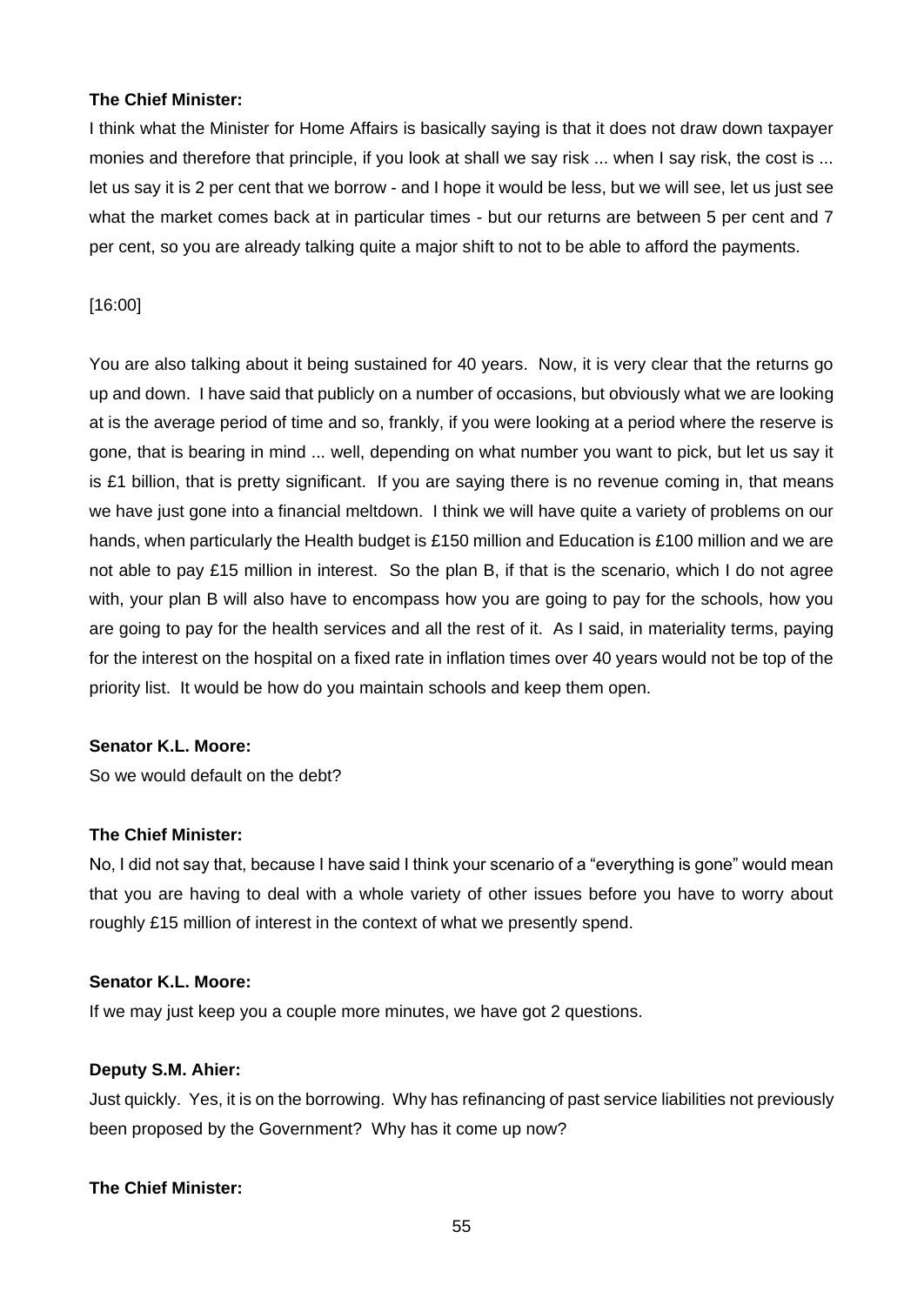**The Chief Minister:**

I think what the Minister for Home Affairs is basically saying is that it does not draw down taxpayer monies and therefore that principle, if you look at shall we say risk ... when I say risk, the cost is ... let us say it is 2 per cent that we borrow - and I hope it would be less, but we will see, let us just see what the market comes back at in particular times - but our returns are between 5 per cent and 7 per cent, so you are already talking quite a major shift to not to be able to afford the payments.

[16:00]

You are also talking about it being sustained for 40 years. Now, it is very clear that the returns go up and down. I have said that publicly on a number of occasions, but obviously what we are looking at is the average period of time and so, frankly, if you were looking at a period where the reserve is gone, that is bearing in mind ... well, depending on what number you want to pick, but let us say it is £1 billion, that is pretty significant. If you are saying there is no revenue coming in, that means we have just gone into a financial meltdown. I think we will have quite a variety of problems on our hands, when particularly the Health budget is £150 million and Education is £100 million and we are not able to pay £15 million in interest. So the plan B, if that is the scenario, which I do not agree with, your plan B will also have to encompass how you are going to pay for the schools, how you are going to pay for the health services and all the rest of it. As I said, in materiality terms, paying for the interest on the hospital on a fixed rate in inflation times over 40 years would not be top of the priority list. It would be how do you maintain schools and keep them open.

**Senator K.L. Moore:**

So we would default on the debt?

**The Chief Minister:**

No, I did not say that, because I have said I think your scenario of a "everything is gone" would mean that you are having to deal with a whole variety of other issues before you have to worry about roughly £15 million of interest in the context of what we presently spend.

**Senator K.L. Moore:**

If we may just keep you a couple more minutes, we have got 2 questions.

**Deputy S.M. Ahier:**

Just quickly. Yes, it is on the borrowing. Why has refinancing of past service liabilities not previously been proposed by the Government? Why has it come up now?

**The Chief Minister:**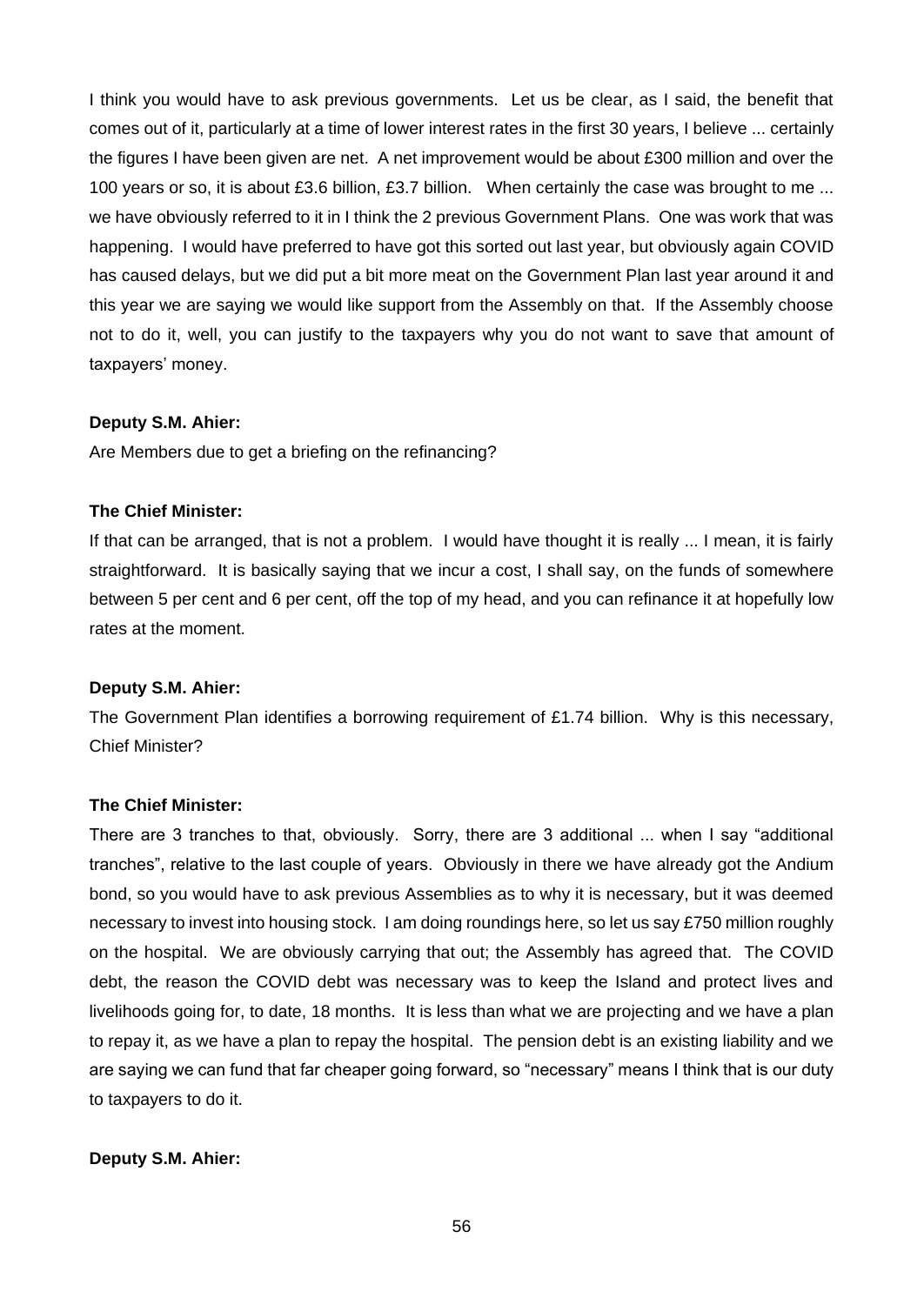I think you would have to ask previous governments. Let us be clear, as I said, the benefit that comes out of it, particularly at a time of lower interest rates in the first 30 years, I believe ... certainly the figures I have been given are net. A net improvement would be about £300 million and over the 100 years or so, it is about £3.6 billion, £3.7 billion. When certainly the case was brought to me ... we have obviously referred to it in I think the 2 previous Government Plans. One was work that was happening. I would have preferred to have got this sorted out last year, but obviously again COVID has caused delays, but we did put a bit more meat on the Government Plan last year around it and this year we are saying we would like support from the Assembly on that. If the Assembly choose not to do it, well, you can justify to the taxpayers why you do not want to save that amount of taxpayers' money.

**Deputy S.M. Ahier:**

Are Members due to get a briefing on the refinancing?

**The Chief Minister:**

If that can be arranged, that is not a problem. I would have thought it is really ... I mean, it is fairly straightforward. It is basically saying that we incur a cost, I shall say, on the funds of somewhere between 5 per cent and 6 per cent, off the top of my head, and you can refinance it at hopefully low rates at the moment.

**Deputy S.M. Ahier:**

The Government Plan identifies a borrowing requirement of £1.74 billion. Why is this necessary, Chief Minister?

**The Chief Minister:**

There are 3 tranches to that, obviously. Sorry, there are 3 additional ... when I say "additional tranches", relative to the last couple of years. Obviously in there we have already got the Andium bond, so you would have to ask previous Assemblies as to why it is necessary, but it was deemed necessary to invest into housing stock. I am doing roundings here, so let us say £750 million roughly on the hospital. We are obviously carrying that out; the Assembly has agreed that. The COVID debt, the reason the COVID debt was necessary was to keep the Island and protect lives and livelihoods going for, to date, 18 months. It is less than what we are projecting and we have a plan to repay it, as we have a plan to repay the hospital. The pension debt is an existing liability and we are saying we can fund that far cheaper going forward, so "necessary" means I think that is our duty to taxpayers to do it.

**Deputy S.M. Ahier:**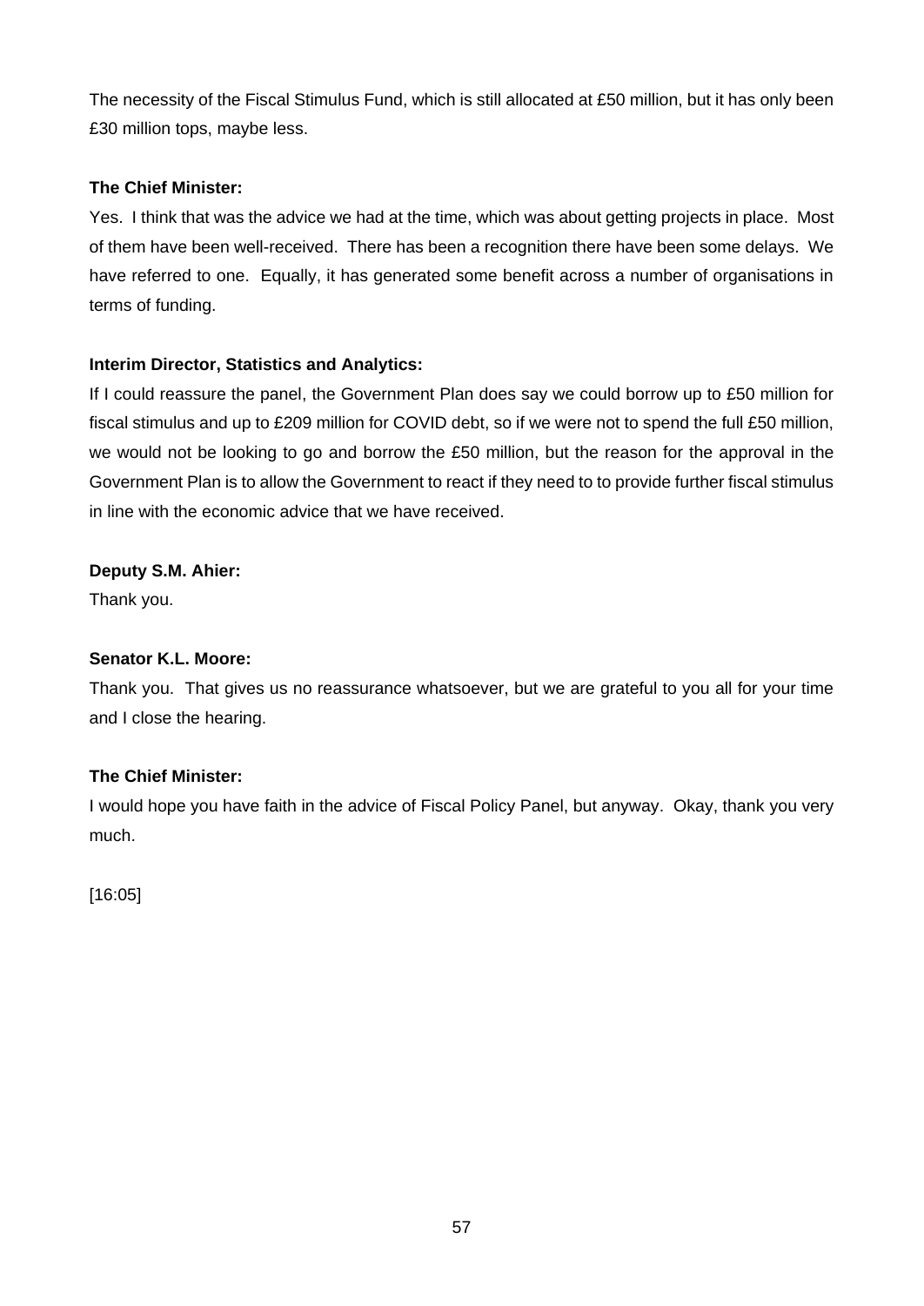The necessity of the Fiscal Stimulus Fund, which is still allocated at £50 million, but it has only been £30 million tops, maybe less.

**The Chief Minister:**

Yes. I think that was the advice we had at the time, which was about getting projects in place. Most of them have been well-received. There has been a recognition there have been some delays. We have referred to one. Equally, it has generated some benefit across a number of organisations in terms of funding.

**Interim Director, Statistics and Analytics:**

If I could reassure the panel, the Government Plan does say we could borrow up to £50 million for fiscal stimulus and up to £209 million for COVID debt, so if we were not to spend the full £50 million, we would not be looking to go and borrow the £50 million, but the reason for the approval in the Government Plan is to allow the Government to react if they need to to provide further fiscal stimulus in line with the economic advice that we have received.

**Deputy S.M. Ahier:**

Thank you.

**Senator K.L. Moore:**

Thank you. That gives us no reassurance whatsoever, but we are grateful to you all for your time and I close the hearing.

**The Chief Minister:**

I would hope you have faith in the advice of Fiscal Policy Panel, but anyway. Okay, thank you very much.

[16:05]